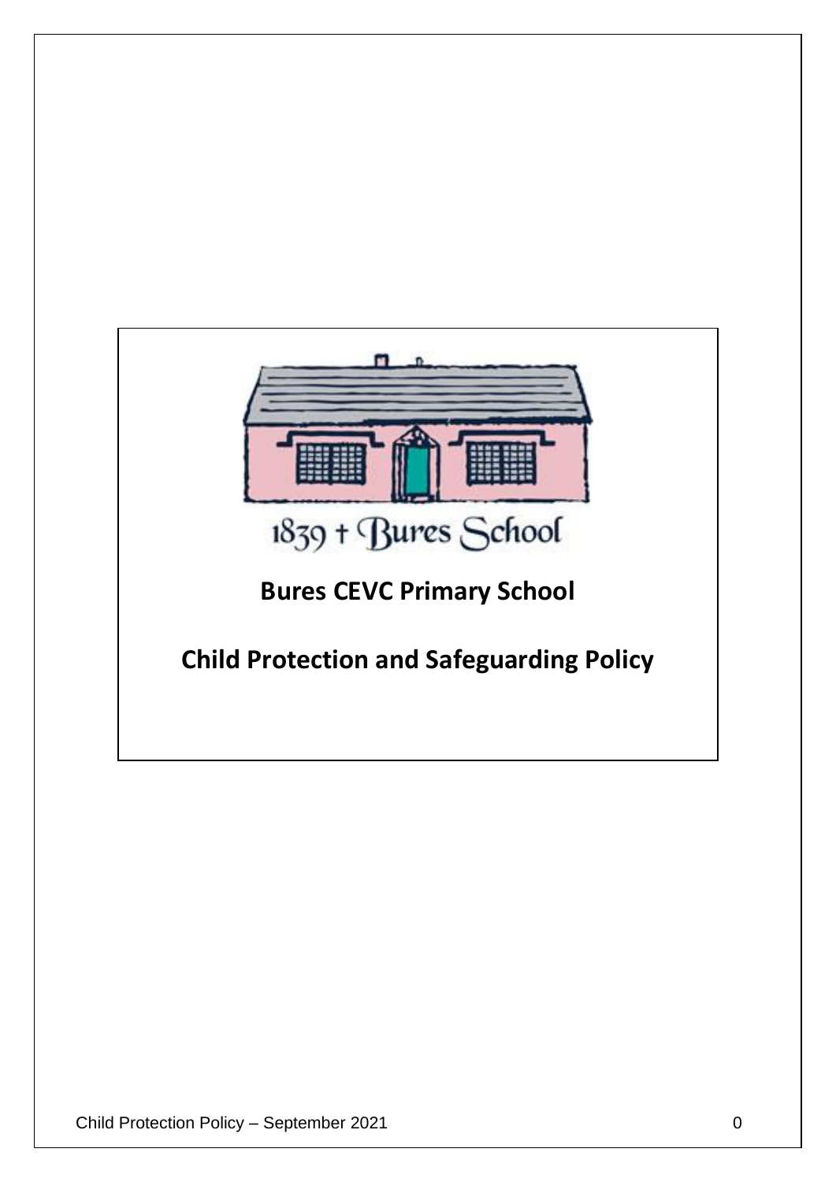1839 + Bures School

# Bures CEVC Primary School

# Child Protection and Safeguarding Policy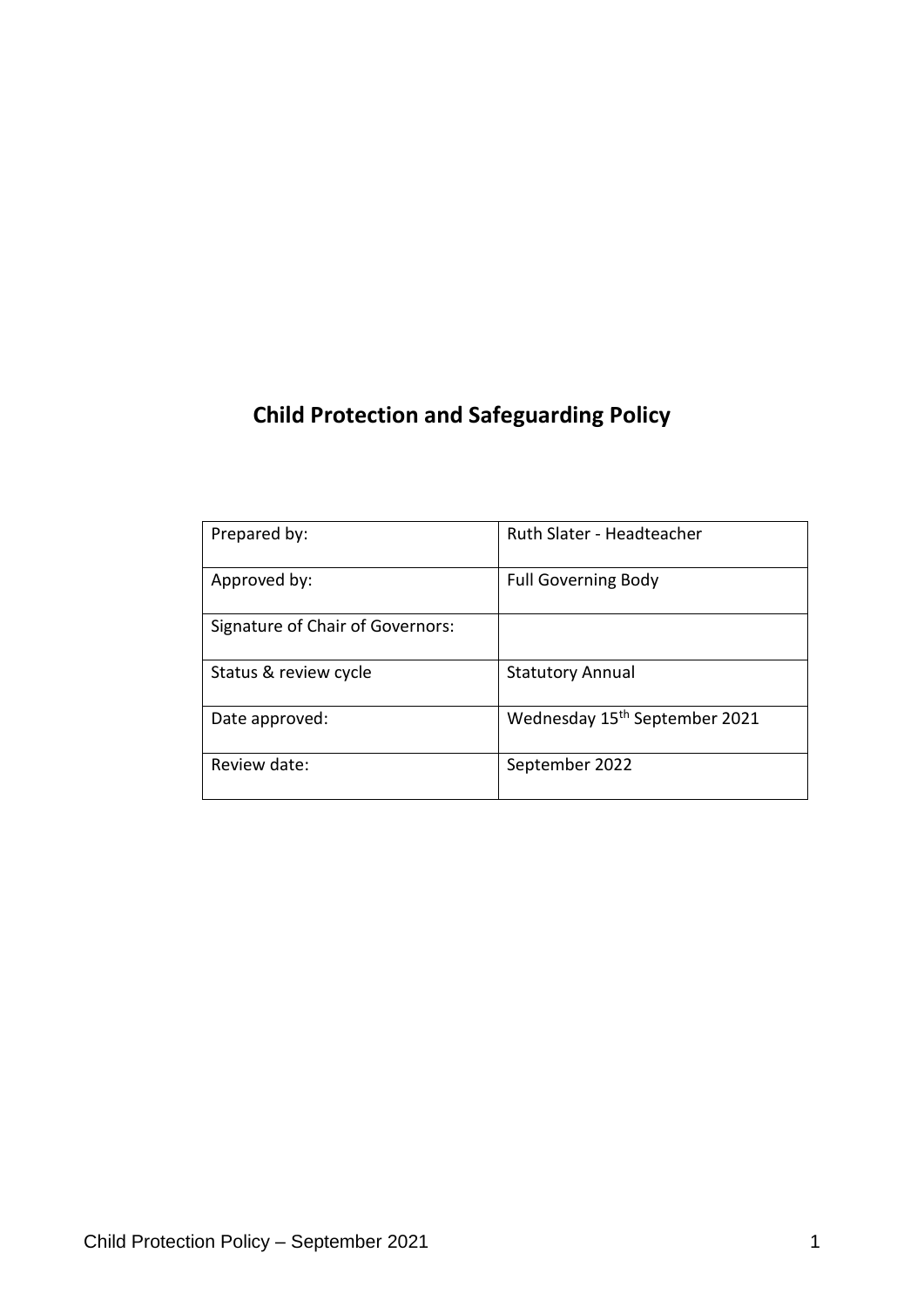# Child Protection and Safeguarding Policy

| Prepared by: | Ruth Slater - Headteacher |
|---|---|
| Approved by: | Full Governing Body |
| Signature of Chair of Governors: | |
| Status & review cycle | Statutory Annual |
| Date approved: | Wednesday 15th September 2021 |
| Review date: | September 2022 |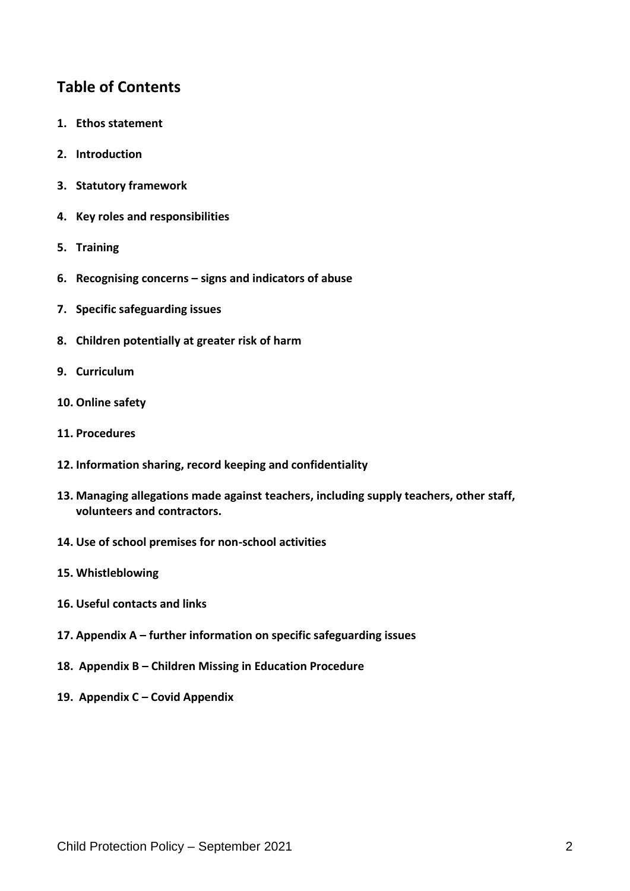## Table of Contents

1. **Ethos statement**
2. **Introduction**
3. **Statutory framework**
4. **Key roles and responsibilities**
5. **Training**
6. **Recognising concerns – signs and indicators of abuse**
7. **Specific safeguarding issues**
8. **Children potentially at greater risk of harm**
9. **Curriculum**
10. **Online safety**
11. **Procedures**
12. **Information sharing, record keeping and confidentiality**
13. **Managing allegations made against teachers, including supply teachers, other staff, volunteers and contractors.**
14. **Use of school premises for non-school activities**
15. **Whistleblowing**
16. **Useful contacts and links**
17. **Appendix A – further information on specific safeguarding issues**
18. **Appendix B – Children Missing in Education Procedure**
19. **Appendix C – Covid Appendix**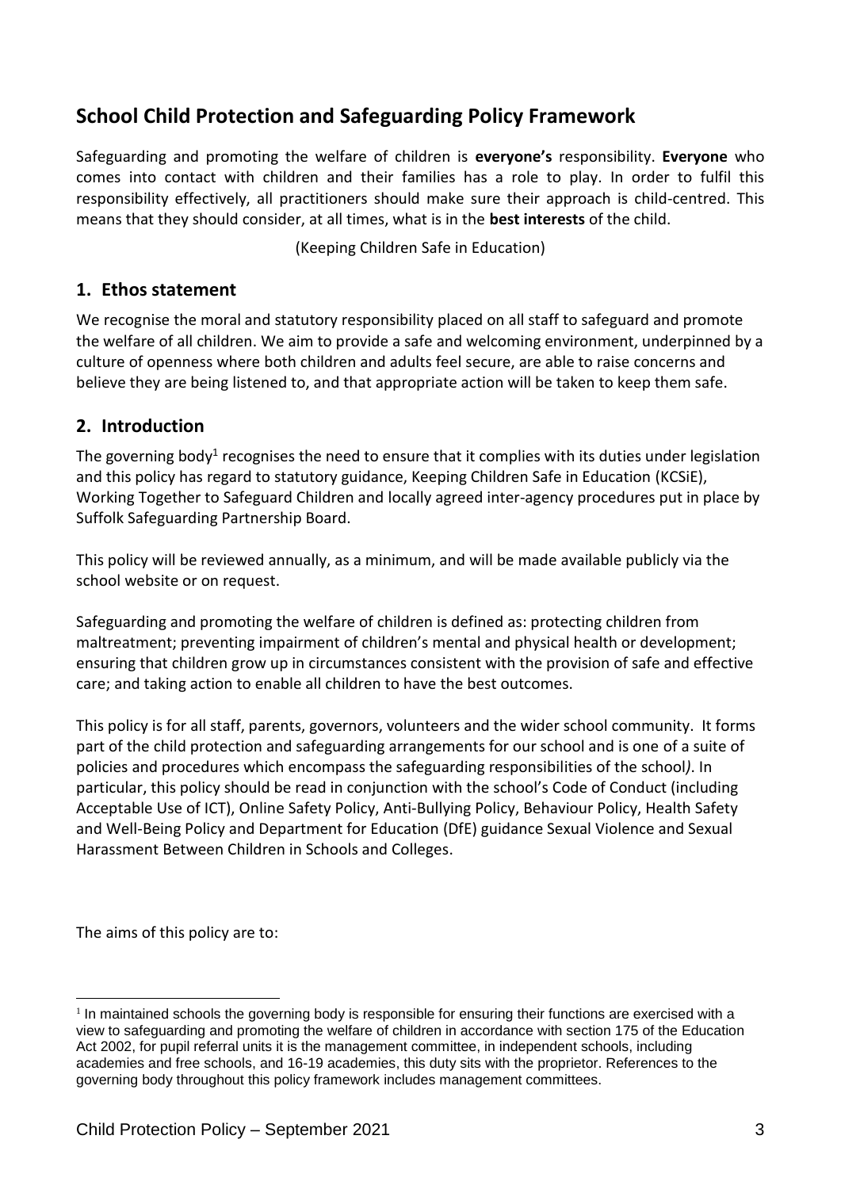# School Child Protection and Safeguarding Policy Framework

Safeguarding and promoting the welfare of children is **everyone's** responsibility. **Everyone** who comes into contact with children and their families has a role to play. In order to fulfil this responsibility effectively, all practitioners should make sure their approach is child-centred. This means that they should consider, at all times, what is in the **best interests** of the child.

(Keeping Children Safe in Education)

## 1. Ethos statement

We recognise the moral and statutory responsibility placed on all staff to safeguard and promote the welfare of all children. We aim to provide a safe and welcoming environment, underpinned by a culture of openness where both children and adults feel secure, are able to raise concerns and believe they are being listened to, and that appropriate action will be taken to keep them safe.

## 2. Introduction

The governing body[1] recognises the need to ensure that it complies with its duties under legislation and this policy has regard to statutory guidance, Keeping Children Safe in Education (KCSiE), Working Together to Safeguard Children and locally agreed inter-agency procedures put in place by Suffolk Safeguarding Partnership Board.

This policy will be reviewed annually, as a minimum, and will be made available publicly via the school website or on request.

Safeguarding and promoting the welfare of children is defined as: protecting children from maltreatment; preventing impairment of children's mental and physical health or development; ensuring that children grow up in circumstances consistent with the provision of safe and effective care; and taking action to enable all children to have the best outcomes.

This policy is for all staff, parents, governors, volunteers and the wider school community. It forms part of the child protection and safeguarding arrangements for our school and is one of a suite of policies and procedures which encompass the safeguarding responsibilities of the school*)*. In particular, this policy should be read in conjunction with the school's Code of Conduct (including Acceptable Use of ICT), Online Safety Policy, Anti-Bullying Policy, Behaviour Policy, Health Safety and Well-Being Policy and Department for Education (DfE) guidance Sexual Violence and Sexual Harassment Between Children in Schools and Colleges.

The aims of this policy are to:

---

[1] In maintained schools the governing body is responsible for ensuring their functions are exercised with a view to safeguarding and promoting the welfare of children in accordance with section 175 of the Education Act 2002, for pupil referral units it is the management committee, in independent schools, including academies and free schools, and 16-19 academies, this duty sits with the proprietor. References to the governing body throughout this policy framework includes management committees.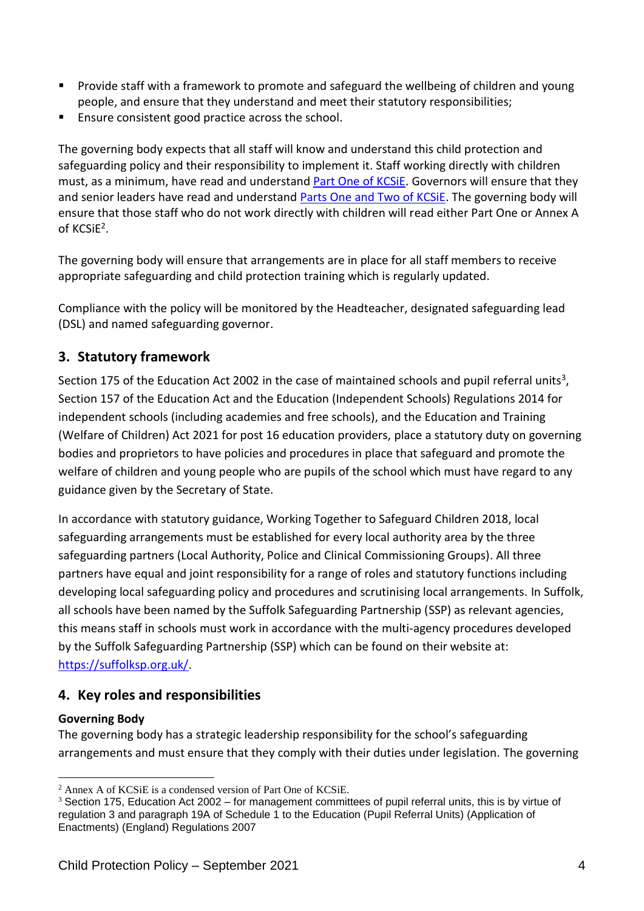- Provide staff with a framework to promote and safeguard the wellbeing of children and young people, and ensure that they understand and meet their statutory responsibilities;
- Ensure consistent good practice across the school.

The governing body expects that all staff will know and understand this child protection and safeguarding policy and their responsibility to implement it. Staff working directly with children must, as a minimum, have read and understand Part One of KCSiE. Governors will ensure that they and senior leaders have read and understand Parts One and Two of KCSiE. The governing body will ensure that those staff who do not work directly with children will read either Part One or Annex A of KCSiE[2].

The governing body will ensure that arrangements are in place for all staff members to receive appropriate safeguarding and child protection training which is regularly updated.

Compliance with the policy will be monitored by the Headteacher, designated safeguarding lead (DSL) and named safeguarding governor.

## 3. Statutory framework

Section 175 of the Education Act 2002 in the case of maintained schools and pupil referral units[3], Section 157 of the Education Act and the Education (Independent Schools) Regulations 2014 for independent schools (including academies and free schools), and the Education and Training (Welfare of Children) Act 2021 for post 16 education providers, place a statutory duty on governing bodies and proprietors to have policies and procedures in place that safeguard and promote the welfare of children and young people who are pupils of the school which must have regard to any guidance given by the Secretary of State.

In accordance with statutory guidance, Working Together to Safeguard Children 2018, local safeguarding arrangements must be established for every local authority area by the three safeguarding partners (Local Authority, Police and Clinical Commissioning Groups). All three partners have equal and joint responsibility for a range of roles and statutory functions including developing local safeguarding policy and procedures and scrutinising local arrangements. In Suffolk, all schools have been named by the Suffolk Safeguarding Partnership (SSP) as relevant agencies, this means staff in schools must work in accordance with the multi-agency procedures developed by the Suffolk Safeguarding Partnership (SSP) which can be found on their website at: https://suffolksp.org.uk/.

## 4. Key roles and responsibilities

**Governing Body**

The governing body has a strategic leadership responsibility for the school's safeguarding arrangements and must ensure that they comply with their duties under legislation. The governing

---

[2] Annex A of KCSiE is a condensed version of Part One of KCSiE.

[3] Section 175, Education Act 2002 – for management committees of pupil referral units, this is by virtue of regulation 3 and paragraph 19A of Schedule 1 to the Education (Pupil Referral Units) (Application of Enactments) (England) Regulations 2007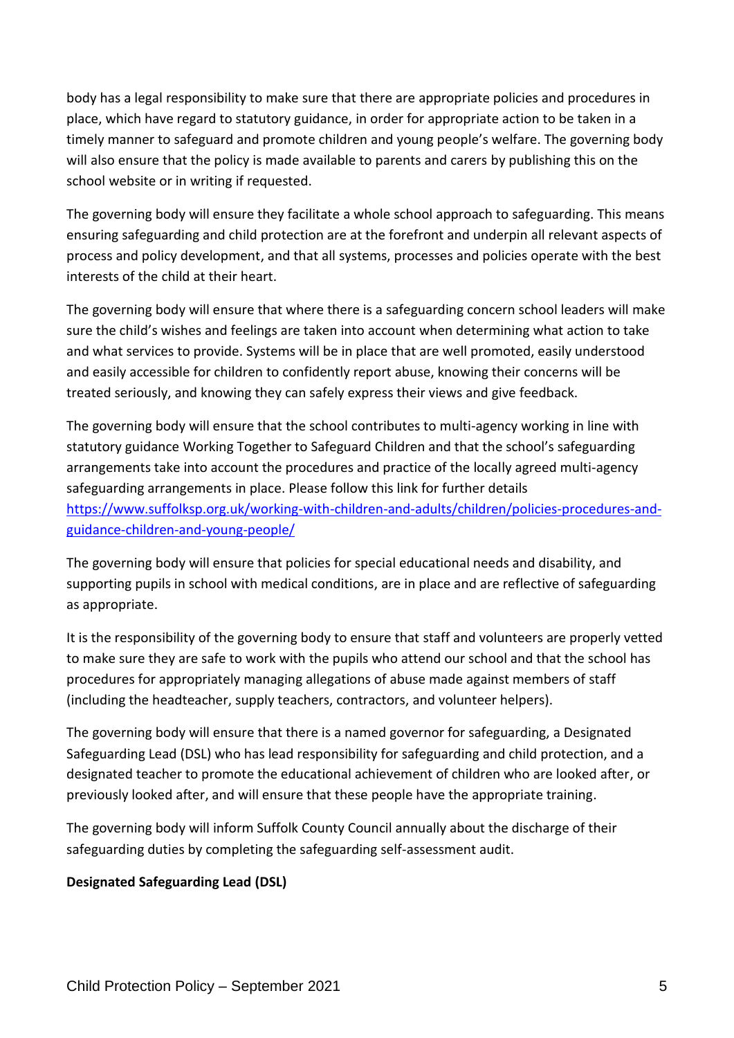body has a legal responsibility to make sure that there are appropriate policies and procedures in place, which have regard to statutory guidance, in order for appropriate action to be taken in a timely manner to safeguard and promote children and young people's welfare. The governing body will also ensure that the policy is made available to parents and carers by publishing this on the school website or in writing if requested.

The governing body will ensure they facilitate a whole school approach to safeguarding. This means ensuring safeguarding and child protection are at the forefront and underpin all relevant aspects of process and policy development, and that all systems, processes and policies operate with the best interests of the child at their heart.

The governing body will ensure that where there is a safeguarding concern school leaders will make sure the child's wishes and feelings are taken into account when determining what action to take and what services to provide. Systems will be in place that are well promoted, easily understood and easily accessible for children to confidently report abuse, knowing their concerns will be treated seriously, and knowing they can safely express their views and give feedback.

The governing body will ensure that the school contributes to multi-agency working in line with statutory guidance Working Together to Safeguard Children and that the school's safeguarding arrangements take into account the procedures and practice of the locally agreed multi-agency safeguarding arrangements in place. Please follow this link for further details [https://www.suffolksp.org.uk/working-with-children-and-adults/children/policies-procedures-and-guidance-children-and-young-people/](https://www.suffolksp.org.uk/working-with-children-and-adults/children/policies-procedures-and-guidance-children-and-young-people/)

The governing body will ensure that policies for special educational needs and disability, and supporting pupils in school with medical conditions, are in place and are reflective of safeguarding as appropriate.

It is the responsibility of the governing body to ensure that staff and volunteers are properly vetted to make sure they are safe to work with the pupils who attend our school and that the school has procedures for appropriately managing allegations of abuse made against members of staff (including the headteacher, supply teachers, contractors, and volunteer helpers).

The governing body will ensure that there is a named governor for safeguarding, a Designated Safeguarding Lead (DSL) who has lead responsibility for safeguarding and child protection, and a designated teacher to promote the educational achievement of children who are looked after, or previously looked after, and will ensure that these people have the appropriate training.

The governing body will inform Suffolk County Council annually about the discharge of their safeguarding duties by completing the safeguarding self-assessment audit.

**Designated Safeguarding Lead (DSL)**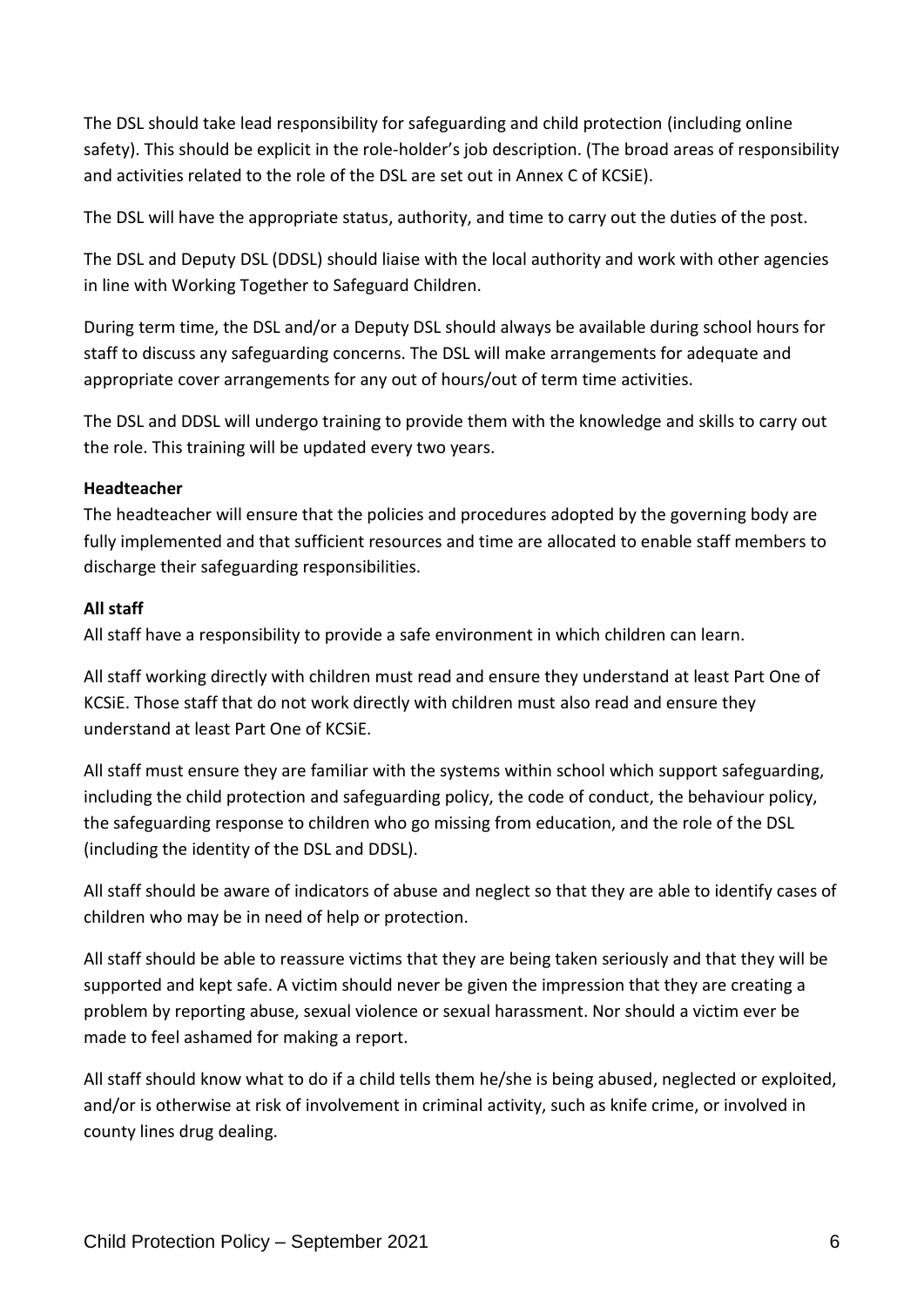The DSL should take lead responsibility for safeguarding and child protection (including online safety). This should be explicit in the role-holder's job description. (The broad areas of responsibility and activities related to the role of the DSL are set out in Annex C of KCSiE).

The DSL will have the appropriate status, authority, and time to carry out the duties of the post.

The DSL and Deputy DSL (DDSL) should liaise with the local authority and work with other agencies in line with Working Together to Safeguard Children.

During term time, the DSL and/or a Deputy DSL should always be available during school hours for staff to discuss any safeguarding concerns. The DSL will make arrangements for adequate and appropriate cover arrangements for any out of hours/out of term time activities.

The DSL and DDSL will undergo training to provide them with the knowledge and skills to carry out the role. This training will be updated every two years.

**Headteacher**

The headteacher will ensure that the policies and procedures adopted by the governing body are fully implemented and that sufficient resources and time are allocated to enable staff members to discharge their safeguarding responsibilities.

**All staff**

All staff have a responsibility to provide a safe environment in which children can learn.

All staff working directly with children must read and ensure they understand at least Part One of KCSiE. Those staff that do not work directly with children must also read and ensure they understand at least Part One of KCSiE.

All staff must ensure they are familiar with the systems within school which support safeguarding, including the child protection and safeguarding policy, the code of conduct, the behaviour policy, the safeguarding response to children who go missing from education, and the role of the DSL (including the identity of the DSL and DDSL).

All staff should be aware of indicators of abuse and neglect so that they are able to identify cases of children who may be in need of help or protection.

All staff should be able to reassure victims that they are being taken seriously and that they will be supported and kept safe. A victim should never be given the impression that they are creating a problem by reporting abuse, sexual violence or sexual harassment. Nor should a victim ever be made to feel ashamed for making a report.

All staff should know what to do if a child tells them he/she is being abused, neglected or exploited, and/or is otherwise at risk of involvement in criminal activity, such as knife crime, or involved in county lines drug dealing.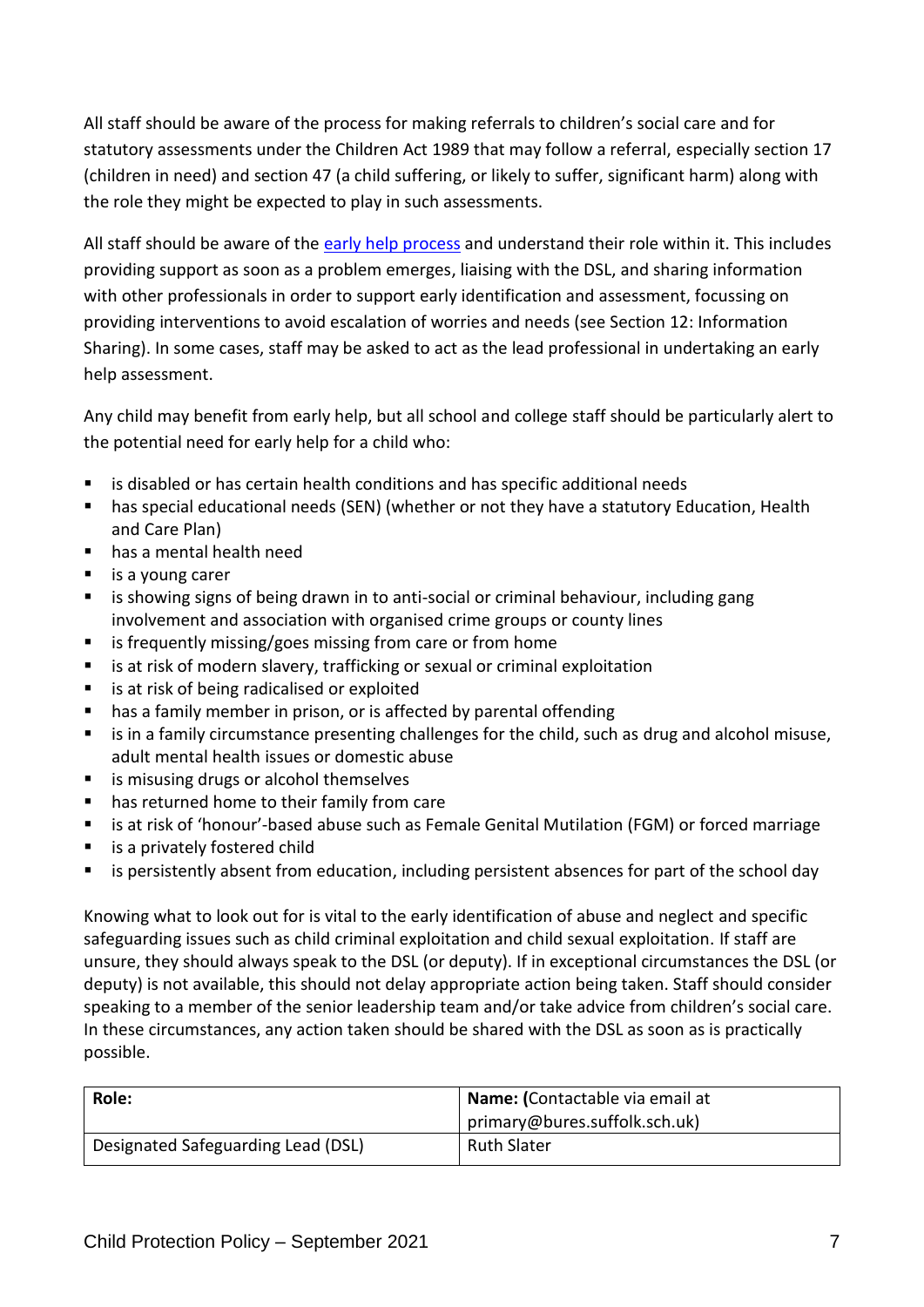All staff should be aware of the process for making referrals to children's social care and for statutory assessments under the Children Act 1989 that may follow a referral, especially section 17 (children in need) and section 47 (a child suffering, or likely to suffer, significant harm) along with the role they might be expected to play in such assessments.

All staff should be aware of the early help process and understand their role within it. This includes providing support as soon as a problem emerges, liaising with the DSL, and sharing information with other professionals in order to support early identification and assessment, focussing on providing interventions to avoid escalation of worries and needs (see Section 12: Information Sharing). In some cases, staff may be asked to act as the lead professional in undertaking an early help assessment.

Any child may benefit from early help, but all school and college staff should be particularly alert to the potential need for early help for a child who:

- is disabled or has certain health conditions and has specific additional needs
- has special educational needs (SEN) (whether or not they have a statutory Education, Health and Care Plan)
- has a mental health need
- is a young carer
- is showing signs of being drawn in to anti-social or criminal behaviour, including gang involvement and association with organised crime groups or county lines
- is frequently missing/goes missing from care or from home
- is at risk of modern slavery, trafficking or sexual or criminal exploitation
- is at risk of being radicalised or exploited
- has a family member in prison, or is affected by parental offending
- is in a family circumstance presenting challenges for the child, such as drug and alcohol misuse, adult mental health issues or domestic abuse
- is misusing drugs or alcohol themselves
- has returned home to their family from care
- is at risk of 'honour'-based abuse such as Female Genital Mutilation (FGM) or forced marriage
- is a privately fostered child
- is persistently absent from education, including persistent absences for part of the school day

Knowing what to look out for is vital to the early identification of abuse and neglect and specific safeguarding issues such as child criminal exploitation and child sexual exploitation. If staff are unsure, they should always speak to the DSL (or deputy). If in exceptional circumstances the DSL (or deputy) is not available, this should not delay appropriate action being taken. Staff should consider speaking to a member of the senior leadership team and/or take advice from children's social care. In these circumstances, any action taken should be shared with the DSL as soon as is practically possible.

| **Role:** | **Name: (**Contactable via email at primary@bures.suffolk.sch.uk) |
|---|---|
| Designated Safeguarding Lead (DSL) | Ruth Slater |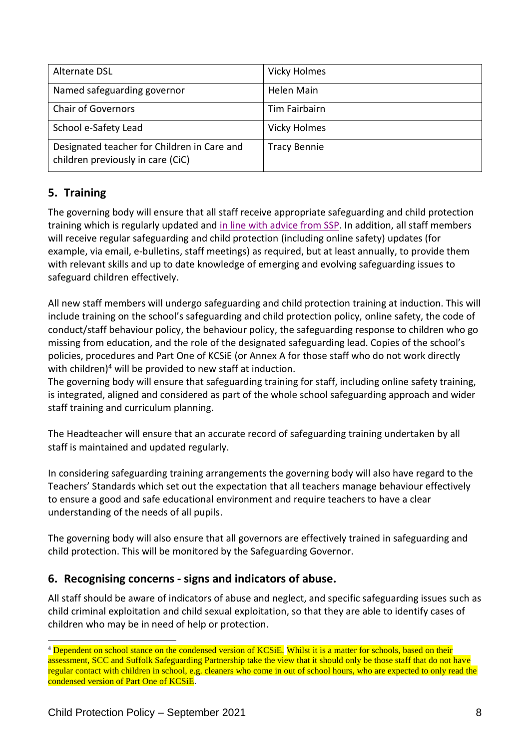| Alternate DSL | Vicky Holmes |
| --- | --- |
| Named safeguarding governor | Helen Main |
| Chair of Governors | Tim Fairbairn |
| School e-Safety Lead | Vicky Holmes |
| Designated teacher for Children in Care and children previously in care (CiC) | Tracy Bennie |

## 5. Training

The governing body will ensure that all staff receive appropriate safeguarding and child protection training which is regularly updated and in line with advice from SSP. In addition, all staff members will receive regular safeguarding and child protection (including online safety) updates (for example, via email, e-bulletins, staff meetings) as required, but at least annually, to provide them with relevant skills and up to date knowledge of emerging and evolving safeguarding issues to safeguard children effectively.

All new staff members will undergo safeguarding and child protection training at induction. This will include training on the school's safeguarding and child protection policy, online safety, the code of conduct/staff behaviour policy, the behaviour policy, the safeguarding response to children who go missing from education, and the role of the designated safeguarding lead. Copies of the school's policies, procedures and Part One of KCSiE (or Annex A for those staff who do not work directly with children)[4] will be provided to new staff at induction.

The governing body will ensure that safeguarding training for staff, including online safety training, is integrated, aligned and considered as part of the whole school safeguarding approach and wider staff training and curriculum planning.

The Headteacher will ensure that an accurate record of safeguarding training undertaken by all staff is maintained and updated regularly.

In considering safeguarding training arrangements the governing body will also have regard to the Teachers' Standards which set out the expectation that all teachers manage behaviour effectively to ensure a good and safe educational environment and require teachers to have a clear understanding of the needs of all pupils.

The governing body will also ensure that all governors are effectively trained in safeguarding and child protection. This will be monitored by the Safeguarding Governor.

## 6. Recognising concerns - signs and indicators of abuse.

All staff should be aware of indicators of abuse and neglect, and specific safeguarding issues such as child criminal exploitation and child sexual exploitation, so that they are able to identify cases of children who may be in need of help or protection.

[4] Dependent on school stance on the condensed version of KCSiE. Whilst it is a matter for schools, based on their assessment, SCC and Suffolk Safeguarding Partnership take the view that it should only be those staff that do not have regular contact with children in school, e.g. cleaners who come in out of school hours, who are expected to only read the condensed version of Part One of KCSiE.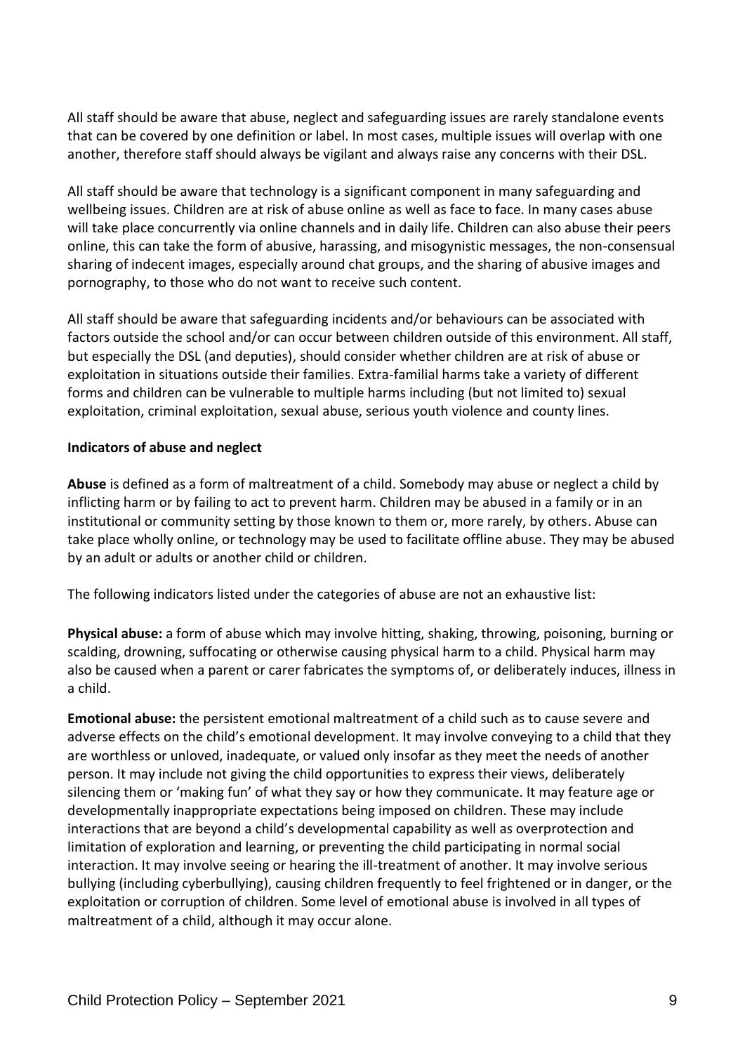All staff should be aware that abuse, neglect and safeguarding issues are rarely standalone events that can be covered by one definition or label. In most cases, multiple issues will overlap with one another, therefore staff should always be vigilant and always raise any concerns with their DSL.

All staff should be aware that technology is a significant component in many safeguarding and wellbeing issues. Children are at risk of abuse online as well as face to face. In many cases abuse will take place concurrently via online channels and in daily life. Children can also abuse their peers online, this can take the form of abusive, harassing, and misogynistic messages, the non-consensual sharing of indecent images, especially around chat groups, and the sharing of abusive images and pornography, to those who do not want to receive such content.

All staff should be aware that safeguarding incidents and/or behaviours can be associated with factors outside the school and/or can occur between children outside of this environment. All staff, but especially the DSL (and deputies), should consider whether children are at risk of abuse or exploitation in situations outside their families. Extra-familial harms take a variety of different forms and children can be vulnerable to multiple harms including (but not limited to) sexual exploitation, criminal exploitation, sexual abuse, serious youth violence and county lines.

**Indicators of abuse and neglect**

**Abuse** is defined as a form of maltreatment of a child. Somebody may abuse or neglect a child by inflicting harm or by failing to act to prevent harm. Children may be abused in a family or in an institutional or community setting by those known to them or, more rarely, by others. Abuse can take place wholly online, or technology may be used to facilitate offline abuse. They may be abused by an adult or adults or another child or children.

The following indicators listed under the categories of abuse are not an exhaustive list:

**Physical abuse:** a form of abuse which may involve hitting, shaking, throwing, poisoning, burning or scalding, drowning, suffocating or otherwise causing physical harm to a child. Physical harm may also be caused when a parent or carer fabricates the symptoms of, or deliberately induces, illness in a child.

**Emotional abuse:** the persistent emotional maltreatment of a child such as to cause severe and adverse effects on the child's emotional development. It may involve conveying to a child that they are worthless or unloved, inadequate, or valued only insofar as they meet the needs of another person. It may include not giving the child opportunities to express their views, deliberately silencing them or 'making fun' of what they say or how they communicate. It may feature age or developmentally inappropriate expectations being imposed on children. These may include interactions that are beyond a child's developmental capability as well as overprotection and limitation of exploration and learning, or preventing the child participating in normal social interaction. It may involve seeing or hearing the ill-treatment of another. It may involve serious bullying (including cyberbullying), causing children frequently to feel frightened or in danger, or the exploitation or corruption of children. Some level of emotional abuse is involved in all types of maltreatment of a child, although it may occur alone.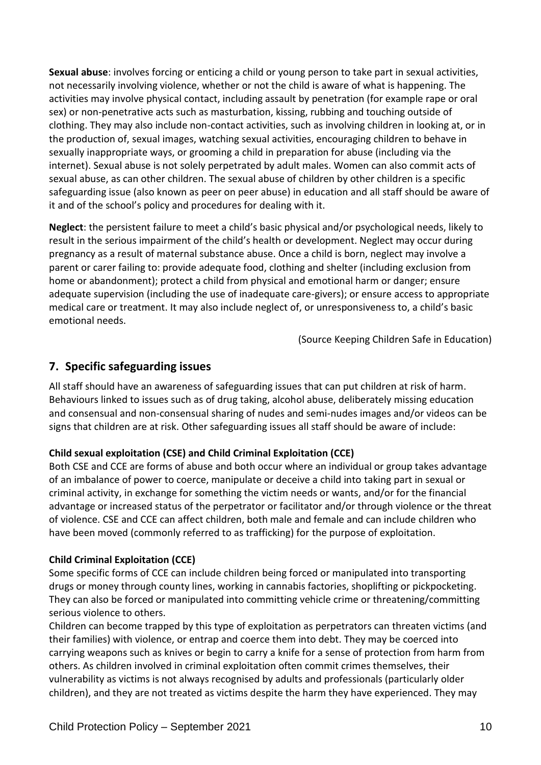**Sexual abuse**: involves forcing or enticing a child or young person to take part in sexual activities, not necessarily involving violence, whether or not the child is aware of what is happening. The activities may involve physical contact, including assault by penetration (for example rape or oral sex) or non-penetrative acts such as masturbation, kissing, rubbing and touching outside of clothing. They may also include non-contact activities, such as involving children in looking at, or in the production of, sexual images, watching sexual activities, encouraging children to behave in sexually inappropriate ways, or grooming a child in preparation for abuse (including via the internet). Sexual abuse is not solely perpetrated by adult males. Women can also commit acts of sexual abuse, as can other children. The sexual abuse of children by other children is a specific safeguarding issue (also known as peer on peer abuse) in education and all staff should be aware of it and of the school's policy and procedures for dealing with it.

**Neglect**: the persistent failure to meet a child's basic physical and/or psychological needs, likely to result in the serious impairment of the child's health or development. Neglect may occur during pregnancy as a result of maternal substance abuse. Once a child is born, neglect may involve a parent or carer failing to: provide adequate food, clothing and shelter (including exclusion from home or abandonment); protect a child from physical and emotional harm or danger; ensure adequate supervision (including the use of inadequate care-givers); or ensure access to appropriate medical care or treatment. It may also include neglect of, or unresponsiveness to, a child's basic emotional needs.

(Source Keeping Children Safe in Education)

## 7. Specific safeguarding issues

All staff should have an awareness of safeguarding issues that can put children at risk of harm. Behaviours linked to issues such as of drug taking, alcohol abuse, deliberately missing education and consensual and non-consensual sharing of nudes and semi-nudes images and/or videos can be signs that children are at risk. Other safeguarding issues all staff should be aware of include:

**Child sexual exploitation (CSE) and Child Criminal Exploitation (CCE)**

Both CSE and CCE are forms of abuse and both occur where an individual or group takes advantage of an imbalance of power to coerce, manipulate or deceive a child into taking part in sexual or criminal activity, in exchange for something the victim needs or wants, and/or for the financial advantage or increased status of the perpetrator or facilitator and/or through violence or the threat of violence. CSE and CCE can affect children, both male and female and can include children who have been moved (commonly referred to as trafficking) for the purpose of exploitation.

**Child Criminal Exploitation (CCE)**

Some specific forms of CCE can include children being forced or manipulated into transporting drugs or money through county lines, working in cannabis factories, shoplifting or pickpocketing. They can also be forced or manipulated into committing vehicle crime or threatening/committing serious violence to others.

Children can become trapped by this type of exploitation as perpetrators can threaten victims (and their families) with violence, or entrap and coerce them into debt. They may be coerced into carrying weapons such as knives or begin to carry a knife for a sense of protection from harm from others. As children involved in criminal exploitation often commit crimes themselves, their vulnerability as victims is not always recognised by adults and professionals (particularly older children), and they are not treated as victims despite the harm they have experienced. They may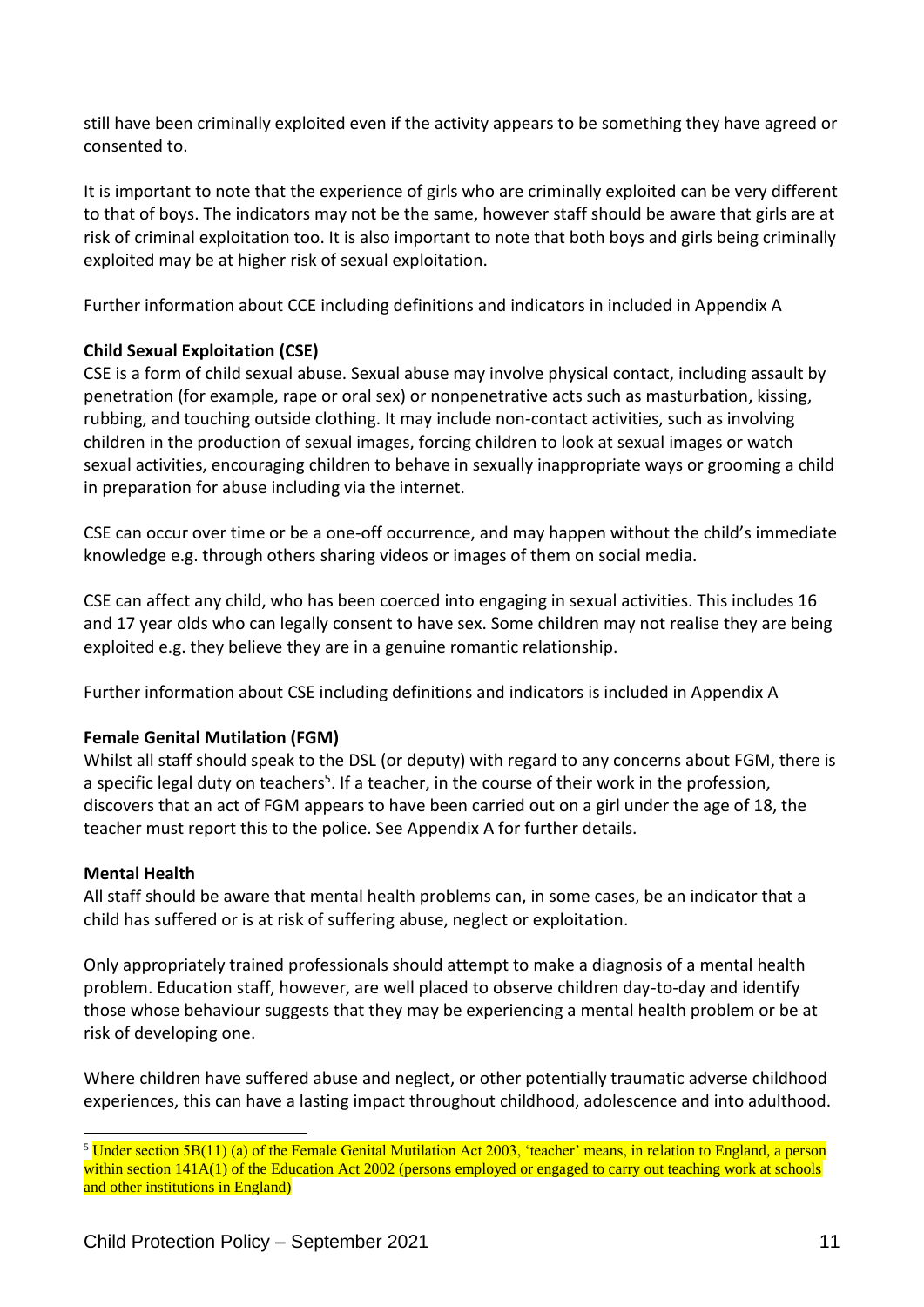still have been criminally exploited even if the activity appears to be something they have agreed or consented to.

It is important to note that the experience of girls who are criminally exploited can be very different to that of boys. The indicators may not be the same, however staff should be aware that girls are at risk of criminal exploitation too. It is also important to note that both boys and girls being criminally exploited may be at higher risk of sexual exploitation.

Further information about CCE including definitions and indicators in included in Appendix A

**Child Sexual Exploitation (CSE)**

CSE is a form of child sexual abuse. Sexual abuse may involve physical contact, including assault by penetration (for example, rape or oral sex) or nonpenetrative acts such as masturbation, kissing, rubbing, and touching outside clothing. It may include non-contact activities, such as involving children in the production of sexual images, forcing children to look at sexual images or watch sexual activities, encouraging children to behave in sexually inappropriate ways or grooming a child in preparation for abuse including via the internet.

CSE can occur over time or be a one-off occurrence, and may happen without the child's immediate knowledge e.g. through others sharing videos or images of them on social media.

CSE can affect any child, who has been coerced into engaging in sexual activities. This includes 16 and 17 year olds who can legally consent to have sex. Some children may not realise they are being exploited e.g. they believe they are in a genuine romantic relationship.

Further information about CSE including definitions and indicators is included in Appendix A

**Female Genital Mutilation (FGM)**

Whilst all staff should speak to the DSL (or deputy) with regard to any concerns about FGM, there is a specific legal duty on teachers[5]. If a teacher, in the course of their work in the profession, discovers that an act of FGM appears to have been carried out on a girl under the age of 18, the teacher must report this to the police. See Appendix A for further details.

**Mental Health**

All staff should be aware that mental health problems can, in some cases, be an indicator that a child has suffered or is at risk of suffering abuse, neglect or exploitation.

Only appropriately trained professionals should attempt to make a diagnosis of a mental health problem. Education staff, however, are well placed to observe children day-to-day and identify those whose behaviour suggests that they may be experiencing a mental health problem or be at risk of developing one.

Where children have suffered abuse and neglect, or other potentially traumatic adverse childhood experiences, this can have a lasting impact throughout childhood, adolescence and into adulthood.

---

[5] Under section 5B(11) (a) of the Female Genital Mutilation Act 2003, 'teacher' means, in relation to England, a person within section 141A(1) of the Education Act 2002 (persons employed or engaged to carry out teaching work at schools and other institutions in England)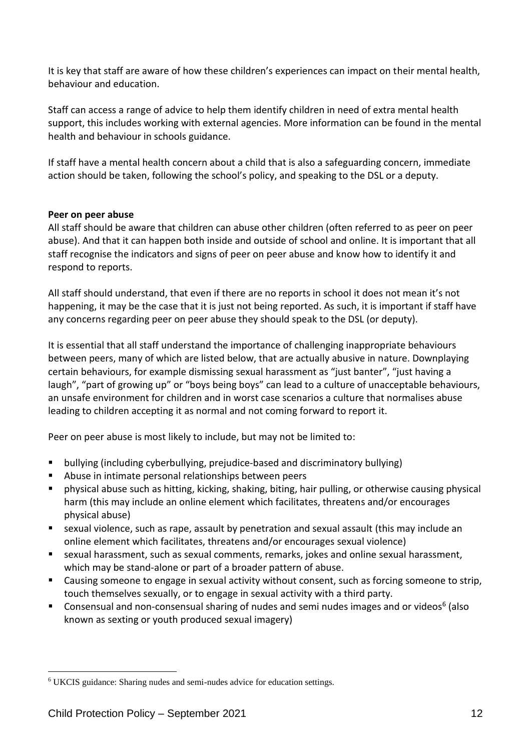It is key that staff are aware of how these children's experiences can impact on their mental health, behaviour and education.

Staff can access a range of advice to help them identify children in need of extra mental health support, this includes working with external agencies. More information can be found in the mental health and behaviour in schools guidance.

If staff have a mental health concern about a child that is also a safeguarding concern, immediate action should be taken, following the school's policy, and speaking to the DSL or a deputy.

**Peer on peer abuse**

All staff should be aware that children can abuse other children (often referred to as peer on peer abuse). And that it can happen both inside and outside of school and online. It is important that all staff recognise the indicators and signs of peer on peer abuse and know how to identify it and respond to reports.

All staff should understand, that even if there are no reports in school it does not mean it's not happening, it may be the case that it is just not being reported. As such, it is important if staff have any concerns regarding peer on peer abuse they should speak to the DSL (or deputy).

It is essential that all staff understand the importance of challenging inappropriate behaviours between peers, many of which are listed below, that are actually abusive in nature. Downplaying certain behaviours, for example dismissing sexual harassment as "just banter", "just having a laugh", "part of growing up" or "boys being boys" can lead to a culture of unacceptable behaviours, an unsafe environment for children and in worst case scenarios a culture that normalises abuse leading to children accepting it as normal and not coming forward to report it.

Peer on peer abuse is most likely to include, but may not be limited to:

- bullying (including cyberbullying, prejudice-based and discriminatory bullying)
- Abuse in intimate personal relationships between peers
- physical abuse such as hitting, kicking, shaking, biting, hair pulling, or otherwise causing physical harm (this may include an online element which facilitates, threatens and/or encourages physical abuse)
- sexual violence, such as rape, assault by penetration and sexual assault (this may include an online element which facilitates, threatens and/or encourages sexual violence)
- sexual harassment, such as sexual comments, remarks, jokes and online sexual harassment, which may be stand-alone or part of a broader pattern of abuse.
- Causing someone to engage in sexual activity without consent, such as forcing someone to strip, touch themselves sexually, or to engage in sexual activity with a third party.
- Consensual and non-consensual sharing of nudes and semi nudes images and or videos[6] (also known as sexting or youth produced sexual imagery)

[6] UKCIS guidance: Sharing nudes and semi-nudes advice for education settings.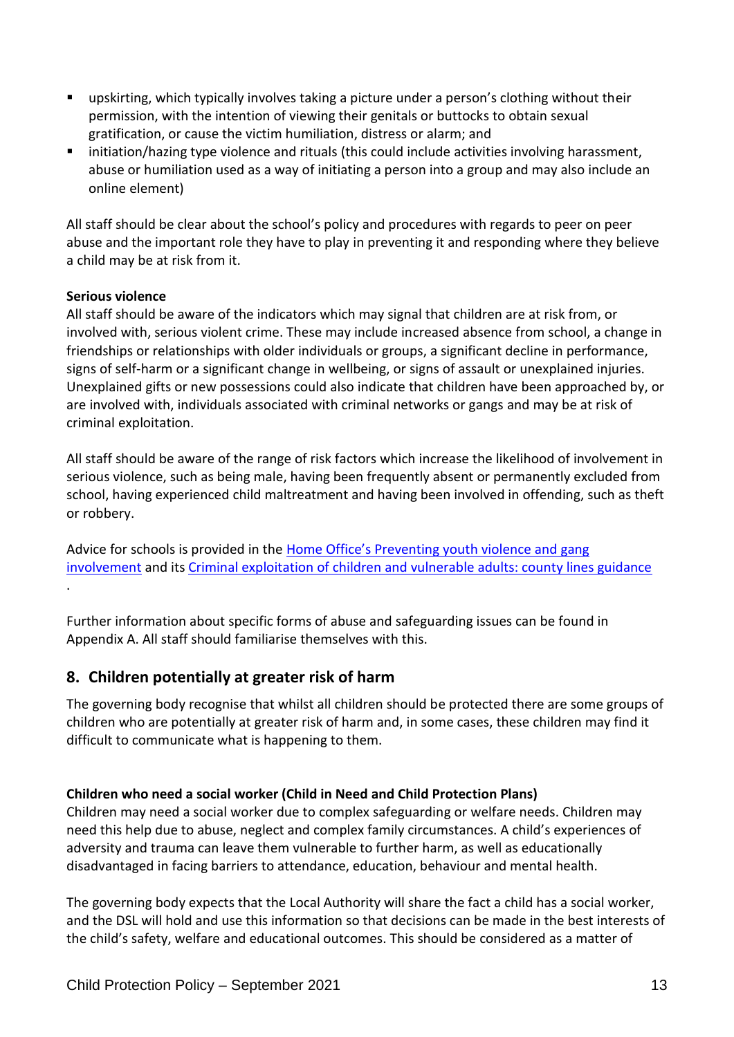- upskirting, which typically involves taking a picture under a person's clothing without their permission, with the intention of viewing their genitals or buttocks to obtain sexual gratification, or cause the victim humiliation, distress or alarm; and
- initiation/hazing type violence and rituals (this could include activities involving harassment, abuse or humiliation used as a way of initiating a person into a group and may also include an online element)

All staff should be clear about the school's policy and procedures with regards to peer on peer abuse and the important role they have to play in preventing it and responding where they believe a child may be at risk from it.

**Serious violence**

All staff should be aware of the indicators which may signal that children are at risk from, or involved with, serious violent crime. These may include increased absence from school, a change in friendships or relationships with older individuals or groups, a significant decline in performance, signs of self-harm or a significant change in wellbeing, or signs of assault or unexplained injuries. Unexplained gifts or new possessions could also indicate that children have been approached by, or are involved with, individuals associated with criminal networks or gangs and may be at risk of criminal exploitation.

All staff should be aware of the range of risk factors which increase the likelihood of involvement in serious violence, such as being male, having been frequently absent or permanently excluded from school, having experienced child maltreatment and having been involved in offending, such as theft or robbery.

Advice for schools is provided in the Home Office's Preventing youth violence and gang involvement and its Criminal exploitation of children and vulnerable adults: county lines guidance .

Further information about specific forms of abuse and safeguarding issues can be found in Appendix A. All staff should familiarise themselves with this.

## 8. Children potentially at greater risk of harm

The governing body recognise that whilst all children should be protected there are some groups of children who are potentially at greater risk of harm and, in some cases, these children may find it difficult to communicate what is happening to them.

**Children who need a social worker (Child in Need and Child Protection Plans)**

Children may need a social worker due to complex safeguarding or welfare needs. Children may need this help due to abuse, neglect and complex family circumstances. A child's experiences of adversity and trauma can leave them vulnerable to further harm, as well as educationally disadvantaged in facing barriers to attendance, education, behaviour and mental health.

The governing body expects that the Local Authority will share the fact a child has a social worker, and the DSL will hold and use this information so that decisions can be made in the best interests of the child's safety, welfare and educational outcomes. This should be considered as a matter of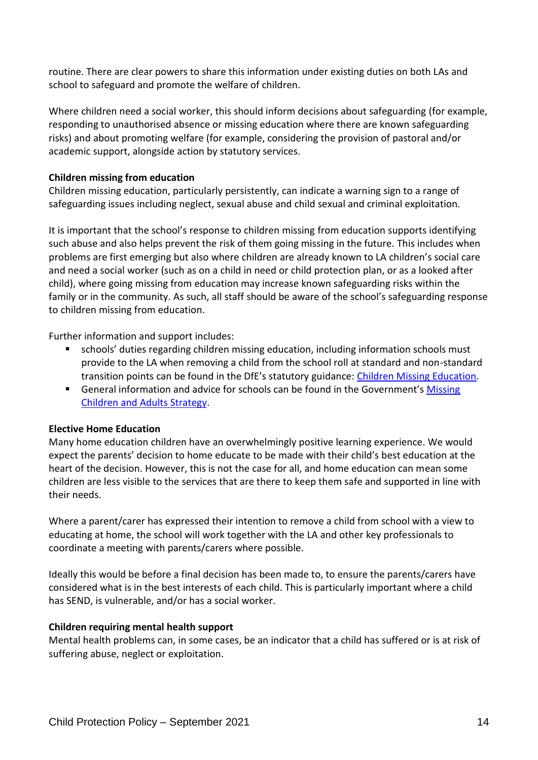routine. There are clear powers to share this information under existing duties on both LAs and school to safeguard and promote the welfare of children.

Where children need a social worker, this should inform decisions about safeguarding (for example, responding to unauthorised absence or missing education where there are known safeguarding risks) and about promoting welfare (for example, considering the provision of pastoral and/or academic support, alongside action by statutory services.

**Children missing from education**
Children missing education, particularly persistently, can indicate a warning sign to a range of safeguarding issues including neglect, sexual abuse and child sexual and criminal exploitation.

It is important that the school's response to children missing from education supports identifying such abuse and also helps prevent the risk of them going missing in the future. This includes when problems are first emerging but also where children are already known to LA children's social care and need a social worker (such as on a child in need or child protection plan, or as a looked after child), where going missing from education may increase known safeguarding risks within the family or in the community. As such, all staff should be aware of the school's safeguarding response to children missing from education.

Further information and support includes:

- schools' duties regarding children missing education, including information schools must provide to the LA when removing a child from the school roll at standard and non-standard transition points can be found in the DfE's statutory guidance: Children Missing Education.
- General information and advice for schools can be found in the Government's Missing Children and Adults Strategy.

**Elective Home Education**
Many home education children have an overwhelmingly positive learning experience. We would expect the parents' decision to home educate to be made with their child's best education at the heart of the decision. However, this is not the case for all, and home education can mean some children are less visible to the services that are there to keep them safe and supported in line with their needs.

Where a parent/carer has expressed their intention to remove a child from school with a view to educating at home, the school will work together with the LA and other key professionals to coordinate a meeting with parents/carers where possible.

Ideally this would be before a final decision has been made to, to ensure the parents/carers have considered what is in the best interests of each child. This is particularly important where a child has SEND, is vulnerable, and/or has a social worker.

**Children requiring mental health support**
Mental health problems can, in some cases, be an indicator that a child has suffered or is at risk of suffering abuse, neglect or exploitation.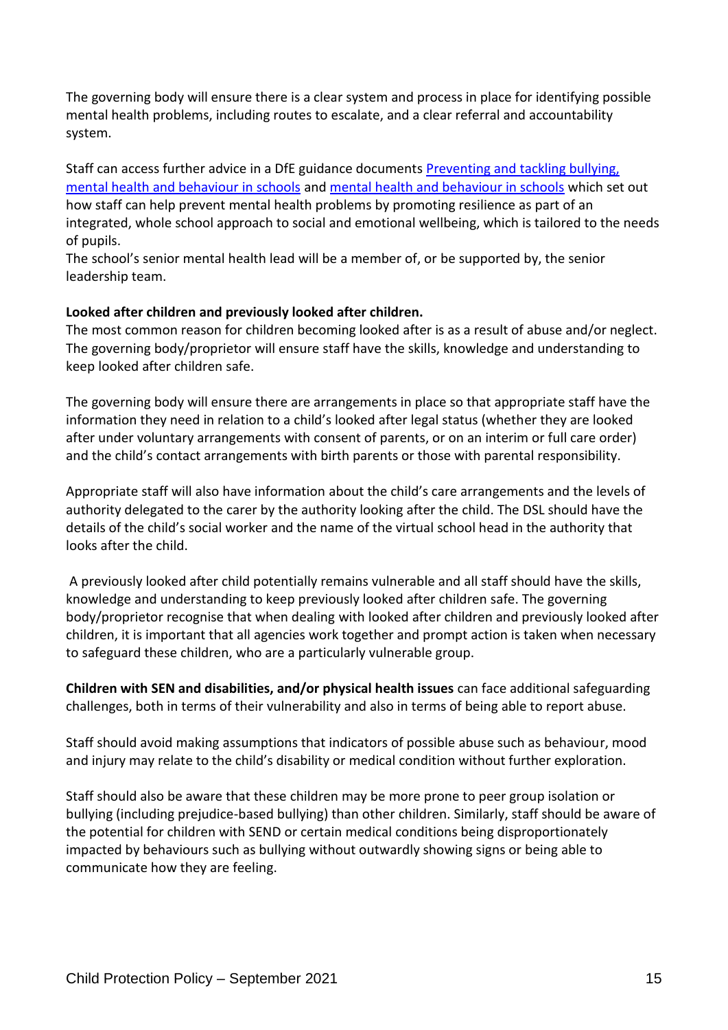The governing body will ensure there is a clear system and process in place for identifying possible mental health problems, including routes to escalate, and a clear referral and accountability system.

Staff can access further advice in a DfE guidance documents [Preventing and tackling bullying, mental health and behaviour in schools]() and [mental health and behaviour in schools]() which set out how staff can help prevent mental health problems by promoting resilience as part of an integrated, whole school approach to social and emotional wellbeing, which is tailored to the needs of pupils.
The school's senior mental health lead will be a member of, or be supported by, the senior leadership team.

**Looked after children and previously looked after children.**
The most common reason for children becoming looked after is as a result of abuse and/or neglect. The governing body/proprietor will ensure staff have the skills, knowledge and understanding to keep looked after children safe.

The governing body will ensure there are arrangements in place so that appropriate staff have the information they need in relation to a child's looked after legal status (whether they are looked after under voluntary arrangements with consent of parents, or on an interim or full care order) and the child's contact arrangements with birth parents or those with parental responsibility.

Appropriate staff will also have information about the child's care arrangements and the levels of authority delegated to the carer by the authority looking after the child. The DSL should have the details of the child's social worker and the name of the virtual school head in the authority that looks after the child.

A previously looked after child potentially remains vulnerable and all staff should have the skills, knowledge and understanding to keep previously looked after children safe. The governing body/proprietor recognise that when dealing with looked after children and previously looked after children, it is important that all agencies work together and prompt action is taken when necessary to safeguard these children, who are a particularly vulnerable group.

**Children with SEN and disabilities, and/or physical health issues** can face additional safeguarding challenges, both in terms of their vulnerability and also in terms of being able to report abuse.

Staff should avoid making assumptions that indicators of possible abuse such as behaviour, mood and injury may relate to the child's disability or medical condition without further exploration.

Staff should also be aware that these children may be more prone to peer group isolation or bullying (including prejudice-based bullying) than other children. Similarly, staff should be aware of the potential for children with SEND or certain medical conditions being disproportionately impacted by behaviours such as bullying without outwardly showing signs or being able to communicate how they are feeling.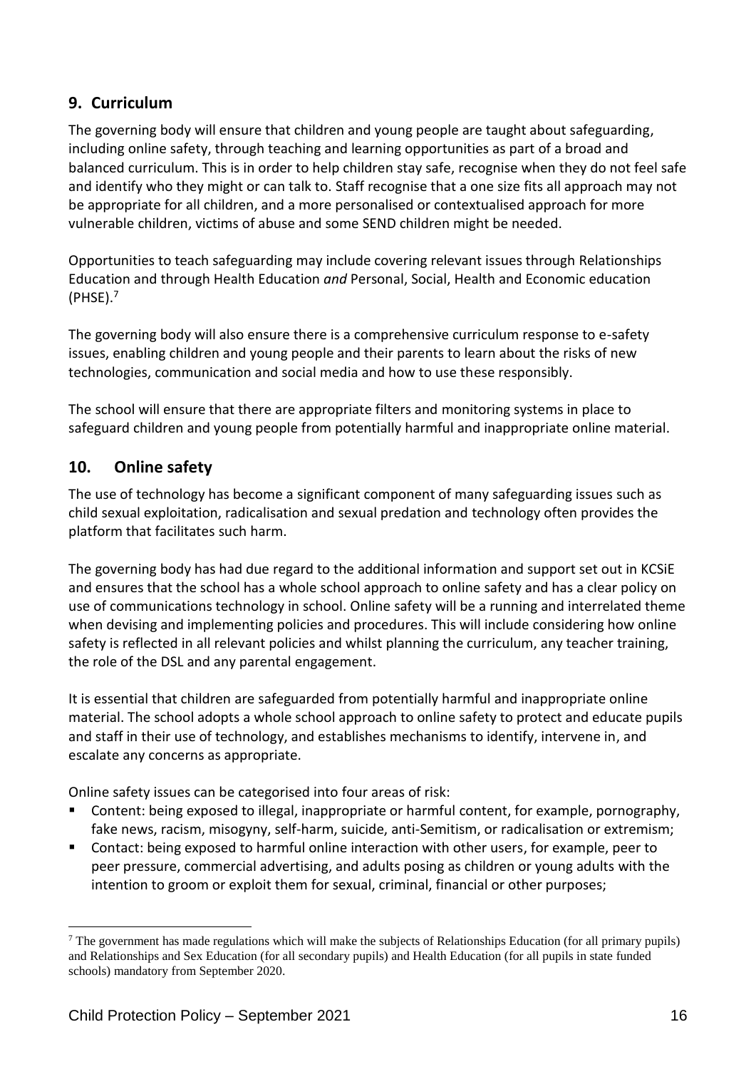## 9. Curriculum

The governing body will ensure that children and young people are taught about safeguarding, including online safety, through teaching and learning opportunities as part of a broad and balanced curriculum. This is in order to help children stay safe, recognise when they do not feel safe and identify who they might or can talk to. Staff recognise that a one size fits all approach may not be appropriate for all children, and a more personalised or contextualised approach for more vulnerable children, victims of abuse and some SEND children might be needed.

Opportunities to teach safeguarding may include covering relevant issues through Relationships Education and through Health Education *and* Personal, Social, Health and Economic education (PHSE).[7]

The governing body will also ensure there is a comprehensive curriculum response to e-safety issues, enabling children and young people and their parents to learn about the risks of new technologies, communication and social media and how to use these responsibly.

The school will ensure that there are appropriate filters and monitoring systems in place to safeguard children and young people from potentially harmful and inappropriate online material.

## 10. Online safety

The use of technology has become a significant component of many safeguarding issues such as child sexual exploitation, radicalisation and sexual predation and technology often provides the platform that facilitates such harm.

The governing body has had due regard to the additional information and support set out in KCSiE and ensures that the school has a whole school approach to online safety and has a clear policy on use of communications technology in school. Online safety will be a running and interrelated theme when devising and implementing policies and procedures. This will include considering how online safety is reflected in all relevant policies and whilst planning the curriculum, any teacher training, the role of the DSL and any parental engagement.

It is essential that children are safeguarded from potentially harmful and inappropriate online material. The school adopts a whole school approach to online safety to protect and educate pupils and staff in their use of technology, and establishes mechanisms to identify, intervene in, and escalate any concerns as appropriate.

Online safety issues can be categorised into four areas of risk:

- Content: being exposed to illegal, inappropriate or harmful content, for example, pornography, fake news, racism, misogyny, self-harm, suicide, anti-Semitism, or radicalisation or extremism;
- Contact: being exposed to harmful online interaction with other users, for example, peer to peer pressure, commercial advertising, and adults posing as children or young adults with the intention to groom or exploit them for sexual, criminal, financial or other purposes;

[7] The government has made regulations which will make the subjects of Relationships Education (for all primary pupils) and Relationships and Sex Education (for all secondary pupils) and Health Education (for all pupils in state funded schools) mandatory from September 2020.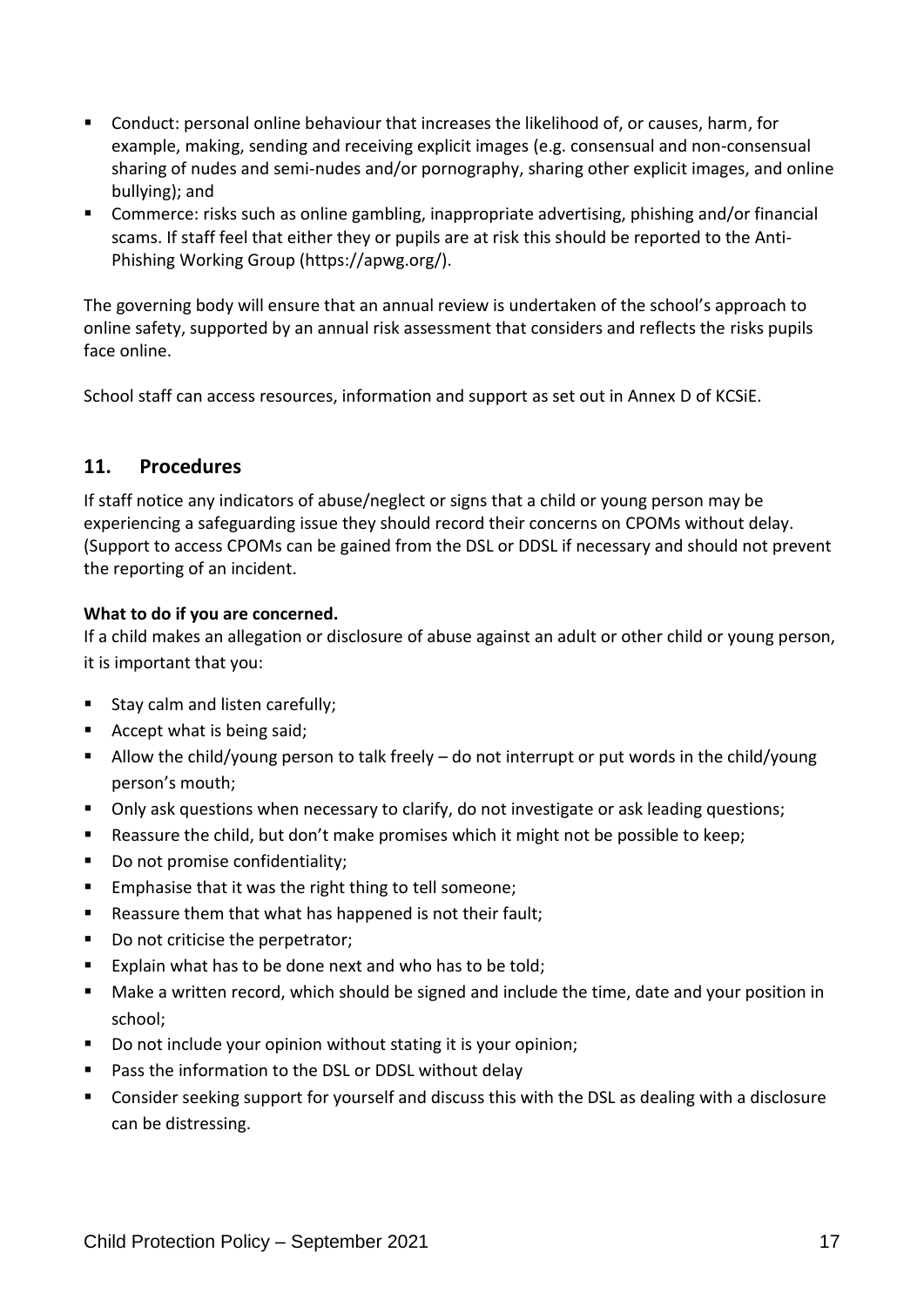- Conduct: personal online behaviour that increases the likelihood of, or causes, harm, for example, making, sending and receiving explicit images (e.g. consensual and non-consensual sharing of nudes and semi-nudes and/or pornography, sharing other explicit images, and online bullying); and
- Commerce: risks such as online gambling, inappropriate advertising, phishing and/or financial scams. If staff feel that either they or pupils are at risk this should be reported to the Anti-Phishing Working Group (https://apwg.org/).

The governing body will ensure that an annual review is undertaken of the school's approach to online safety, supported by an annual risk assessment that considers and reflects the risks pupils face online.

School staff can access resources, information and support as set out in Annex D of KCSiE.

## 11. Procedures

If staff notice any indicators of abuse/neglect or signs that a child or young person may be experiencing a safeguarding issue they should record their concerns on CPOMs without delay. (Support to access CPOMs can be gained from the DSL or DDSL if necessary and should not prevent the reporting of an incident.

**What to do if you are concerned.**

If a child makes an allegation or disclosure of abuse against an adult or other child or young person, it is important that you:

- Stay calm and listen carefully;
- Accept what is being said;
- Allow the child/young person to talk freely – do not interrupt or put words in the child/young person's mouth;
- Only ask questions when necessary to clarify, do not investigate or ask leading questions;
- Reassure the child, but don't make promises which it might not be possible to keep;
- Do not promise confidentiality;
- Emphasise that it was the right thing to tell someone;
- Reassure them that what has happened is not their fault;
- Do not criticise the perpetrator;
- Explain what has to be done next and who has to be told;
- Make a written record, which should be signed and include the time, date and your position in school;
- Do not include your opinion without stating it is your opinion;
- Pass the information to the DSL or DDSL without delay
- Consider seeking support for yourself and discuss this with the DSL as dealing with a disclosure can be distressing.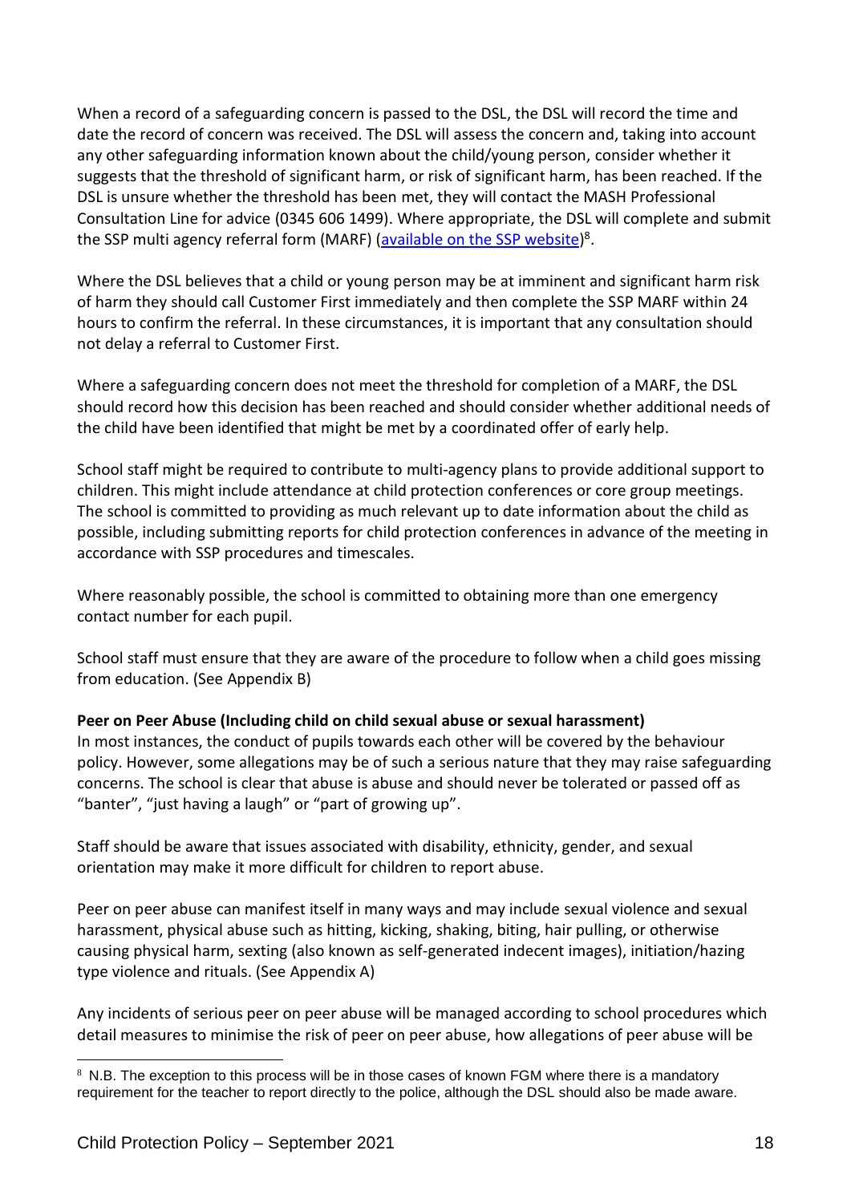When a record of a safeguarding concern is passed to the DSL, the DSL will record the time and date the record of concern was received. The DSL will assess the concern and, taking into account any other safeguarding information known about the child/young person, consider whether it suggests that the threshold of significant harm, or risk of significant harm, has been reached. If the DSL is unsure whether the threshold has been met, they will contact the MASH Professional Consultation Line for advice (0345 606 1499). Where appropriate, the DSL will complete and submit the SSP multi agency referral form (MARF) ([available on the SSP website](#))[8].

Where the DSL believes that a child or young person may be at imminent and significant harm risk of harm they should call Customer First immediately and then complete the SSP MARF within 24 hours to confirm the referral. In these circumstances, it is important that any consultation should not delay a referral to Customer First.

Where a safeguarding concern does not meet the threshold for completion of a MARF, the DSL should record how this decision has been reached and should consider whether additional needs of the child have been identified that might be met by a coordinated offer of early help.

School staff might be required to contribute to multi-agency plans to provide additional support to children. This might include attendance at child protection conferences or core group meetings. The school is committed to providing as much relevant up to date information about the child as possible, including submitting reports for child protection conferences in advance of the meeting in accordance with SSP procedures and timescales.

Where reasonably possible, the school is committed to obtaining more than one emergency contact number for each pupil.

School staff must ensure that they are aware of the procedure to follow when a child goes missing from education. (See Appendix B)

**Peer on Peer Abuse (Including child on child sexual abuse or sexual harassment)**

In most instances, the conduct of pupils towards each other will be covered by the behaviour policy. However, some allegations may be of such a serious nature that they may raise safeguarding concerns. The school is clear that abuse is abuse and should never be tolerated or passed off as "banter", "just having a laugh" or "part of growing up".

Staff should be aware that issues associated with disability, ethnicity, gender, and sexual orientation may make it more difficult for children to report abuse.

Peer on peer abuse can manifest itself in many ways and may include sexual violence and sexual harassment, physical abuse such as hitting, kicking, shaking, biting, hair pulling, or otherwise causing physical harm, sexting (also known as self-generated indecent images), initiation/hazing type violence and rituals. (See Appendix A)

Any incidents of serious peer on peer abuse will be managed according to school procedures which detail measures to minimise the risk of peer on peer abuse, how allegations of peer abuse will be

---

[8] N.B. The exception to this process will be in those cases of known FGM where there is a mandatory requirement for the teacher to report directly to the police, although the DSL should also be made aware.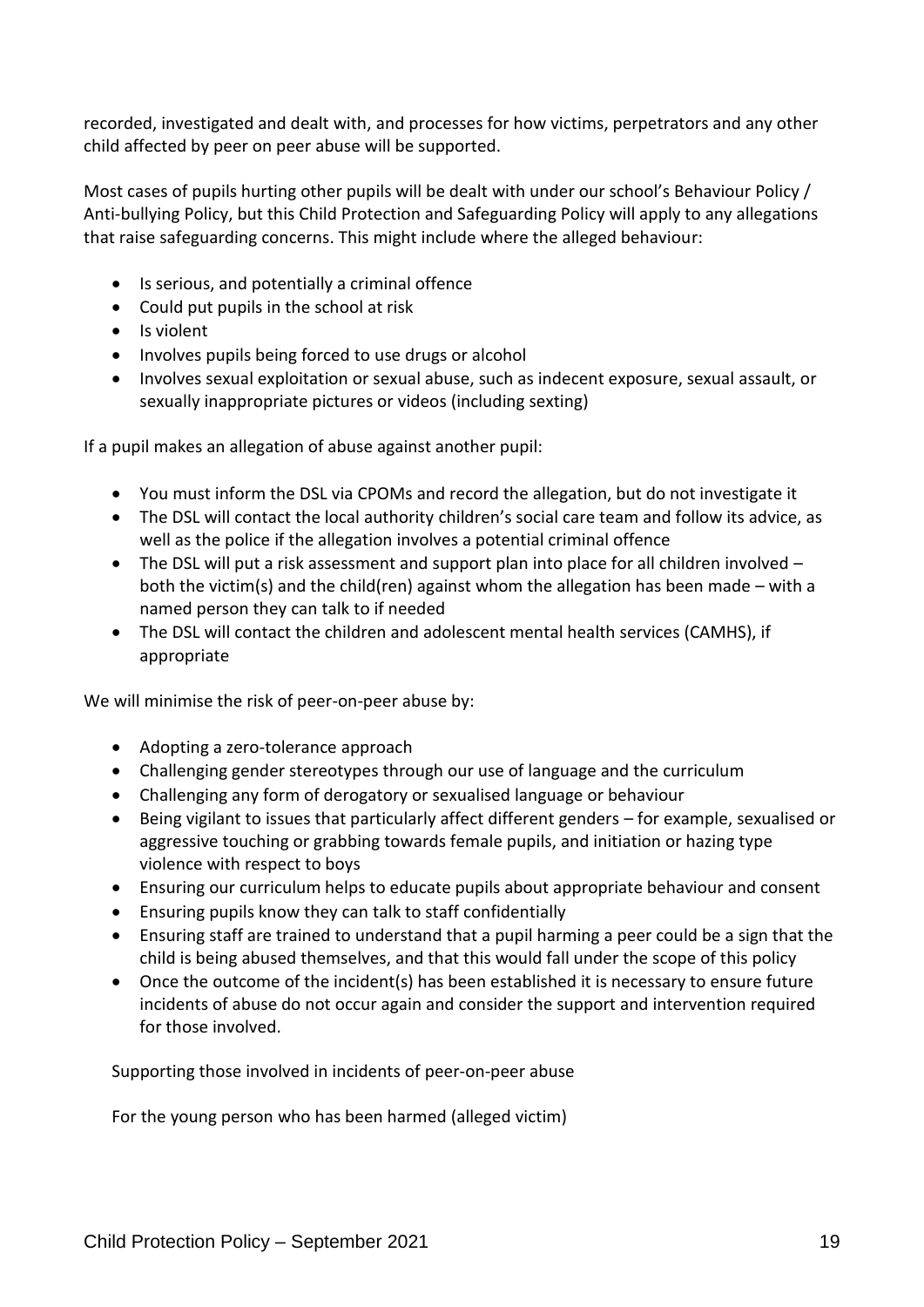recorded, investigated and dealt with, and processes for how victims, perpetrators and any other child affected by peer on peer abuse will be supported.

Most cases of pupils hurting other pupils will be dealt with under our school's Behaviour Policy / Anti-bullying Policy, but this Child Protection and Safeguarding Policy will apply to any allegations that raise safeguarding concerns. This might include where the alleged behaviour:

- Is serious, and potentially a criminal offence
- Could put pupils in the school at risk
- Is violent
- Involves pupils being forced to use drugs or alcohol
- Involves sexual exploitation or sexual abuse, such as indecent exposure, sexual assault, or sexually inappropriate pictures or videos (including sexting)

If a pupil makes an allegation of abuse against another pupil:

- You must inform the DSL via CPOMs and record the allegation, but do not investigate it
- The DSL will contact the local authority children's social care team and follow its advice, as well as the police if the allegation involves a potential criminal offence
- The DSL will put a risk assessment and support plan into place for all children involved – both the victim(s) and the child(ren) against whom the allegation has been made – with a named person they can talk to if needed
- The DSL will contact the children and adolescent mental health services (CAMHS), if appropriate

We will minimise the risk of peer-on-peer abuse by:

- Adopting a zero-tolerance approach
- Challenging gender stereotypes through our use of language and the curriculum
- Challenging any form of derogatory or sexualised language or behaviour
- Being vigilant to issues that particularly affect different genders – for example, sexualised or aggressive touching or grabbing towards female pupils, and initiation or hazing type violence with respect to boys
- Ensuring our curriculum helps to educate pupils about appropriate behaviour and consent
- Ensuring pupils know they can talk to staff confidentially
- Ensuring staff are trained to understand that a pupil harming a peer could be a sign that the child is being abused themselves, and that this would fall under the scope of this policy
- Once the outcome of the incident(s) has been established it is necessary to ensure future incidents of abuse do not occur again and consider the support and intervention required for those involved.

Supporting those involved in incidents of peer-on-peer abuse

For the young person who has been harmed (alleged victim)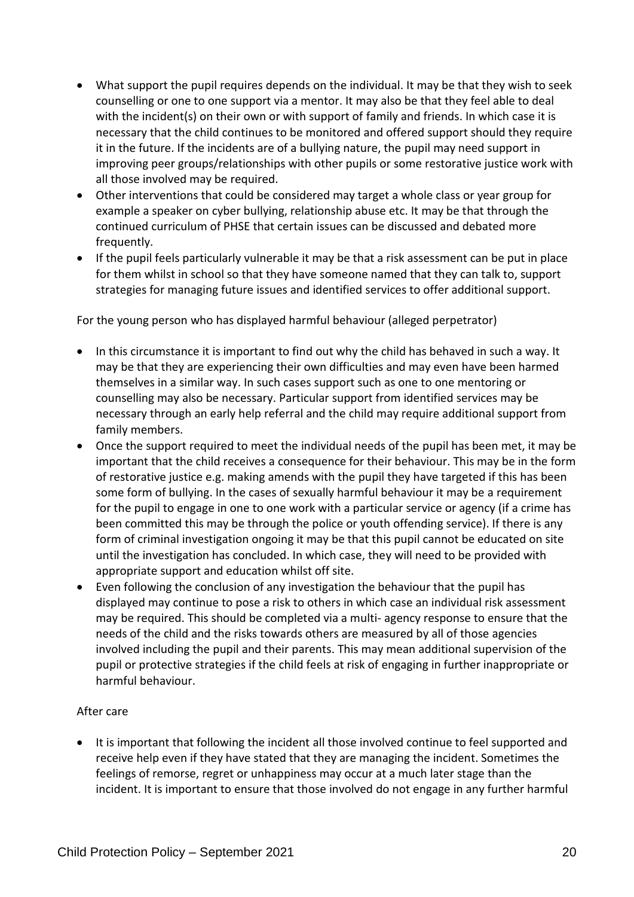- What support the pupil requires depends on the individual. It may be that they wish to seek counselling or one to one support via a mentor. It may also be that they feel able to deal with the incident(s) on their own or with support of family and friends. In which case it is necessary that the child continues to be monitored and offered support should they require it in the future. If the incidents are of a bullying nature, the pupil may need support in improving peer groups/relationships with other pupils or some restorative justice work with all those involved may be required.
- Other interventions that could be considered may target a whole class or year group for example a speaker on cyber bullying, relationship abuse etc. It may be that through the continued curriculum of PHSE that certain issues can be discussed and debated more frequently.
- If the pupil feels particularly vulnerable it may be that a risk assessment can be put in place for them whilst in school so that they have someone named that they can talk to, support strategies for managing future issues and identified services to offer additional support.

For the young person who has displayed harmful behaviour (alleged perpetrator)

- In this circumstance it is important to find out why the child has behaved in such a way. It may be that they are experiencing their own difficulties and may even have been harmed themselves in a similar way. In such cases support such as one to one mentoring or counselling may also be necessary. Particular support from identified services may be necessary through an early help referral and the child may require additional support from family members.
- Once the support required to meet the individual needs of the pupil has been met, it may be important that the child receives a consequence for their behaviour. This may be in the form of restorative justice e.g. making amends with the pupil they have targeted if this has been some form of bullying. In the cases of sexually harmful behaviour it may be a requirement for the pupil to engage in one to one work with a particular service or agency (if a crime has been committed this may be through the police or youth offending service). If there is any form of criminal investigation ongoing it may be that this pupil cannot be educated on site until the investigation has concluded. In which case, they will need to be provided with appropriate support and education whilst off site.
- Even following the conclusion of any investigation the behaviour that the pupil has displayed may continue to pose a risk to others in which case an individual risk assessment may be required. This should be completed via a multi- agency response to ensure that the needs of the child and the risks towards others are measured by all of those agencies involved including the pupil and their parents. This may mean additional supervision of the pupil or protective strategies if the child feels at risk of engaging in further inappropriate or harmful behaviour.

After care

- It is important that following the incident all those involved continue to feel supported and receive help even if they have stated that they are managing the incident. Sometimes the feelings of remorse, regret or unhappiness may occur at a much later stage than the incident. It is important to ensure that those involved do not engage in any further harmful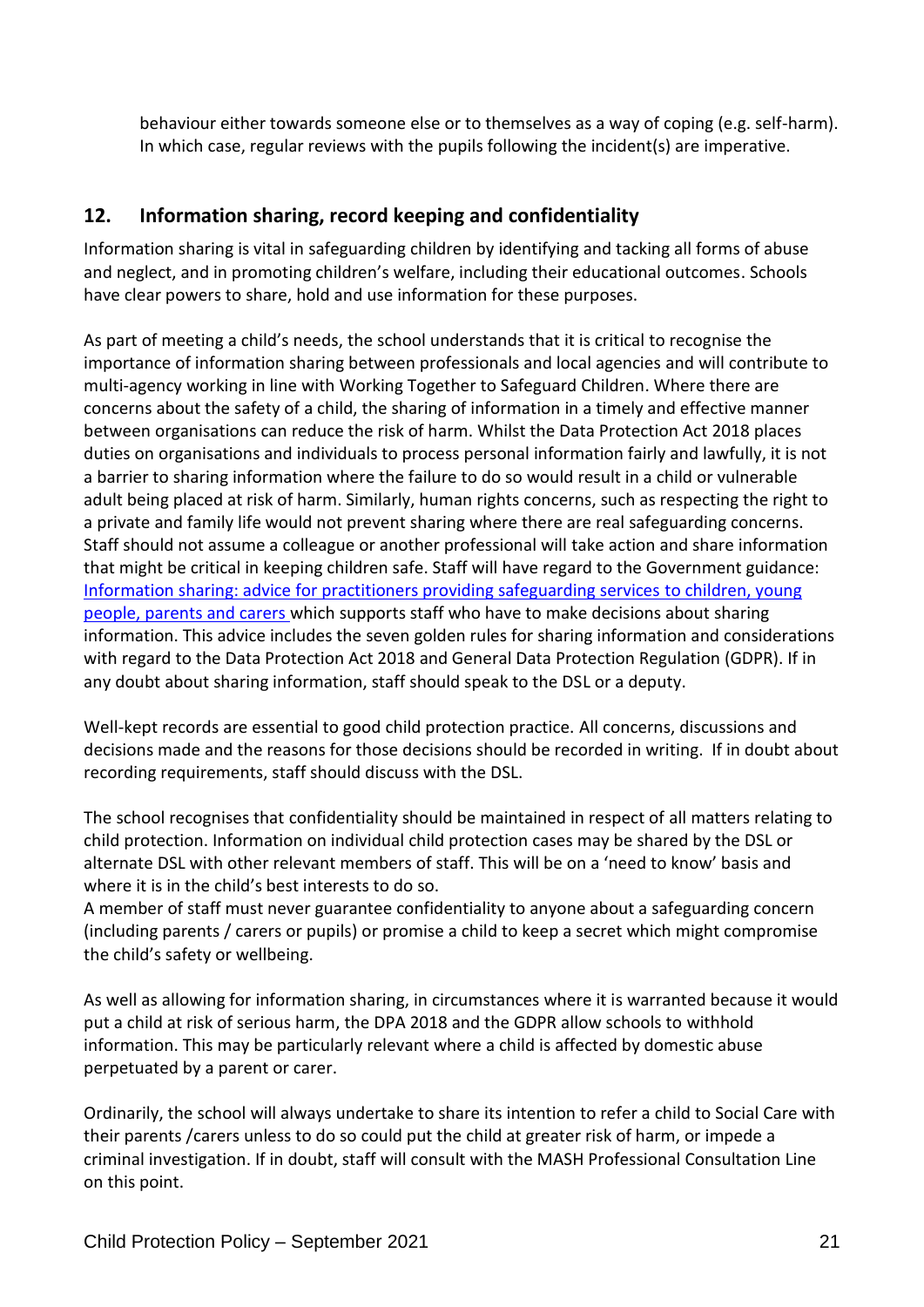behaviour either towards someone else or to themselves as a way of coping (e.g. self-harm). In which case, regular reviews with the pupils following the incident(s) are imperative.

## 12. Information sharing, record keeping and confidentiality

Information sharing is vital in safeguarding children by identifying and tacking all forms of abuse and neglect, and in promoting children's welfare, including their educational outcomes. Schools have clear powers to share, hold and use information for these purposes.

As part of meeting a child's needs, the school understands that it is critical to recognise the importance of information sharing between professionals and local agencies and will contribute to multi-agency working in line with Working Together to Safeguard Children. Where there are concerns about the safety of a child, the sharing of information in a timely and effective manner between organisations can reduce the risk of harm. Whilst the Data Protection Act 2018 places duties on organisations and individuals to process personal information fairly and lawfully, it is not a barrier to sharing information where the failure to do so would result in a child or vulnerable adult being placed at risk of harm. Similarly, human rights concerns, such as respecting the right to a private and family life would not prevent sharing where there are real safeguarding concerns. Staff should not assume a colleague or another professional will take action and share information that might be critical in keeping children safe. Staff will have regard to the Government guidance: Information sharing: advice for practitioners providing safeguarding services to children, young people, parents and carers which supports staff who have to make decisions about sharing information. This advice includes the seven golden rules for sharing information and considerations with regard to the Data Protection Act 2018 and General Data Protection Regulation (GDPR). If in any doubt about sharing information, staff should speak to the DSL or a deputy.

Well-kept records are essential to good child protection practice. All concerns, discussions and decisions made and the reasons for those decisions should be recorded in writing. If in doubt about recording requirements, staff should discuss with the DSL.

The school recognises that confidentiality should be maintained in respect of all matters relating to child protection. Information on individual child protection cases may be shared by the DSL or alternate DSL with other relevant members of staff. This will be on a 'need to know' basis and where it is in the child's best interests to do so.

A member of staff must never guarantee confidentiality to anyone about a safeguarding concern (including parents / carers or pupils) or promise a child to keep a secret which might compromise the child's safety or wellbeing.

As well as allowing for information sharing, in circumstances where it is warranted because it would put a child at risk of serious harm, the DPA 2018 and the GDPR allow schools to withhold information. This may be particularly relevant where a child is affected by domestic abuse perpetuated by a parent or carer.

Ordinarily, the school will always undertake to share its intention to refer a child to Social Care with their parents /carers unless to do so could put the child at greater risk of harm, or impede a criminal investigation. If in doubt, staff will consult with the MASH Professional Consultation Line on this point.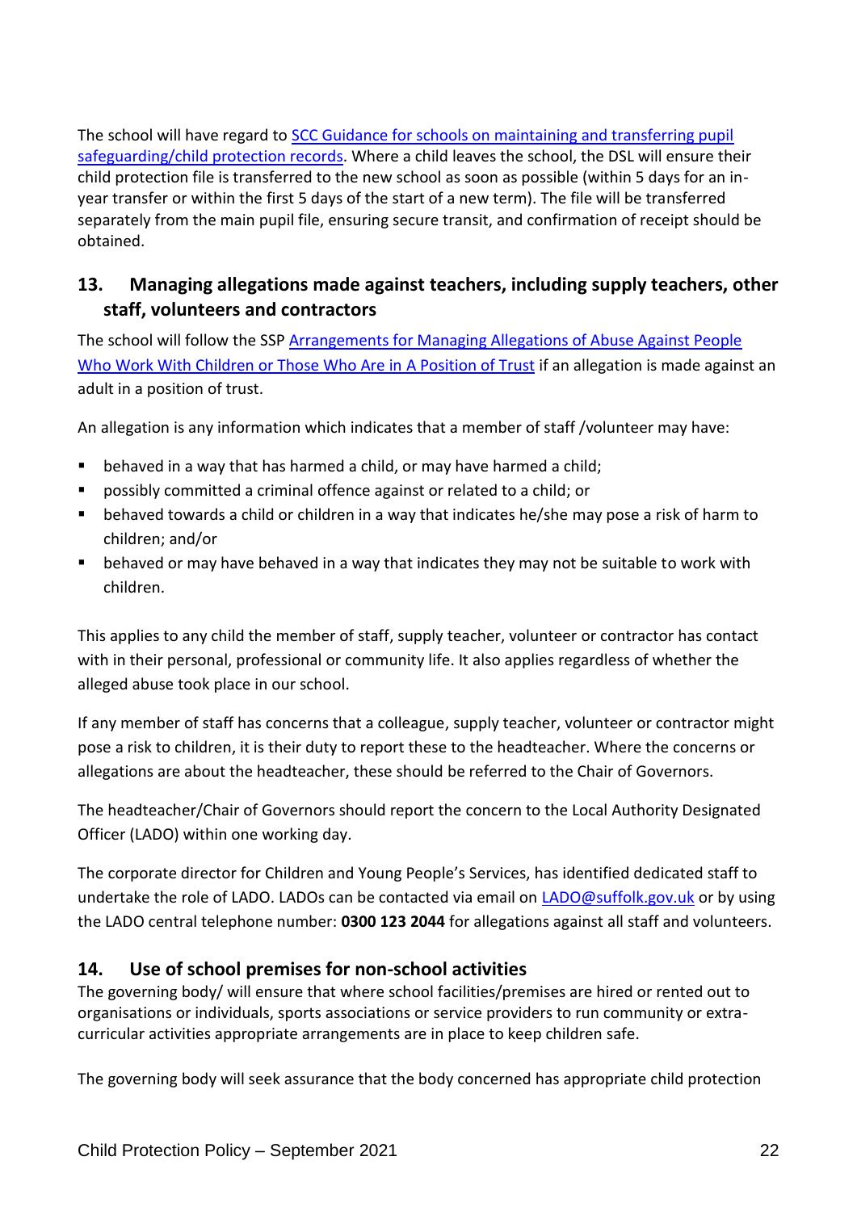The school will have regard to [SCC Guidance for schools on maintaining and transferring pupil safeguarding/child protection records](). Where a child leaves the school, the DSL will ensure their child protection file is transferred to the new school as soon as possible (within 5 days for an in-year transfer or within the first 5 days of the start of a new term). The file will be transferred separately from the main pupil file, ensuring secure transit, and confirmation of receipt should be obtained.

## 13. Managing allegations made against teachers, including supply teachers, other staff, volunteers and contractors

The school will follow the SSP [Arrangements for Managing Allegations of Abuse Against People Who Work With Children or Those Who Are in A Position of Trust]() if an allegation is made against an adult in a position of trust.

An allegation is any information which indicates that a member of staff /volunteer may have:

- behaved in a way that has harmed a child, or may have harmed a child;
- possibly committed a criminal offence against or related to a child; or
- behaved towards a child or children in a way that indicates he/she may pose a risk of harm to children; and/or
- behaved or may have behaved in a way that indicates they may not be suitable to work with children.

This applies to any child the member of staff, supply teacher, volunteer or contractor has contact with in their personal, professional or community life. It also applies regardless of whether the alleged abuse took place in our school.

If any member of staff has concerns that a colleague, supply teacher, volunteer or contractor might pose a risk to children, it is their duty to report these to the headteacher. Where the concerns or allegations are about the headteacher, these should be referred to the Chair of Governors.

The headteacher/Chair of Governors should report the concern to the Local Authority Designated Officer (LADO) within one working day.

The corporate director for Children and Young People's Services, has identified dedicated staff to undertake the role of LADO. LADOs can be contacted via email on [LADO@suffolk.gov.uk](mailto:LADO@suffolk.gov.uk) or by using the LADO central telephone number: **0300 123 2044** for allegations against all staff and volunteers.

## 14. Use of school premises for non-school activities

The governing body/ will ensure that where school facilities/premises are hired or rented out to organisations or individuals, sports associations or service providers to run community or extra-curricular activities appropriate arrangements are in place to keep children safe.

The governing body will seek assurance that the body concerned has appropriate child protection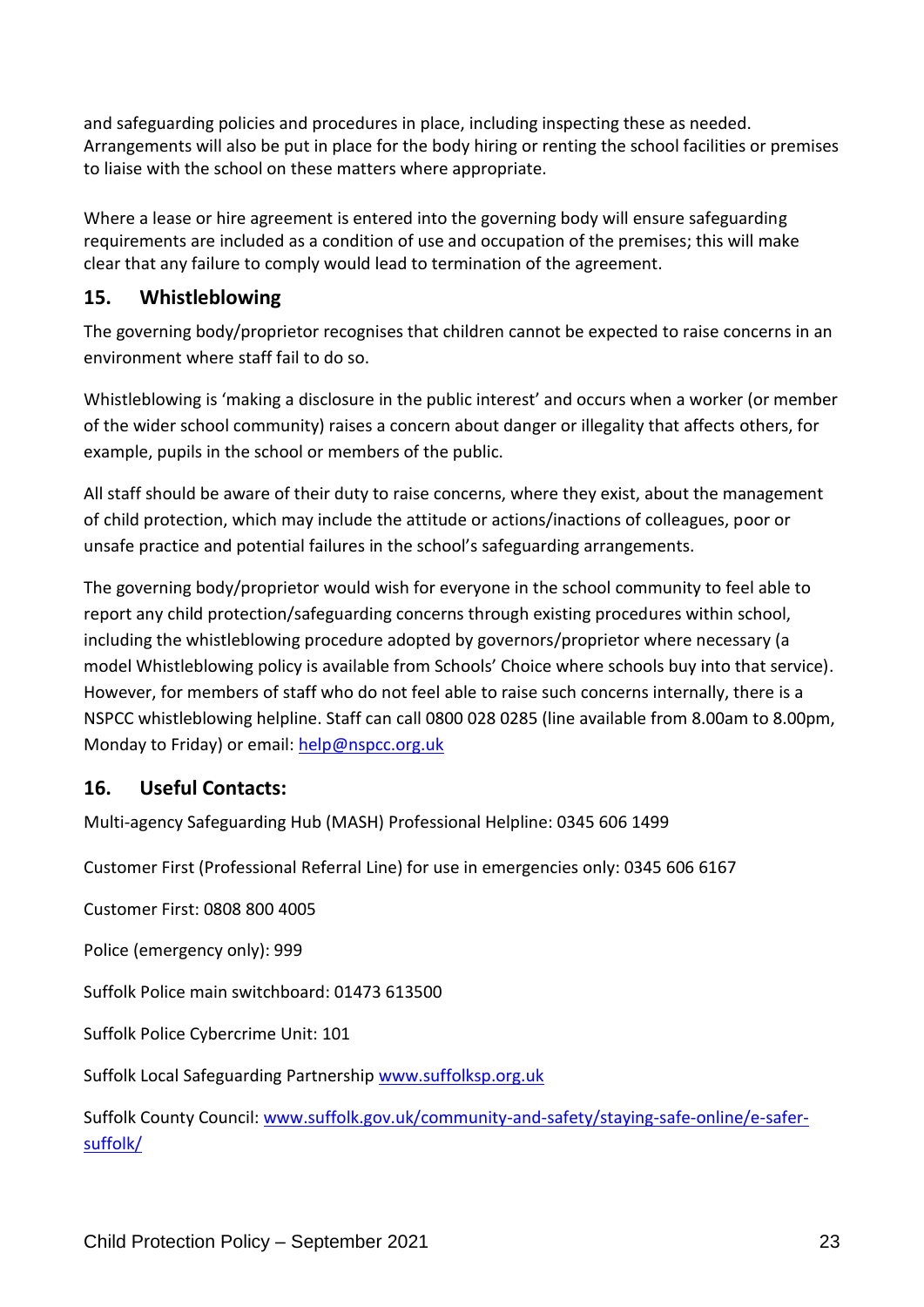and safeguarding policies and procedures in place, including inspecting these as needed. Arrangements will also be put in place for the body hiring or renting the school facilities or premises to liaise with the school on these matters where appropriate.

Where a lease or hire agreement is entered into the governing body will ensure safeguarding requirements are included as a condition of use and occupation of the premises; this will make clear that any failure to comply would lead to termination of the agreement.

## 15. Whistleblowing

The governing body/proprietor recognises that children cannot be expected to raise concerns in an environment where staff fail to do so.

Whistleblowing is 'making a disclosure in the public interest' and occurs when a worker (or member of the wider school community) raises a concern about danger or illegality that affects others, for example, pupils in the school or members of the public.

All staff should be aware of their duty to raise concerns, where they exist, about the management of child protection, which may include the attitude or actions/inactions of colleagues, poor or unsafe practice and potential failures in the school's safeguarding arrangements.

The governing body/proprietor would wish for everyone in the school community to feel able to report any child protection/safeguarding concerns through existing procedures within school, including the whistleblowing procedure adopted by governors/proprietor where necessary (a model Whistleblowing policy is available from Schools' Choice where schools buy into that service). However, for members of staff who do not feel able to raise such concerns internally, there is a NSPCC whistleblowing helpline. Staff can call 0800 028 0285 (line available from 8.00am to 8.00pm, Monday to Friday) or email: help@nspcc.org.uk

## 16. Useful Contacts:

Multi-agency Safeguarding Hub (MASH) Professional Helpline: 0345 606 1499

Customer First (Professional Referral Line) for use in emergencies only: 0345 606 6167

Customer First: 0808 800 4005

Police (emergency only): 999

Suffolk Police main switchboard: 01473 613500

Suffolk Police Cybercrime Unit: 101

Suffolk Local Safeguarding Partnership www.suffolksp.org.uk

Suffolk County Council: www.suffolk.gov.uk/community-and-safety/staying-safe-online/e-safer-suffolk/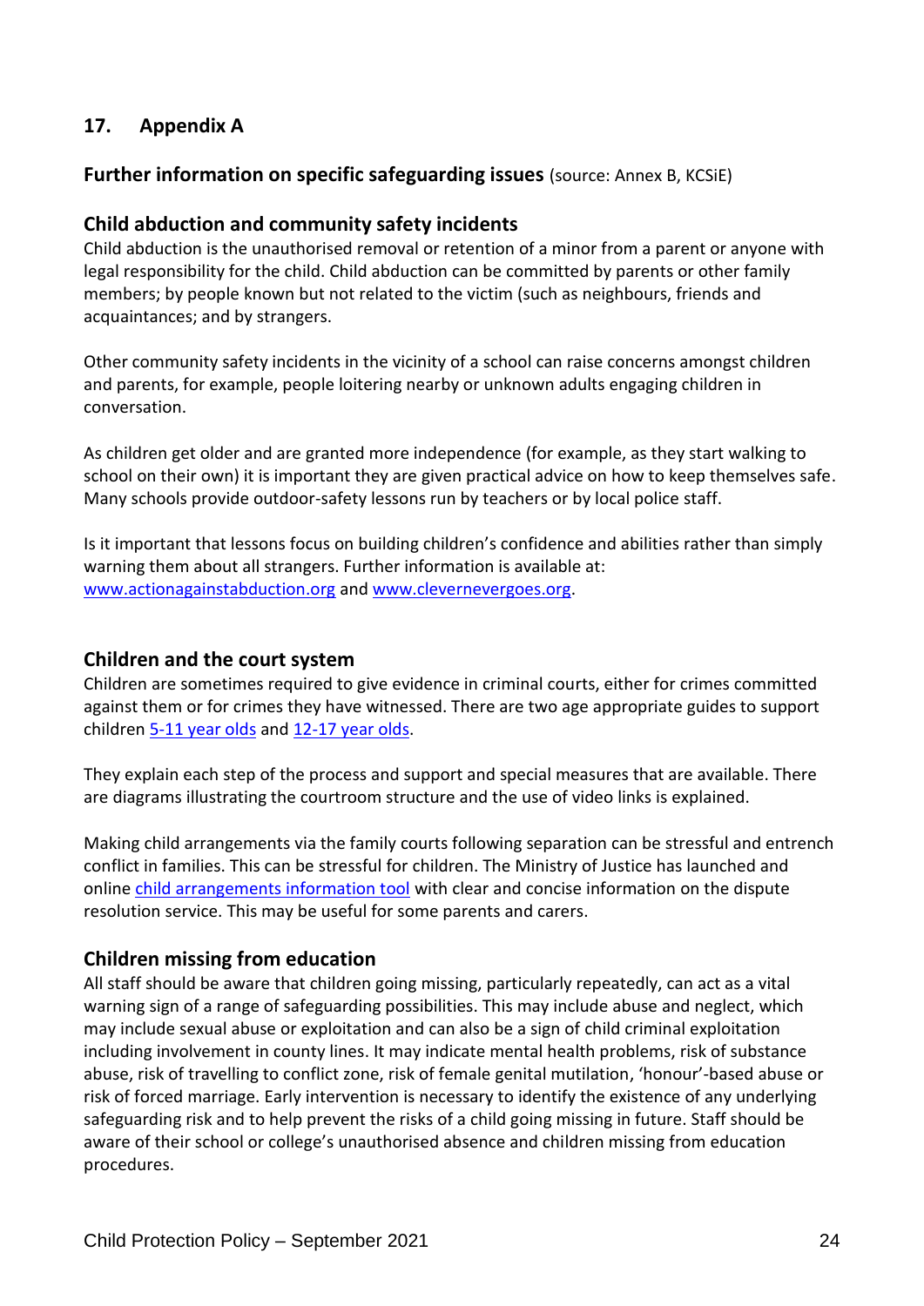## 17. Appendix A

### Further information on specific safeguarding issues (source: Annex B, KCSiE)

### Child abduction and community safety incidents

Child abduction is the unauthorised removal or retention of a minor from a parent or anyone with legal responsibility for the child. Child abduction can be committed by parents or other family members; by people known but not related to the victim (such as neighbours, friends and acquaintances; and by strangers.

Other community safety incidents in the vicinity of a school can raise concerns amongst children and parents, for example, people loitering nearby or unknown adults engaging children in conversation.

As children get older and are granted more independence (for example, as they start walking to school on their own) it is important they are given practical advice on how to keep themselves safe. Many schools provide outdoor-safety lessons run by teachers or by local police staff.

Is it important that lessons focus on building children's confidence and abilities rather than simply warning them about all strangers. Further information is available at: www.actionagainstabduction.org and www.clevernevergoes.org.

### Children and the court system

Children are sometimes required to give evidence in criminal courts, either for crimes committed against them or for crimes they have witnessed. There are two age appropriate guides to support children 5-11 year olds and 12-17 year olds.

They explain each step of the process and support and special measures that are available. There are diagrams illustrating the courtroom structure and the use of video links is explained.

Making child arrangements via the family courts following separation can be stressful and entrench conflict in families. This can be stressful for children. The Ministry of Justice has launched and online child arrangements information tool with clear and concise information on the dispute resolution service. This may be useful for some parents and carers.

### Children missing from education

All staff should be aware that children going missing, particularly repeatedly, can act as a vital warning sign of a range of safeguarding possibilities. This may include abuse and neglect, which may include sexual abuse or exploitation and can also be a sign of child criminal exploitation including involvement in county lines. It may indicate mental health problems, risk of substance abuse, risk of travelling to conflict zone, risk of female genital mutilation, 'honour'-based abuse or risk of forced marriage. Early intervention is necessary to identify the existence of any underlying safeguarding risk and to help prevent the risks of a child going missing in future. Staff should be aware of their school or college's unauthorised absence and children missing from education procedures.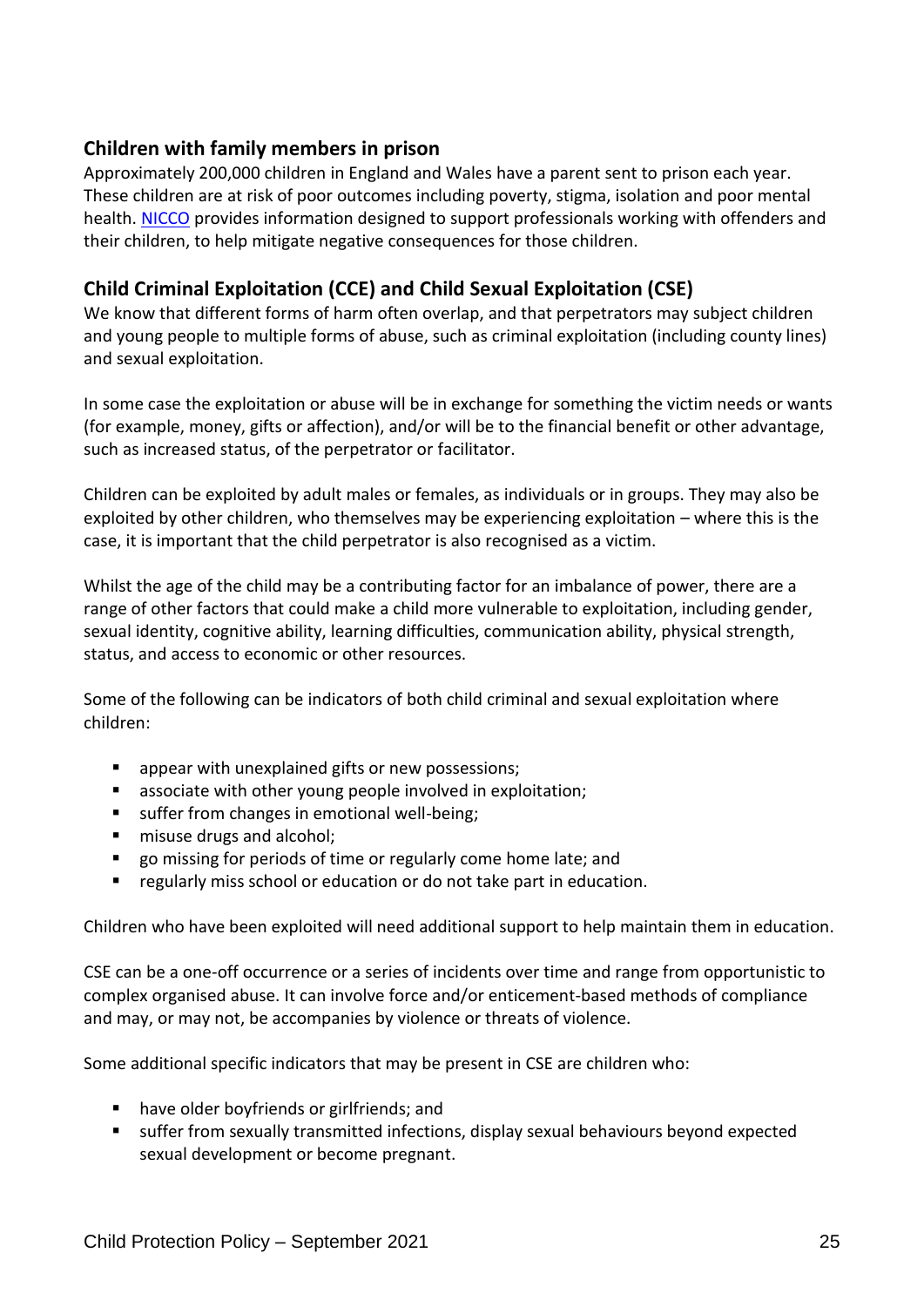## Children with family members in prison

Approximately 200,000 children in England and Wales have a parent sent to prison each year. These children are at risk of poor outcomes including poverty, stigma, isolation and poor mental health. NICCO provides information designed to support professionals working with offenders and their children, to help mitigate negative consequences for those children.

## Child Criminal Exploitation (CCE) and Child Sexual Exploitation (CSE)

We know that different forms of harm often overlap, and that perpetrators may subject children and young people to multiple forms of abuse, such as criminal exploitation (including county lines) and sexual exploitation.

In some case the exploitation or abuse will be in exchange for something the victim needs or wants (for example, money, gifts or affection), and/or will be to the financial benefit or other advantage, such as increased status, of the perpetrator or facilitator.

Children can be exploited by adult males or females, as individuals or in groups. They may also be exploited by other children, who themselves may be experiencing exploitation – where this is the case, it is important that the child perpetrator is also recognised as a victim.

Whilst the age of the child may be a contributing factor for an imbalance of power, there are a range of other factors that could make a child more vulnerable to exploitation, including gender, sexual identity, cognitive ability, learning difficulties, communication ability, physical strength, status, and access to economic or other resources.

Some of the following can be indicators of both child criminal and sexual exploitation where children:

- appear with unexplained gifts or new possessions;
- associate with other young people involved in exploitation;
- suffer from changes in emotional well-being;
- misuse drugs and alcohol;
- go missing for periods of time or regularly come home late; and
- regularly miss school or education or do not take part in education.

Children who have been exploited will need additional support to help maintain them in education.

CSE can be a one-off occurrence or a series of incidents over time and range from opportunistic to complex organised abuse. It can involve force and/or enticement-based methods of compliance and may, or may not, be accompanies by violence or threats of violence.

Some additional specific indicators that may be present in CSE are children who:

- have older boyfriends or girlfriends; and
- suffer from sexually transmitted infections, display sexual behaviours beyond expected sexual development or become pregnant.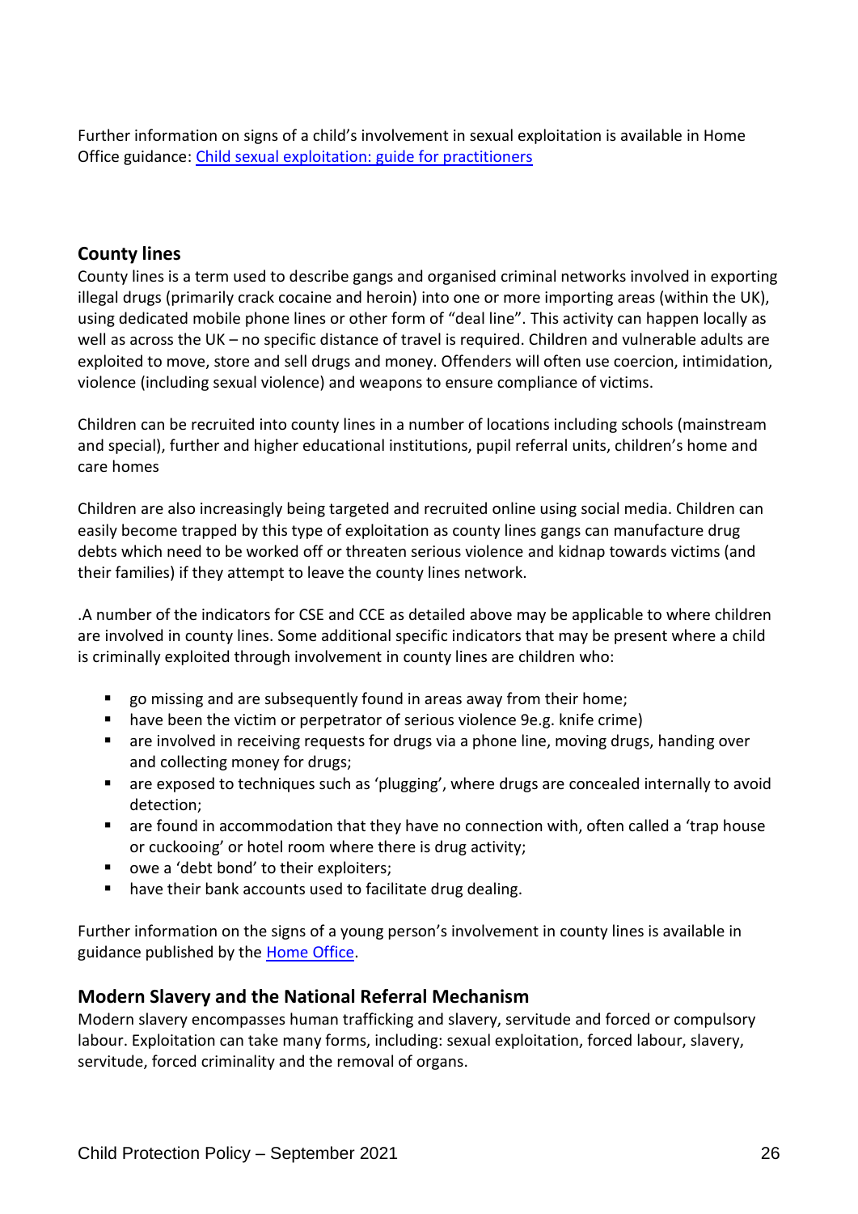Further information on signs of a child's involvement in sexual exploitation is available in Home Office guidance: [Child sexual exploitation: guide for practitioners]()

## County lines

County lines is a term used to describe gangs and organised criminal networks involved in exporting illegal drugs (primarily crack cocaine and heroin) into one or more importing areas (within the UK), using dedicated mobile phone lines or other form of "deal line". This activity can happen locally as well as across the UK – no specific distance of travel is required. Children and vulnerable adults are exploited to move, store and sell drugs and money. Offenders will often use coercion, intimidation, violence (including sexual violence) and weapons to ensure compliance of victims.

Children can be recruited into county lines in a number of locations including schools (mainstream and special), further and higher educational institutions, pupil referral units, children's home and care homes

Children are also increasingly being targeted and recruited online using social media. Children can easily become trapped by this type of exploitation as county lines gangs can manufacture drug debts which need to be worked off or threaten serious violence and kidnap towards victims (and their families) if they attempt to leave the county lines network.

.A number of the indicators for CSE and CCE as detailed above may be applicable to where children are involved in county lines. Some additional specific indicators that may be present where a child is criminally exploited through involvement in county lines are children who:

- go missing and are subsequently found in areas away from their home;
- have been the victim or perpetrator of serious violence 9e.g. knife crime)
- are involved in receiving requests for drugs via a phone line, moving drugs, handing over and collecting money for drugs;
- are exposed to techniques such as 'plugging', where drugs are concealed internally to avoid detection;
- are found in accommodation that they have no connection with, often called a 'trap house or cuckooing' or hotel room where there is drug activity;
- owe a 'debt bond' to their exploiters;
- have their bank accounts used to facilitate drug dealing.

Further information on the signs of a young person's involvement in county lines is available in guidance published by the [Home Office]().

## Modern Slavery and the National Referral Mechanism

Modern slavery encompasses human trafficking and slavery, servitude and forced or compulsory labour. Exploitation can take many forms, including: sexual exploitation, forced labour, slavery, servitude, forced criminality and the removal of organs.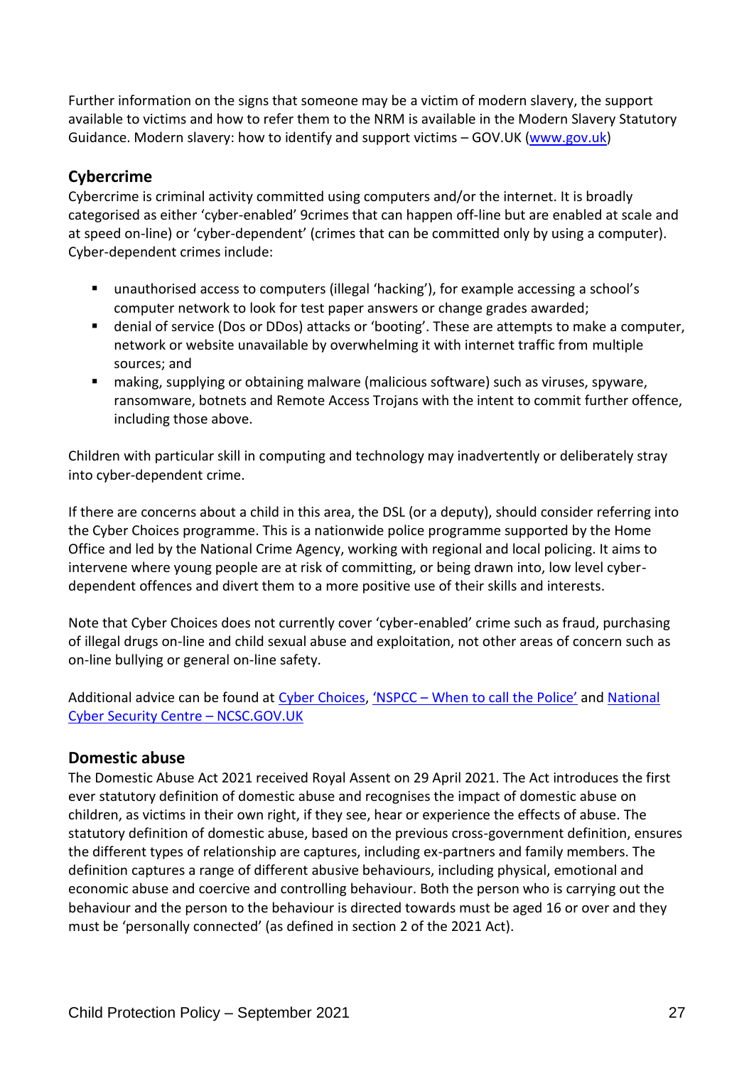Further information on the signs that someone may be a victim of modern slavery, the support available to victims and how to refer them to the NRM is available in the Modern Slavery Statutory Guidance. Modern slavery: how to identify and support victims – GOV.UK ([www.gov.uk](www.gov.uk))

## Cybercrime

Cybercrime is criminal activity committed using computers and/or the internet. It is broadly categorised as either 'cyber-enabled' 9crimes that can happen off-line but are enabled at scale and at speed on-line) or 'cyber-dependent' (crimes that can be committed only by using a computer). Cyber-dependent crimes include:

- unauthorised access to computers (illegal 'hacking'), for example accessing a school's computer network to look for test paper answers or change grades awarded;
- denial of service (Dos or DDos) attacks or 'booting'. These are attempts to make a computer, network or website unavailable by overwhelming it with internet traffic from multiple sources; and
- making, supplying or obtaining malware (malicious software) such as viruses, spyware, ransomware, botnets and Remote Access Trojans with the intent to commit further offence, including those above.

Children with particular skill in computing and technology may inadvertently or deliberately stray into cyber-dependent crime.

If there are concerns about a child in this area, the DSL (or a deputy), should consider referring into the Cyber Choices programme. This is a nationwide police programme supported by the Home Office and led by the National Crime Agency, working with regional and local policing. It aims to intervene where young people are at risk of committing, or being drawn into, low level cyber-dependent offences and divert them to a more positive use of their skills and interests.

Note that Cyber Choices does not currently cover 'cyber-enabled' crime such as fraud, purchasing of illegal drugs on-line and child sexual abuse and exploitation, not other areas of concern such as on-line bullying or general on-line safety.

Additional advice can be found at Cyber Choices, 'NSPCC – When to call the Police' and National Cyber Security Centre – NCSC.GOV.UK

## Domestic abuse

The Domestic Abuse Act 2021 received Royal Assent on 29 April 2021. The Act introduces the first ever statutory definition of domestic abuse and recognises the impact of domestic abuse on children, as victims in their own right, if they see, hear or experience the effects of abuse. The statutory definition of domestic abuse, based on the previous cross-government definition, ensures the different types of relationship are captures, including ex-partners and family members. The definition captures a range of different abusive behaviours, including physical, emotional and economic abuse and coercive and controlling behaviour. Both the person who is carrying out the behaviour and the person to the behaviour is directed towards must be aged 16 or over and they must be 'personally connected' (as defined in section 2 of the 2021 Act).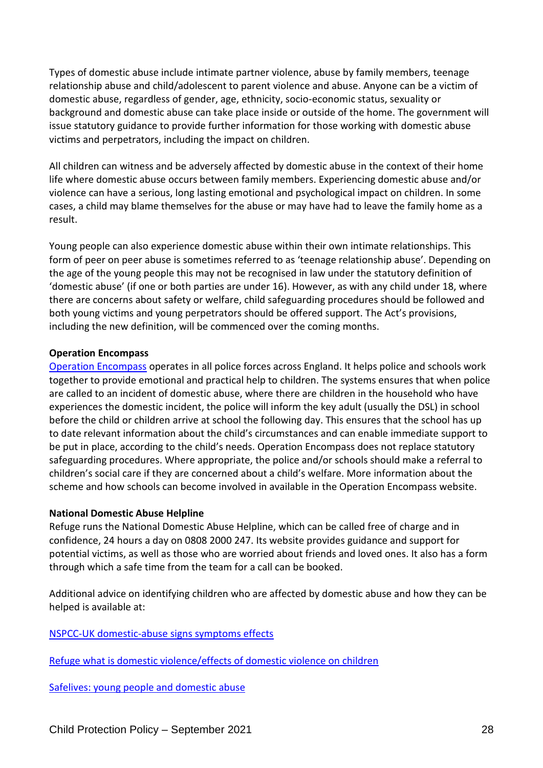Types of domestic abuse include intimate partner violence, abuse by family members, teenage relationship abuse and child/adolescent to parent violence and abuse. Anyone can be a victim of domestic abuse, regardless of gender, age, ethnicity, socio-economic status, sexuality or background and domestic abuse can take place inside or outside of the home. The government will issue statutory guidance to provide further information for those working with domestic abuse victims and perpetrators, including the impact on children.

All children can witness and be adversely affected by domestic abuse in the context of their home life where domestic abuse occurs between family members. Experiencing domestic abuse and/or violence can have a serious, long lasting emotional and psychological impact on children. In some cases, a child may blame themselves for the abuse or may have had to leave the family home as a result.

Young people can also experience domestic abuse within their own intimate relationships. This form of peer on peer abuse is sometimes referred to as 'teenage relationship abuse'. Depending on the age of the young people this may not be recognised in law under the statutory definition of 'domestic abuse' (if one or both parties are under 16). However, as with any child under 18, where there are concerns about safety or welfare, child safeguarding procedures should be followed and both young victims and young perpetrators should be offered support. The Act's provisions, including the new definition, will be commenced over the coming months.

**Operation Encompass**

Operation Encompass operates in all police forces across England. It helps police and schools work together to provide emotional and practical help to children. The systems ensures that when police are called to an incident of domestic abuse, where there are children in the household who have experiences the domestic incident, the police will inform the key adult (usually the DSL) in school before the child or children arrive at school the following day. This ensures that the school has up to date relevant information about the child's circumstances and can enable immediate support to be put in place, according to the child's needs. Operation Encompass does not replace statutory safeguarding procedures. Where appropriate, the police and/or schools should make a referral to children's social care if they are concerned about a child's welfare. More information about the scheme and how schools can become involved in available in the Operation Encompass website.

**National Domestic Abuse Helpline**

Refuge runs the National Domestic Abuse Helpline, which can be called free of charge and in confidence, 24 hours a day on 0808 2000 247. Its website provides guidance and support for potential victims, as well as those who are worried about friends and loved ones. It also has a form through which a safe time from the team for a call can be booked.

Additional advice on identifying children who are affected by domestic abuse and how they can be helped is available at:

NSPCC-UK domestic-abuse signs symptoms effects

Refuge what is domestic violence/effects of domestic violence on children

Safelives: young people and domestic abuse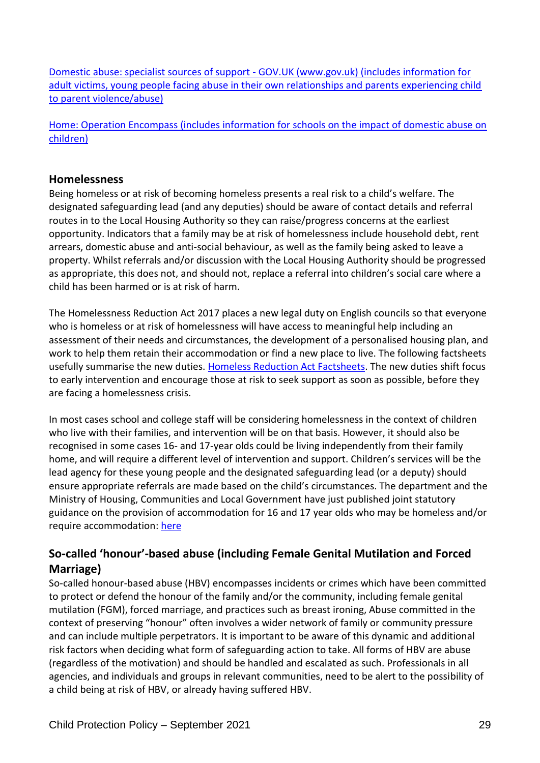[Domestic abuse: specialist sources of support - GOV.UK (www.gov.uk) (includes information for adult victims, young people facing abuse in their own relationships and parents experiencing child to parent violence/abuse)]()

[Home: Operation Encompass (includes information for schools on the impact of domestic abuse on children)]()

### Homelessness

Being homeless or at risk of becoming homeless presents a real risk to a child's welfare. The designated safeguarding lead (and any deputies) should be aware of contact details and referral routes in to the Local Housing Authority so they can raise/progress concerns at the earliest opportunity. Indicators that a family may be at risk of homelessness include household debt, rent arrears, domestic abuse and anti-social behaviour, as well as the family being asked to leave a property. Whilst referrals and/or discussion with the Local Housing Authority should be progressed as appropriate, this does not, and should not, replace a referral into children's social care where a child has been harmed or is at risk of harm.

The Homelessness Reduction Act 2017 places a new legal duty on English councils so that everyone who is homeless or at risk of homelessness will have access to meaningful help including an assessment of their needs and circumstances, the development of a personalised housing plan, and work to help them retain their accommodation or find a new place to live. The following factsheets usefully summarise the new duties. [Homeless Reduction Act Factsheets](). The new duties shift focus to early intervention and encourage those at risk to seek support as soon as possible, before they are facing a homelessness crisis.

In most cases school and college staff will be considering homelessness in the context of children who live with their families, and intervention will be on that basis. However, it should also be recognised in some cases 16- and 17-year olds could be living independently from their family home, and will require a different level of intervention and support. Children's services will be the lead agency for these young people and the designated safeguarding lead (or a deputy) should ensure appropriate referrals are made based on the child's circumstances. The department and the Ministry of Housing, Communities and Local Government have just published joint statutory guidance on the provision of accommodation for 16 and 17 year olds who may be homeless and/or require accommodation: [here]()

### So-called 'honour'-based abuse (including Female Genital Mutilation and Forced Marriage)

So-called honour-based abuse (HBV) encompasses incidents or crimes which have been committed to protect or defend the honour of the family and/or the community, including female genital mutilation (FGM), forced marriage, and practices such as breast ironing, Abuse committed in the context of preserving "honour" often involves a wider network of family or community pressure and can include multiple perpetrators. It is important to be aware of this dynamic and additional risk factors when deciding what form of safeguarding action to take. All forms of HBV are abuse (regardless of the motivation) and should be handled and escalated as such. Professionals in all agencies, and individuals and groups in relevant communities, need to be alert to the possibility of a child being at risk of HBV, or already having suffered HBV.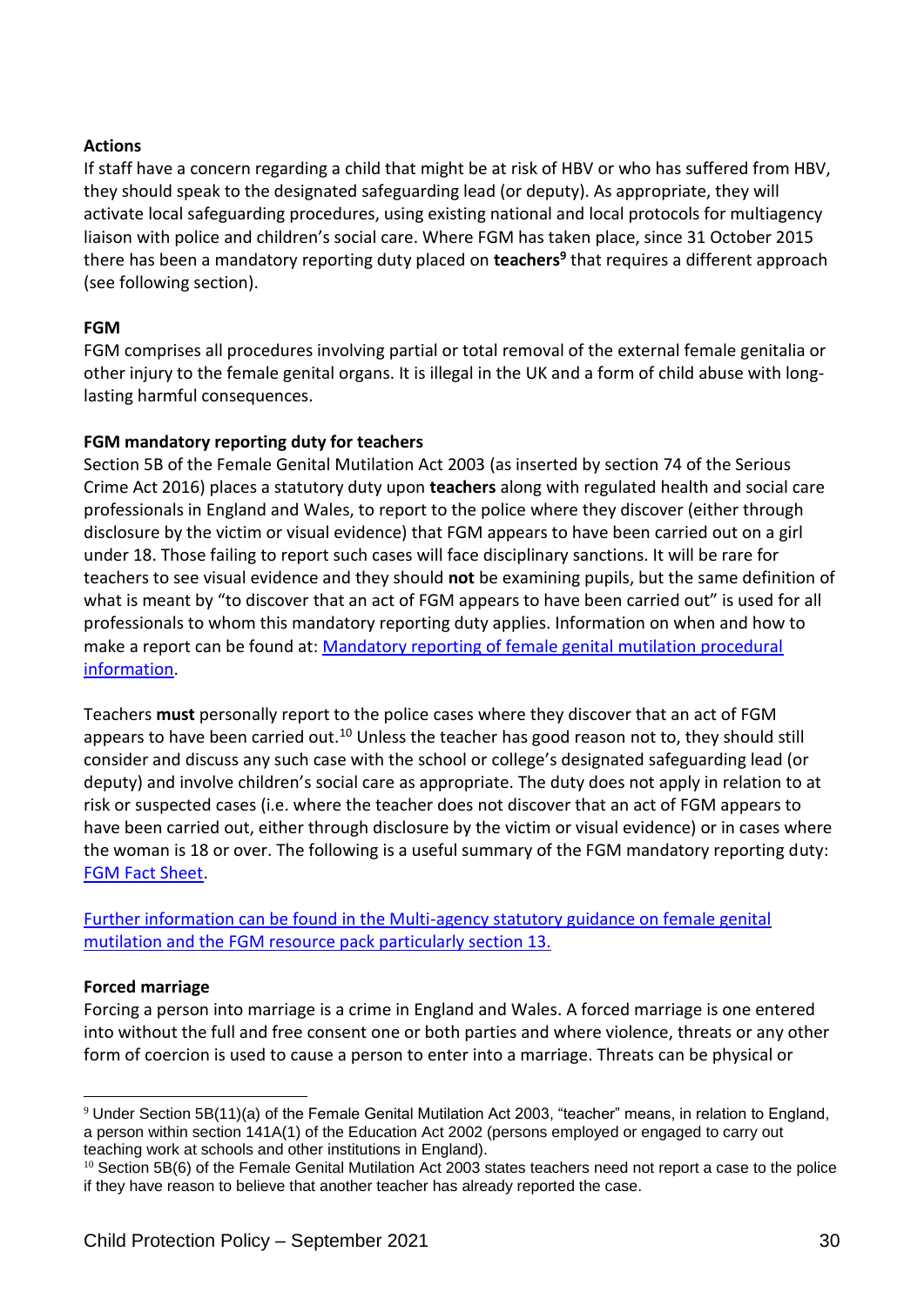**Actions**

If staff have a concern regarding a child that might be at risk of HBV or who has suffered from HBV, they should speak to the designated safeguarding lead (or deputy). As appropriate, they will activate local safeguarding procedures, using existing national and local protocols for multiagency liaison with police and children's social care. Where FGM has taken place, since 31 October 2015 there has been a mandatory reporting duty placed on **teachers**[9] that requires a different approach (see following section).

**FGM**

FGM comprises all procedures involving partial or total removal of the external female genitalia or other injury to the female genital organs. It is illegal in the UK and a form of child abuse with long-lasting harmful consequences.

**FGM mandatory reporting duty for teachers**

Section 5B of the Female Genital Mutilation Act 2003 (as inserted by section 74 of the Serious Crime Act 2016) places a statutory duty upon **teachers** along with regulated health and social care professionals in England and Wales, to report to the police where they discover (either through disclosure by the victim or visual evidence) that FGM appears to have been carried out on a girl under 18. Those failing to report such cases will face disciplinary sanctions. It will be rare for teachers to see visual evidence and they should **not** be examining pupils, but the same definition of what is meant by "to discover that an act of FGM appears to have been carried out" is used for all professionals to whom this mandatory reporting duty applies. Information on when and how to make a report can be found at: Mandatory reporting of female genital mutilation procedural information.

Teachers **must** personally report to the police cases where they discover that an act of FGM appears to have been carried out.[10] Unless the teacher has good reason not to, they should still consider and discuss any such case with the school or college's designated safeguarding lead (or deputy) and involve children's social care as appropriate. The duty does not apply in relation to at risk or suspected cases (i.e. where the teacher does not discover that an act of FGM appears to have been carried out, either through disclosure by the victim or visual evidence) or in cases where the woman is 18 or over. The following is a useful summary of the FGM mandatory reporting duty: FGM Fact Sheet.

Further information can be found in the Multi-agency statutory guidance on female genital mutilation and the FGM resource pack particularly section 13.

**Forced marriage**

Forcing a person into marriage is a crime in England and Wales. A forced marriage is one entered into without the full and free consent one or both parties and where violence, threats or any other form of coercion is used to cause a person to enter into a marriage. Threats can be physical or

---

[9] Under Section 5B(11)(a) of the Female Genital Mutilation Act 2003, "teacher" means, in relation to England, a person within section 141A(1) of the Education Act 2002 (persons employed or engaged to carry out teaching work at schools and other institutions in England).

[10] Section 5B(6) of the Female Genital Mutilation Act 2003 states teachers need not report a case to the police if they have reason to believe that another teacher has already reported the case.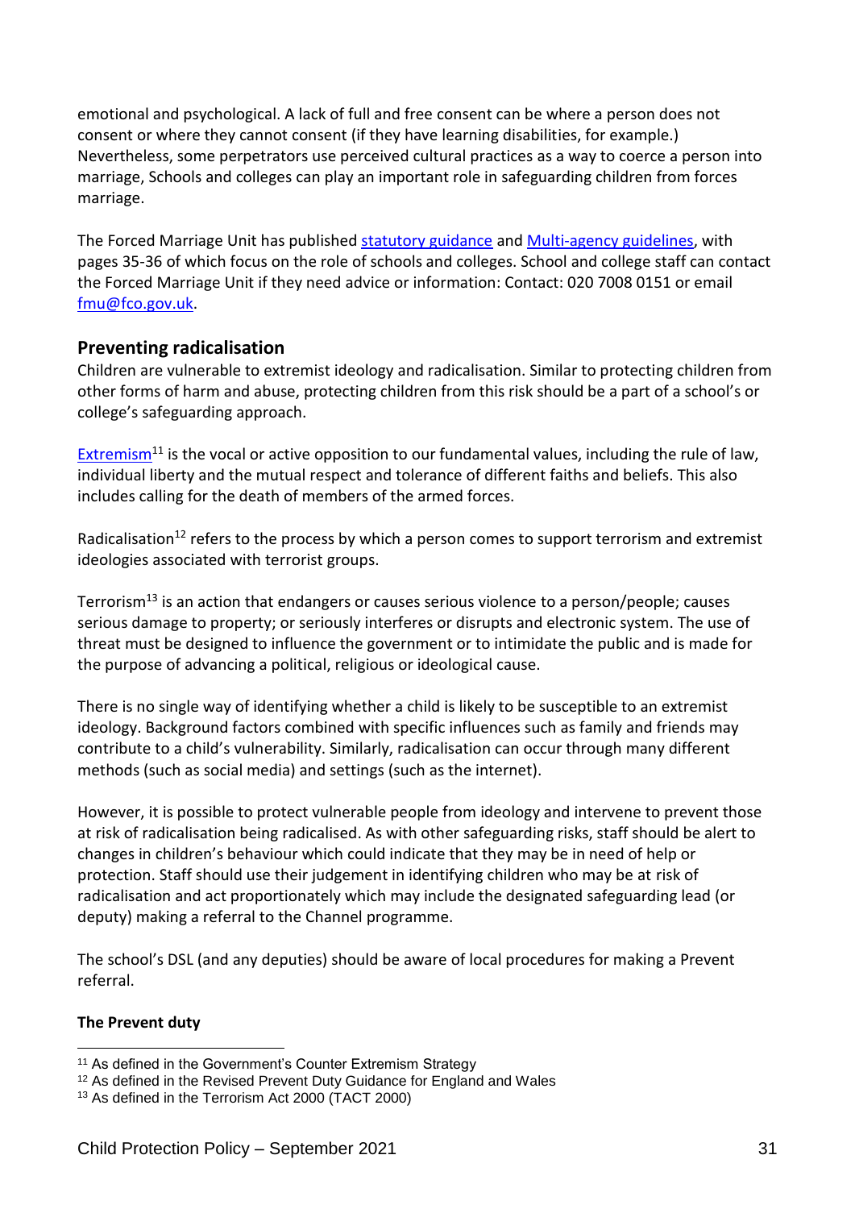emotional and psychological. A lack of full and free consent can be where a person does not consent or where they cannot consent (if they have learning disabilities, for example.) Nevertheless, some perpetrators use perceived cultural practices as a way to coerce a person into marriage, Schools and colleges can play an important role in safeguarding children from forces marriage.

The Forced Marriage Unit has published [statutory guidance]() and [Multi-agency guidelines](), with pages 35-36 of which focus on the role of schools and colleges. School and college staff can contact the Forced Marriage Unit if they need advice or information: Contact: 020 7008 0151 or email [fmu@fco.gov.uk]().

## Preventing radicalisation

Children are vulnerable to extremist ideology and radicalisation. Similar to protecting children from other forms of harm and abuse, protecting children from this risk should be a part of a school's or college's safeguarding approach.

[Extremism]()[11] is the vocal or active opposition to our fundamental values, including the rule of law, individual liberty and the mutual respect and tolerance of different faiths and beliefs. This also includes calling for the death of members of the armed forces.

Radicalisation[12] refers to the process by which a person comes to support terrorism and extremist ideologies associated with terrorist groups.

Terrorism[13] is an action that endangers or causes serious violence to a person/people; causes serious damage to property; or seriously interferes or disrupts and electronic system. The use of threat must be designed to influence the government or to intimidate the public and is made for the purpose of advancing a political, religious or ideological cause.

There is no single way of identifying whether a child is likely to be susceptible to an extremist ideology. Background factors combined with specific influences such as family and friends may contribute to a child's vulnerability. Similarly, radicalisation can occur through many different methods (such as social media) and settings (such as the internet).

However, it is possible to protect vulnerable people from ideology and intervene to prevent those at risk of radicalisation being radicalised. As with other safeguarding risks, staff should be alert to changes in children's behaviour which could indicate that they may be in need of help or protection. Staff should use their judgement in identifying children who may be at risk of radicalisation and act proportionately which may include the designated safeguarding lead (or deputy) making a referral to the Channel programme.

The school's DSL (and any deputies) should be aware of local procedures for making a Prevent referral.

**The Prevent duty**

---

[11] As defined in the Government's Counter Extremism Strategy
[12] As defined in the Revised Prevent Duty Guidance for England and Wales
[13] As defined in the Terrorism Act 2000 (TACT 2000)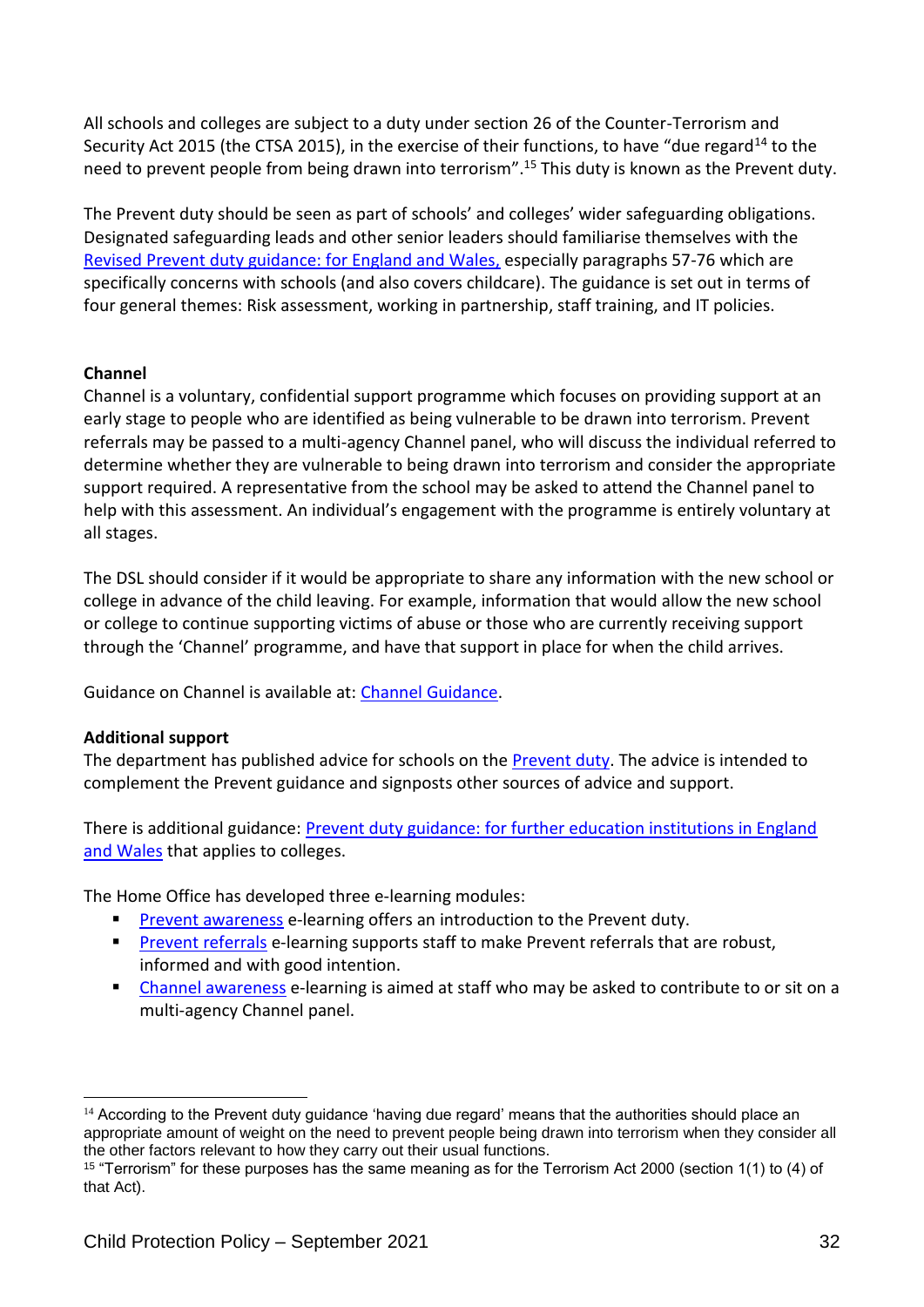All schools and colleges are subject to a duty under section 26 of the Counter-Terrorism and Security Act 2015 (the CTSA 2015), in the exercise of their functions, to have "due regard[14] to the need to prevent people from being drawn into terrorism".[15] This duty is known as the Prevent duty.

The Prevent duty should be seen as part of schools' and colleges' wider safeguarding obligations. Designated safeguarding leads and other senior leaders should familiarise themselves with the Revised Prevent duty guidance: for England and Wales, especially paragraphs 57-76 which are specifically concerns with schools (and also covers childcare). The guidance is set out in terms of four general themes: Risk assessment, working in partnership, staff training, and IT policies.

**Channel**

Channel is a voluntary, confidential support programme which focuses on providing support at an early stage to people who are identified as being vulnerable to be drawn into terrorism. Prevent referrals may be passed to a multi-agency Channel panel, who will discuss the individual referred to determine whether they are vulnerable to being drawn into terrorism and consider the appropriate support required. A representative from the school may be asked to attend the Channel panel to help with this assessment. An individual's engagement with the programme is entirely voluntary at all stages.

The DSL should consider if it would be appropriate to share any information with the new school or college in advance of the child leaving. For example, information that would allow the new school or college to continue supporting victims of abuse or those who are currently receiving support through the 'Channel' programme, and have that support in place for when the child arrives.

Guidance on Channel is available at: Channel Guidance.

**Additional support**

The department has published advice for schools on the Prevent duty. The advice is intended to complement the Prevent guidance and signposts other sources of advice and support.

There is additional guidance: Prevent duty guidance: for further education institutions in England and Wales that applies to colleges.

The Home Office has developed three e-learning modules:

- Prevent awareness e-learning offers an introduction to the Prevent duty.
- Prevent referrals e-learning supports staff to make Prevent referrals that are robust, informed and with good intention.
- Channel awareness e-learning is aimed at staff who may be asked to contribute to or sit on a multi-agency Channel panel.

---

[14] According to the Prevent duty guidance 'having due regard' means that the authorities should place an appropriate amount of weight on the need to prevent people being drawn into terrorism when they consider all the other factors relevant to how they carry out their usual functions.

[15] "Terrorism" for these purposes has the same meaning as for the Terrorism Act 2000 (section 1(1) to (4) of that Act).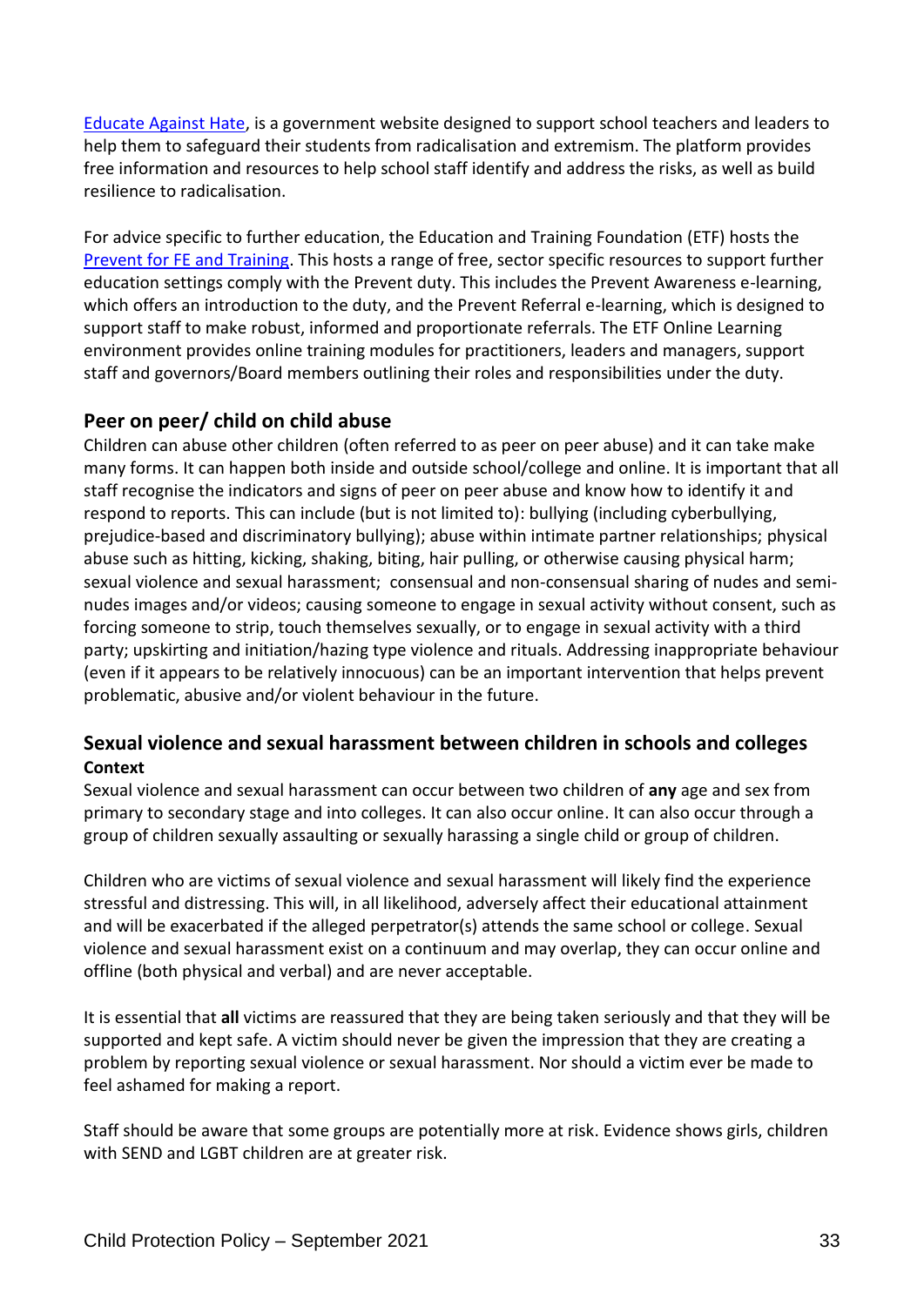[Educate Against Hate](#), is a government website designed to support school teachers and leaders to help them to safeguard their students from radicalisation and extremism. The platform provides free information and resources to help school staff identify and address the risks, as well as build resilience to radicalisation.

For advice specific to further education, the Education and Training Foundation (ETF) hosts the [Prevent for FE and Training](#). This hosts a range of free, sector specific resources to support further education settings comply with the Prevent duty. This includes the Prevent Awareness e-learning, which offers an introduction to the duty, and the Prevent Referral e-learning, which is designed to support staff to make robust, informed and proportionate referrals. The ETF Online Learning environment provides online training modules for practitioners, leaders and managers, support staff and governors/Board members outlining their roles and responsibilities under the duty.

## Peer on peer/ child on child abuse

Children can abuse other children (often referred to as peer on peer abuse) and it can take make many forms. It can happen both inside and outside school/college and online. It is important that all staff recognise the indicators and signs of peer on peer abuse and know how to identify it and respond to reports. This can include (but is not limited to): bullying (including cyberbullying, prejudice-based and discriminatory bullying); abuse within intimate partner relationships; physical abuse such as hitting, kicking, shaking, biting, hair pulling, or otherwise causing physical harm; sexual violence and sexual harassment; consensual and non-consensual sharing of nudes and semi-nudes images and/or videos; causing someone to engage in sexual activity without consent, such as forcing someone to strip, touch themselves sexually, or to engage in sexual activity with a third party; upskirting and initiation/hazing type violence and rituals. Addressing inappropriate behaviour (even if it appears to be relatively innocuous) can be an important intervention that helps prevent problematic, abusive and/or violent behaviour in the future.

## Sexual violence and sexual harassment between children in schools and colleges

**Context**

Sexual violence and sexual harassment can occur between two children of **any** age and sex from primary to secondary stage and into colleges. It can also occur online. It can also occur through a group of children sexually assaulting or sexually harassing a single child or group of children.

Children who are victims of sexual violence and sexual harassment will likely find the experience stressful and distressing. This will, in all likelihood, adversely affect their educational attainment and will be exacerbated if the alleged perpetrator(s) attends the same school or college. Sexual violence and sexual harassment exist on a continuum and may overlap, they can occur online and offline (both physical and verbal) and are never acceptable.

It is essential that **all** victims are reassured that they are being taken seriously and that they will be supported and kept safe. A victim should never be given the impression that they are creating a problem by reporting sexual violence or sexual harassment. Nor should a victim ever be made to feel ashamed for making a report.

Staff should be aware that some groups are potentially more at risk. Evidence shows girls, children with SEND and LGBT children are at greater risk.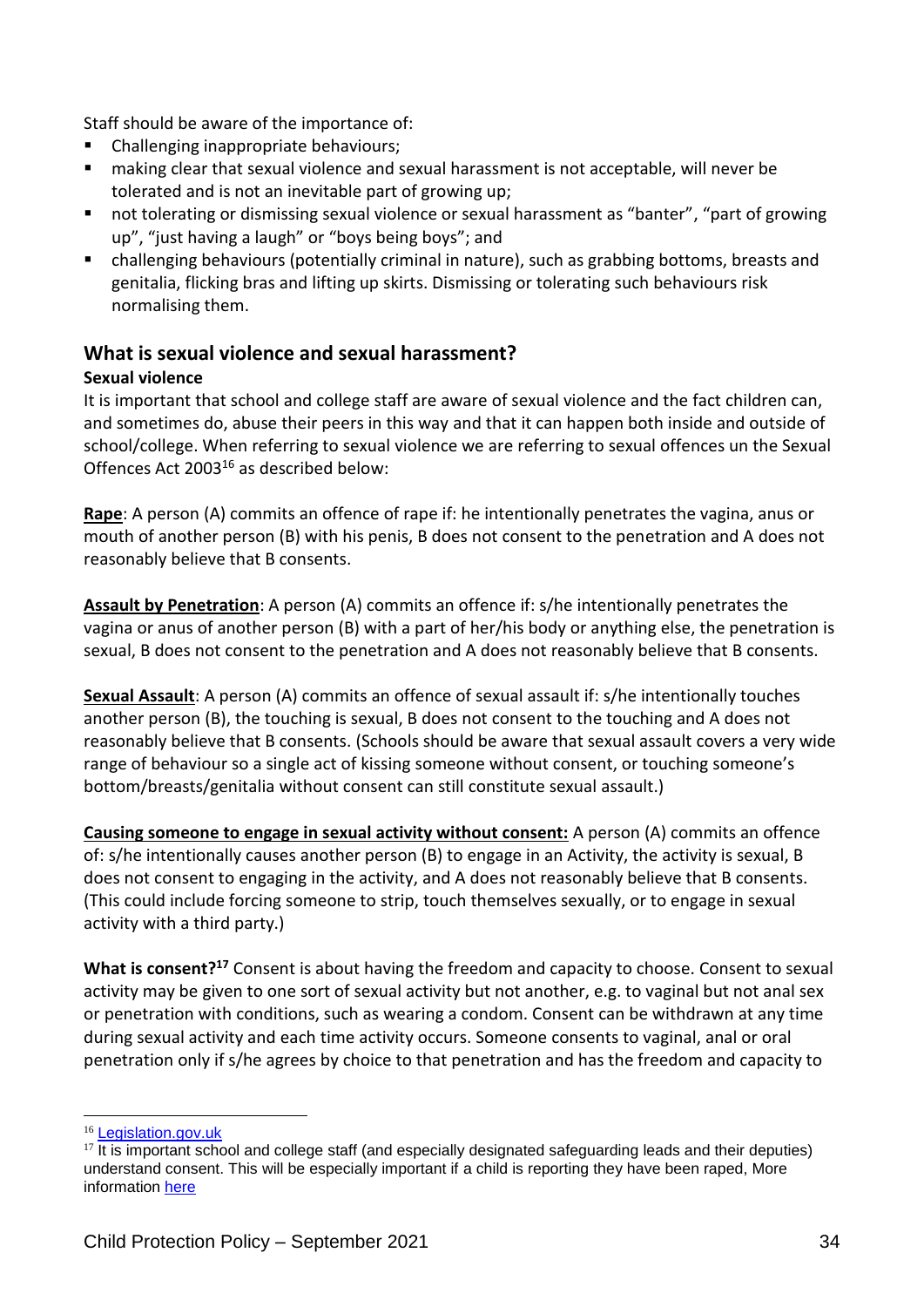Staff should be aware of the importance of:

- Challenging inappropriate behaviours;
- making clear that sexual violence and sexual harassment is not acceptable, will never be tolerated and is not an inevitable part of growing up;
- not tolerating or dismissing sexual violence or sexual harassment as "banter", "part of growing up", "just having a laugh" or "boys being boys"; and
- challenging behaviours (potentially criminal in nature), such as grabbing bottoms, breasts and genitalia, flicking bras and lifting up skirts. Dismissing or tolerating such behaviours risk normalising them.

## What is sexual violence and sexual harassment?

**Sexual violence**

It is important that school and college staff are aware of sexual violence and the fact children can, and sometimes do, abuse their peers in this way and that it can happen both inside and outside of school/college. When referring to sexual violence we are referring to sexual offences un the Sexual Offences Act 2003[16] as described below:

**Rape**: A person (A) commits an offence of rape if: he intentionally penetrates the vagina, anus or mouth of another person (B) with his penis, B does not consent to the penetration and A does not reasonably believe that B consents.

**Assault by Penetration**: A person (A) commits an offence if: s/he intentionally penetrates the vagina or anus of another person (B) with a part of her/his body or anything else, the penetration is sexual, B does not consent to the penetration and A does not reasonably believe that B consents.

**Sexual Assault**: A person (A) commits an offence of sexual assault if: s/he intentionally touches another person (B), the touching is sexual, B does not consent to the touching and A does not reasonably believe that B consents. (Schools should be aware that sexual assault covers a very wide range of behaviour so a single act of kissing someone without consent, or touching someone's bottom/breasts/genitalia without consent can still constitute sexual assault.)

**Causing someone to engage in sexual activity without consent:** A person (A) commits an offence of: s/he intentionally causes another person (B) to engage in an Activity, the activity is sexual, B does not consent to engaging in the activity, and A does not reasonably believe that B consents. (This could include forcing someone to strip, touch themselves sexually, or to engage in sexual activity with a third party.)

**What is consent?[17]** Consent is about having the freedom and capacity to choose. Consent to sexual activity may be given to one sort of sexual activity but not another, e.g. to vaginal but not anal sex or penetration with conditions, such as wearing a condom. Consent can be withdrawn at any time during sexual activity and each time activity occurs. Someone consents to vaginal, anal or oral penetration only if s/he agrees by choice to that penetration and has the freedom and capacity to

---

[16] Legislation.gov.uk

[17] It is important school and college staff (and especially designated safeguarding leads and their deputies) understand consent. This will be especially important if a child is reporting they have been raped, More information here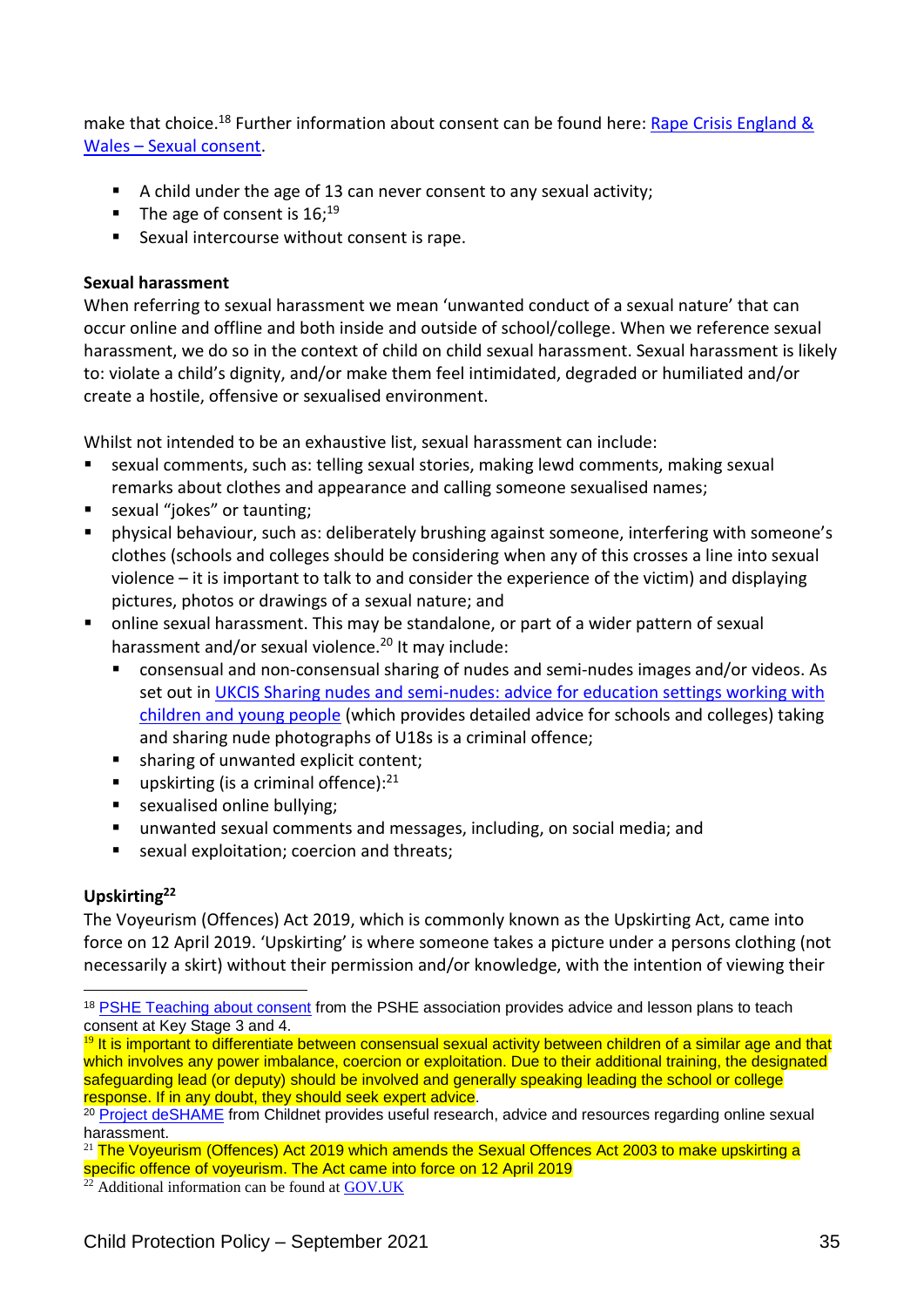make that choice.[18] Further information about consent can be found here: [Rape Crisis England & Wales – Sexual consent](#).

- A child under the age of 13 can never consent to any sexual activity;
- The age of consent is 16;[19]
- Sexual intercourse without consent is rape.

**Sexual harassment**

When referring to sexual harassment we mean 'unwanted conduct of a sexual nature' that can occur online and offline and both inside and outside of school/college. When we reference sexual harassment, we do so in the context of child on child sexual harassment. Sexual harassment is likely to: violate a child's dignity, and/or make them feel intimidated, degraded or humiliated and/or create a hostile, offensive or sexualised environment.

Whilst not intended to be an exhaustive list, sexual harassment can include:

- sexual comments, such as: telling sexual stories, making lewd comments, making sexual remarks about clothes and appearance and calling someone sexualised names;
- sexual "jokes" or taunting;
- physical behaviour, such as: deliberately brushing against someone, interfering with someone's clothes (schools and colleges should be considering when any of this crosses a line into sexual violence – it is important to talk to and consider the experience of the victim) and displaying pictures, photos or drawings of a sexual nature; and
- online sexual harassment. This may be standalone, or part of a wider pattern of sexual harassment and/or sexual violence.[20] It may include:
  - consensual and non-consensual sharing of nudes and semi-nudes images and/or videos. As set out in [UKCIS Sharing nudes and semi-nudes: advice for education settings working with children and young people](#) (which provides detailed advice for schools and colleges) taking and sharing nude photographs of U18s is a criminal offence;
  - sharing of unwanted explicit content;
  - upskirting (is a criminal offence):[21]
  - sexualised online bullying;
  - unwanted sexual comments and messages, including, on social media; and
  - sexual exploitation; coercion and threats;

**Upskirting[22]**

The Voyeurism (Offences) Act 2019, which is commonly known as the Upskirting Act, came into force on 12 April 2019. 'Upskirting' is where someone takes a picture under a persons clothing (not necessarily a skirt) without their permission and/or knowledge, with the intention of viewing their

---

[18] [PSHE Teaching about consent](#) from the PSHE association provides advice and lesson plans to teach consent at Key Stage 3 and 4.

[19] It is important to differentiate between consensual sexual activity between children of a similar age and that which involves any power imbalance, coercion or exploitation. Due to their additional training, the designated safeguarding lead (or deputy) should be involved and generally speaking leading the school or college response. If in any doubt, they should seek expert advice.

[20] [Project deSHAME](#) from Childnet provides useful research, advice and resources regarding online sexual harassment.

[21] The Voyeurism (Offences) Act 2019 which amends the Sexual Offences Act 2003 to make upskirting a specific offence of voyeurism. The Act came into force on 12 April 2019

[22] Additional information can be found at [GOV.UK](#)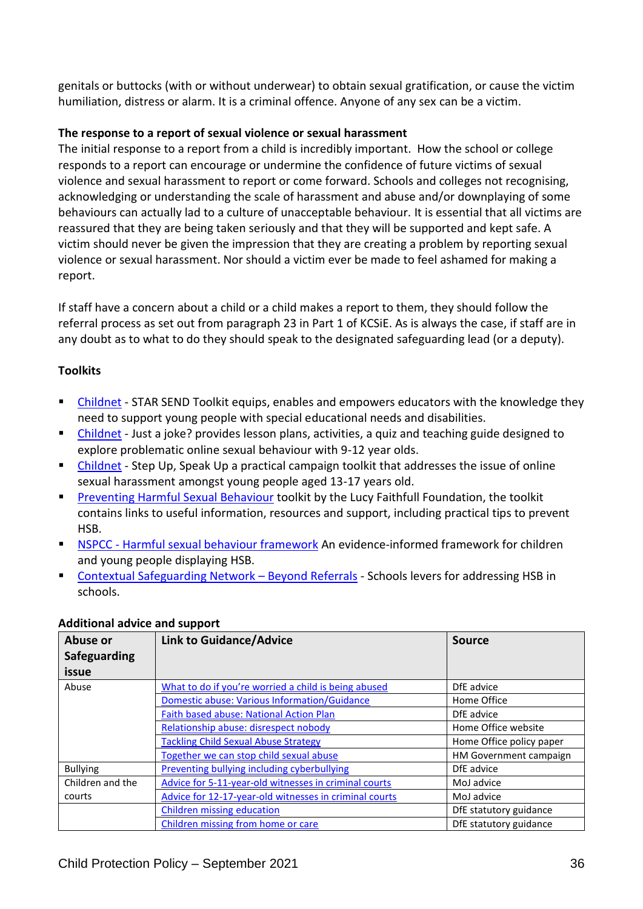genitals or buttocks (with or without underwear) to obtain sexual gratification, or cause the victim humiliation, distress or alarm. It is a criminal offence. Anyone of any sex can be a victim.

**The response to a report of sexual violence or sexual harassment**

The initial response to a report from a child is incredibly important. How the school or college responds to a report can encourage or undermine the confidence of future victims of sexual violence and sexual harassment to report or come forward. Schools and colleges not recognising, acknowledging or understanding the scale of harassment and abuse and/or downplaying of some behaviours can actually lad to a culture of unacceptable behaviour. It is essential that all victims are reassured that they are being taken seriously and that they will be supported and kept safe. A victim should never be given the impression that they are creating a problem by reporting sexual violence or sexual harassment. Nor should a victim ever be made to feel ashamed for making a report.

If staff have a concern about a child or a child makes a report to them, they should follow the referral process as set out from paragraph 23 in Part 1 of KCSiE. As is always the case, if staff are in any doubt as to what to do they should speak to the designated safeguarding lead (or a deputy).

**Toolkits**

- Childnet - STAR SEND Toolkit equips, enables and empowers educators with the knowledge they need to support young people with special educational needs and disabilities.
- Childnet - Just a joke? provides lesson plans, activities, a quiz and teaching guide designed to explore problematic online sexual behaviour with 9-12 year olds.
- Childnet - Step Up, Speak Up a practical campaign toolkit that addresses the issue of online sexual harassment amongst young people aged 13-17 years old.
- Preventing Harmful Sexual Behaviour toolkit by the Lucy Faithfull Foundation, the toolkit contains links to useful information, resources and support, including practical tips to prevent HSB.
- NSPCC - Harmful sexual behaviour framework An evidence-informed framework for children and young people displaying HSB.
- Contextual Safeguarding Network – Beyond Referrals - Schools levers for addressing HSB in schools.

**Additional advice and support**

| Abuse or Safeguarding issue | Link to Guidance/Advice | Source |
|---|---|---|
| Abuse | What to do if you're worried a child is being abused | DfE advice |
| | Domestic abuse: Various Information/Guidance | Home Office |
| | Faith based abuse: National Action Plan | DfE advice |
| | Relationship abuse: disrespect nobody | Home Office website |
| | Tackling Child Sexual Abuse Strategy | Home Office policy paper |
| | Together we can stop child sexual abuse | HM Government campaign |
| Bullying | Preventing bullying including cyberbullying | DfE advice |
| Children and the courts | Advice for 5-11-year-old witnesses in criminal courts | MoJ advice |
| | Advice for 12-17-year-old witnesses in criminal courts | MoJ advice |
| | Children missing education | DfE statutory guidance |
| | Children missing from home or care | DfE statutory guidance |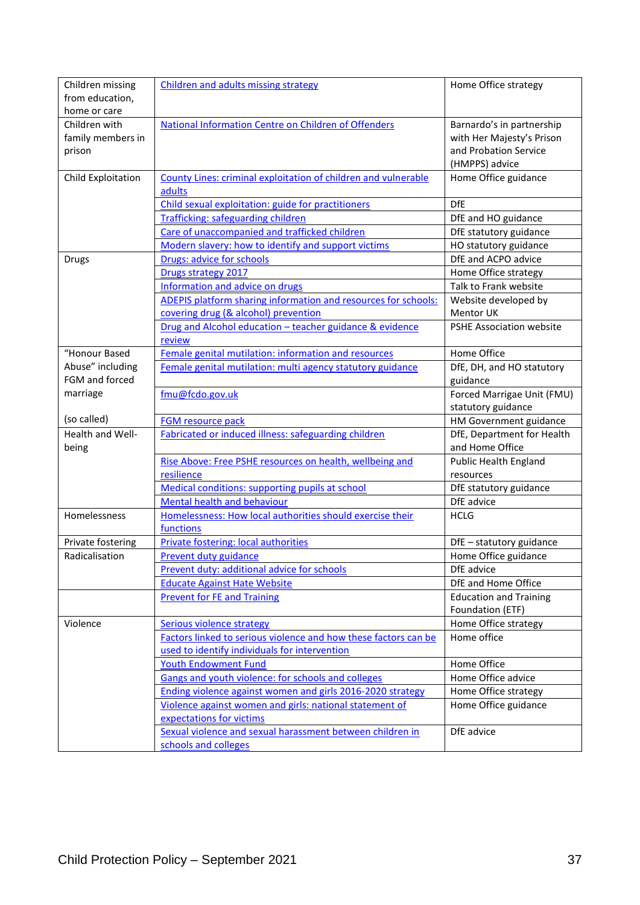| | | |
|---|---|---|
| Children missing from education, home or care | Children and adults missing strategy | Home Office strategy |
| Children with family members in prison | National Information Centre on Children of Offenders | Barnardo's in partnership with Her Majesty's Prison and Probation Service (HMPPS) advice |
| Child Exploitation | County Lines: criminal exploitation of children and vulnerable adults | Home Office guidance |
| | Child sexual exploitation: guide for practitioners | DfE |
| | Trafficking: safeguarding children | DfE and HO guidance |
| | Care of unaccompanied and trafficked children | DfE statutory guidance |
| | Modern slavery: how to identify and support victims | HO statutory guidance |
| Drugs | Drugs: advice for schools | DfE and ACPO advice |
| | Drugs strategy 2017 | Home Office strategy |
| | Information and advice on drugs | Talk to Frank website |
| | ADEPIS platform sharing information and resources for schools: covering drug (& alcohol) prevention | Website developed by Mentor UK |
| | Drug and Alcohol education – teacher guidance & evidence review | PSHE Association website |
| "Honour Based Abuse" including FGM and forced marriage (so called) | Female genital mutilation: information and resources | Home Office |
| | Female genital mutilation: multi agency statutory guidance | DfE, DH, and HO statutory guidance |
| | fmu@fcdo.gov.uk | Forced Marriage Unit (FMU) statutory guidance |
| | FGM resource pack | HM Government guidance |
| Health and Well-being | Fabricated or induced illness: safeguarding children | DfE, Department for Health and Home Office |
| | Rise Above: Free PSHE resources on health, wellbeing and resilience | Public Health England resources |
| | Medical conditions: supporting pupils at school | DfE statutory guidance |
| | Mental health and behaviour | DfE advice |
| Homelessness | Homelessness: How local authorities should exercise their functions | HCLG |
| Private fostering | Private fostering: local authorities | DfE – statutory guidance |
| Radicalisation | Prevent duty guidance | Home Office guidance |
| | Prevent duty: additional advice for schools | DfE advice |
| | Educate Against Hate Website | DfE and Home Office |
| | Prevent for FE and Training | Education and Training Foundation (ETF) |
| Violence | Serious violence strategy | Home Office strategy |
| | Factors linked to serious violence and how these factors can be used to identify individuals for intervention | Home office |
| | Youth Endowment Fund | Home Office |
| | Gangs and youth violence: for schools and colleges | Home Office advice |
| | Ending violence against women and girls 2016-2020 strategy | Home Office strategy |
| | Violence against women and girls: national statement of expectations for victims | Home Office guidance |
| | Sexual violence and sexual harassment between children in schools and colleges | DfE advice |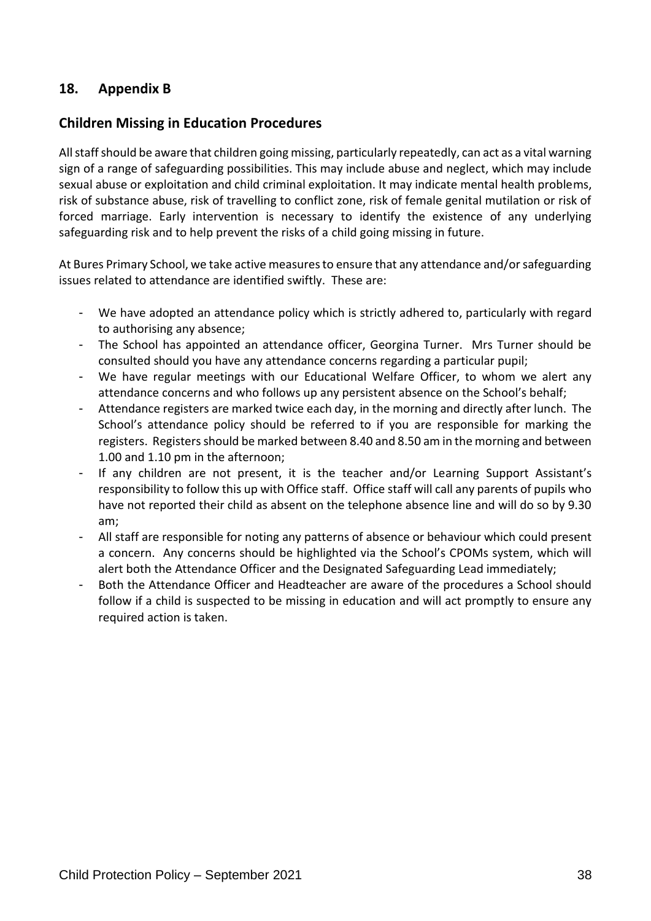## 18. Appendix B

### Children Missing in Education Procedures

All staff should be aware that children going missing, particularly repeatedly, can act as a vital warning sign of a range of safeguarding possibilities. This may include abuse and neglect, which may include sexual abuse or exploitation and child criminal exploitation. It may indicate mental health problems, risk of substance abuse, risk of travelling to conflict zone, risk of female genital mutilation or risk of forced marriage. Early intervention is necessary to identify the existence of any underlying safeguarding risk and to help prevent the risks of a child going missing in future.

At Bures Primary School, we take active measures to ensure that any attendance and/or safeguarding issues related to attendance are identified swiftly. These are:

- We have adopted an attendance policy which is strictly adhered to, particularly with regard to authorising any absence;
- The School has appointed an attendance officer, Georgina Turner. Mrs Turner should be consulted should you have any attendance concerns regarding a particular pupil;
- We have regular meetings with our Educational Welfare Officer, to whom we alert any attendance concerns and who follows up any persistent absence on the School's behalf;
- Attendance registers are marked twice each day, in the morning and directly after lunch. The School's attendance policy should be referred to if you are responsible for marking the registers. Registers should be marked between 8.40 and 8.50 am in the morning and between 1.00 and 1.10 pm in the afternoon;
- If any children are not present, it is the teacher and/or Learning Support Assistant's responsibility to follow this up with Office staff. Office staff will call any parents of pupils who have not reported their child as absent on the telephone absence line and will do so by 9.30 am;
- All staff are responsible for noting any patterns of absence or behaviour which could present a concern. Any concerns should be highlighted via the School's CPOMs system, which will alert both the Attendance Officer and the Designated Safeguarding Lead immediately;
- Both the Attendance Officer and Headteacher are aware of the procedures a School should follow if a child is suspected to be missing in education and will act promptly to ensure any required action is taken.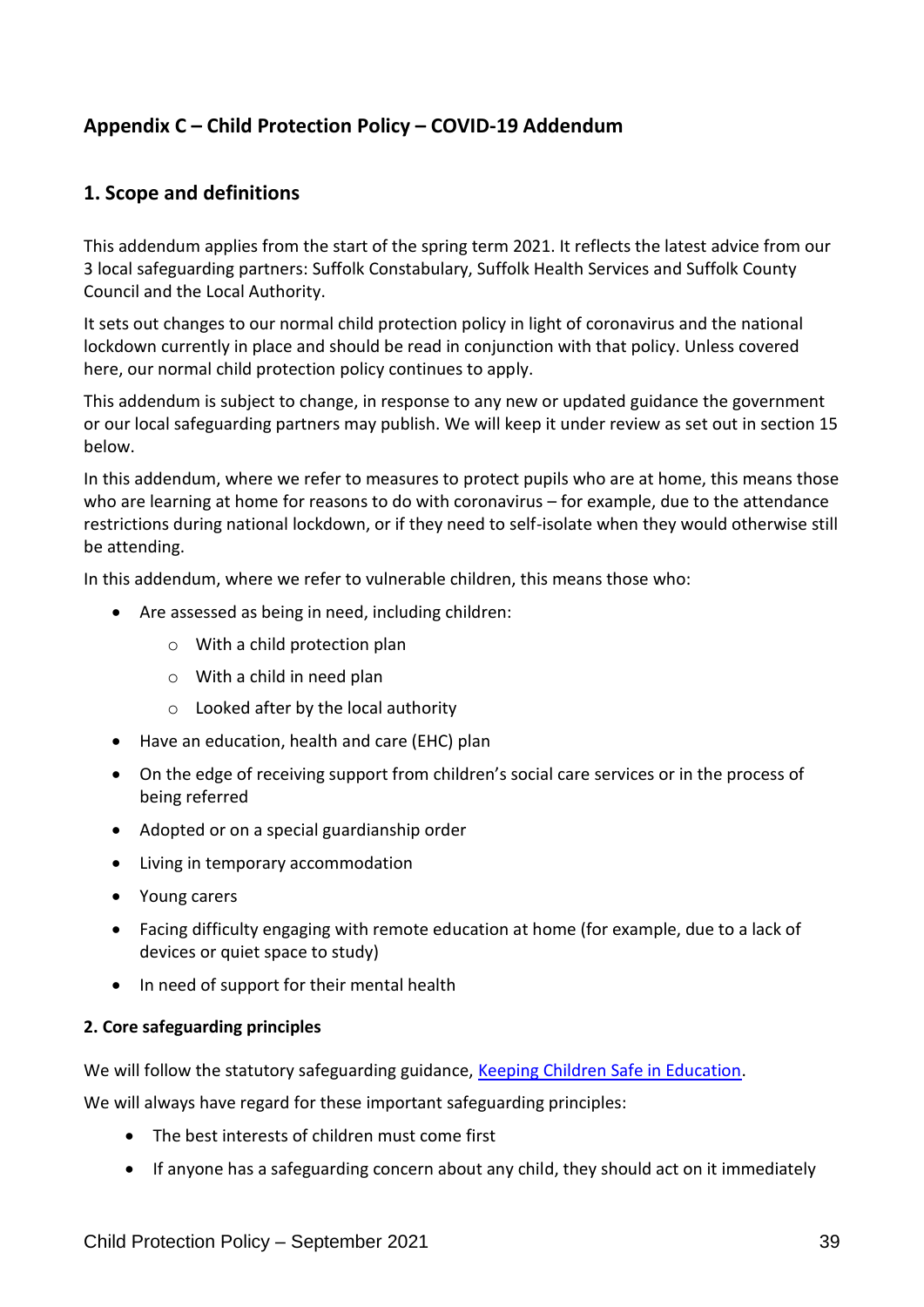## Appendix C – Child Protection Policy – COVID-19 Addendum

### 1. Scope and definitions

This addendum applies from the start of the spring term 2021. It reflects the latest advice from our 3 local safeguarding partners: Suffolk Constabulary, Suffolk Health Services and Suffolk County Council and the Local Authority.

It sets out changes to our normal child protection policy in light of coronavirus and the national lockdown currently in place and should be read in conjunction with that policy. Unless covered here, our normal child protection policy continues to apply.

This addendum is subject to change, in response to any new or updated guidance the government or our local safeguarding partners may publish. We will keep it under review as set out in section 15 below.

In this addendum, where we refer to measures to protect pupils who are at home, this means those who are learning at home for reasons to do with coronavirus – for example, due to the attendance restrictions during national lockdown, or if they need to self-isolate when they would otherwise still be attending.

In this addendum, where we refer to vulnerable children, this means those who:

- Are assessed as being in need, including children:
  - With a child protection plan
  - With a child in need plan
  - Looked after by the local authority
- Have an education, health and care (EHC) plan
- On the edge of receiving support from children's social care services or in the process of being referred
- Adopted or on a special guardianship order
- Living in temporary accommodation
- Young carers
- Facing difficulty engaging with remote education at home (for example, due to a lack of devices or quiet space to study)
- In need of support for their mental health

#### 2. Core safeguarding principles

We will follow the statutory safeguarding guidance, [Keeping Children Safe in Education](#).

We will always have regard for these important safeguarding principles:

- The best interests of children must come first
- If anyone has a safeguarding concern about any child, they should act on it immediately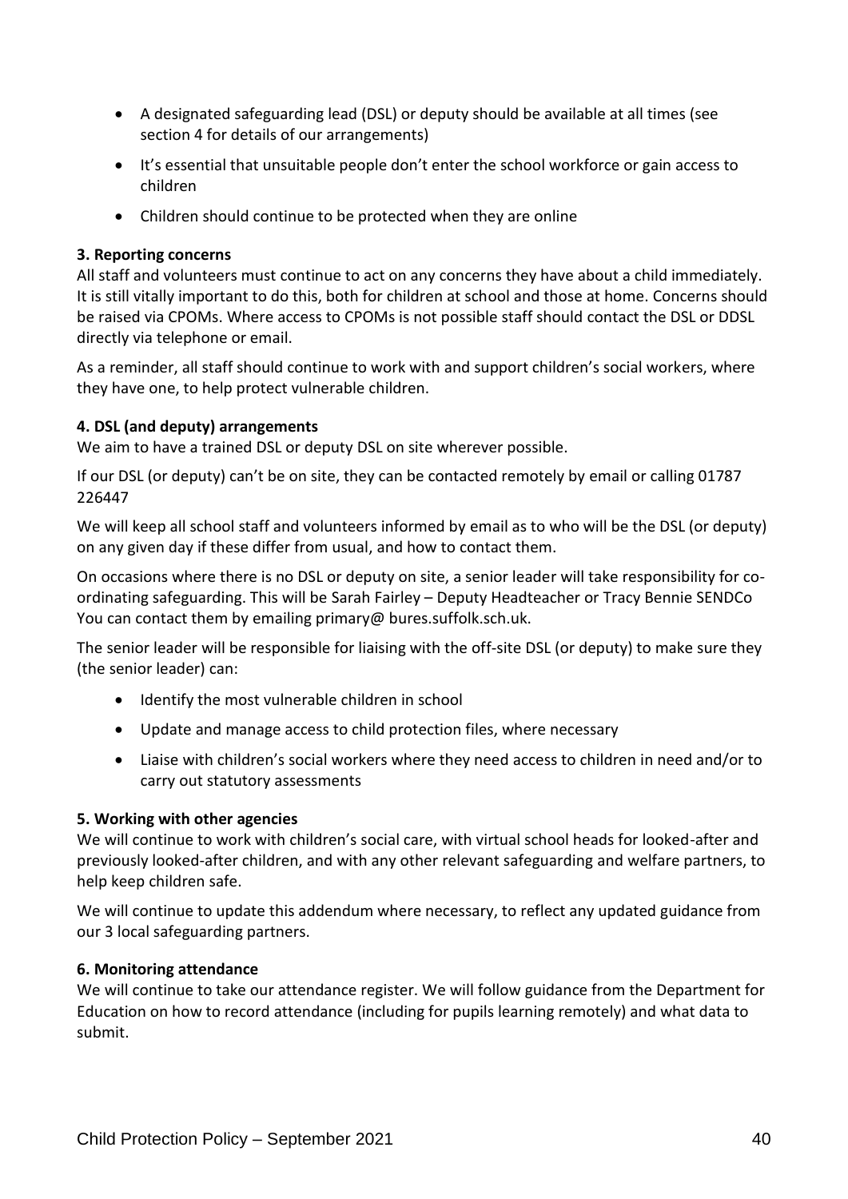- A designated safeguarding lead (DSL) or deputy should be available at all times (see section 4 for details of our arrangements)
- It's essential that unsuitable people don't enter the school workforce or gain access to children
- Children should continue to be protected when they are online

**3. Reporting concerns**

All staff and volunteers must continue to act on any concerns they have about a child immediately. It is still vitally important to do this, both for children at school and those at home. Concerns should be raised via CPOMs. Where access to CPOMs is not possible staff should contact the DSL or DDSL directly via telephone or email.

As a reminder, all staff should continue to work with and support children's social workers, where they have one, to help protect vulnerable children.

**4. DSL (and deputy) arrangements**

We aim to have a trained DSL or deputy DSL on site wherever possible.

If our DSL (or deputy) can't be on site, they can be contacted remotely by email or calling 01787 226447

We will keep all school staff and volunteers informed by email as to who will be the DSL (or deputy) on any given day if these differ from usual, and how to contact them.

On occasions where there is no DSL or deputy on site, a senior leader will take responsibility for co-ordinating safeguarding. This will be Sarah Fairley – Deputy Headteacher or Tracy Bennie SENDCo You can contact them by emailing primary@ bures.suffolk.sch.uk.

The senior leader will be responsible for liaising with the off-site DSL (or deputy) to make sure they (the senior leader) can:

- Identify the most vulnerable children in school
- Update and manage access to child protection files, where necessary
- Liaise with children's social workers where they need access to children in need and/or to carry out statutory assessments

**5. Working with other agencies**

We will continue to work with children's social care, with virtual school heads for looked-after and previously looked-after children, and with any other relevant safeguarding and welfare partners, to help keep children safe.

We will continue to update this addendum where necessary, to reflect any updated guidance from our 3 local safeguarding partners.

**6. Monitoring attendance**

We will continue to take our attendance register. We will follow guidance from the Department for Education on how to record attendance (including for pupils learning remotely) and what data to submit.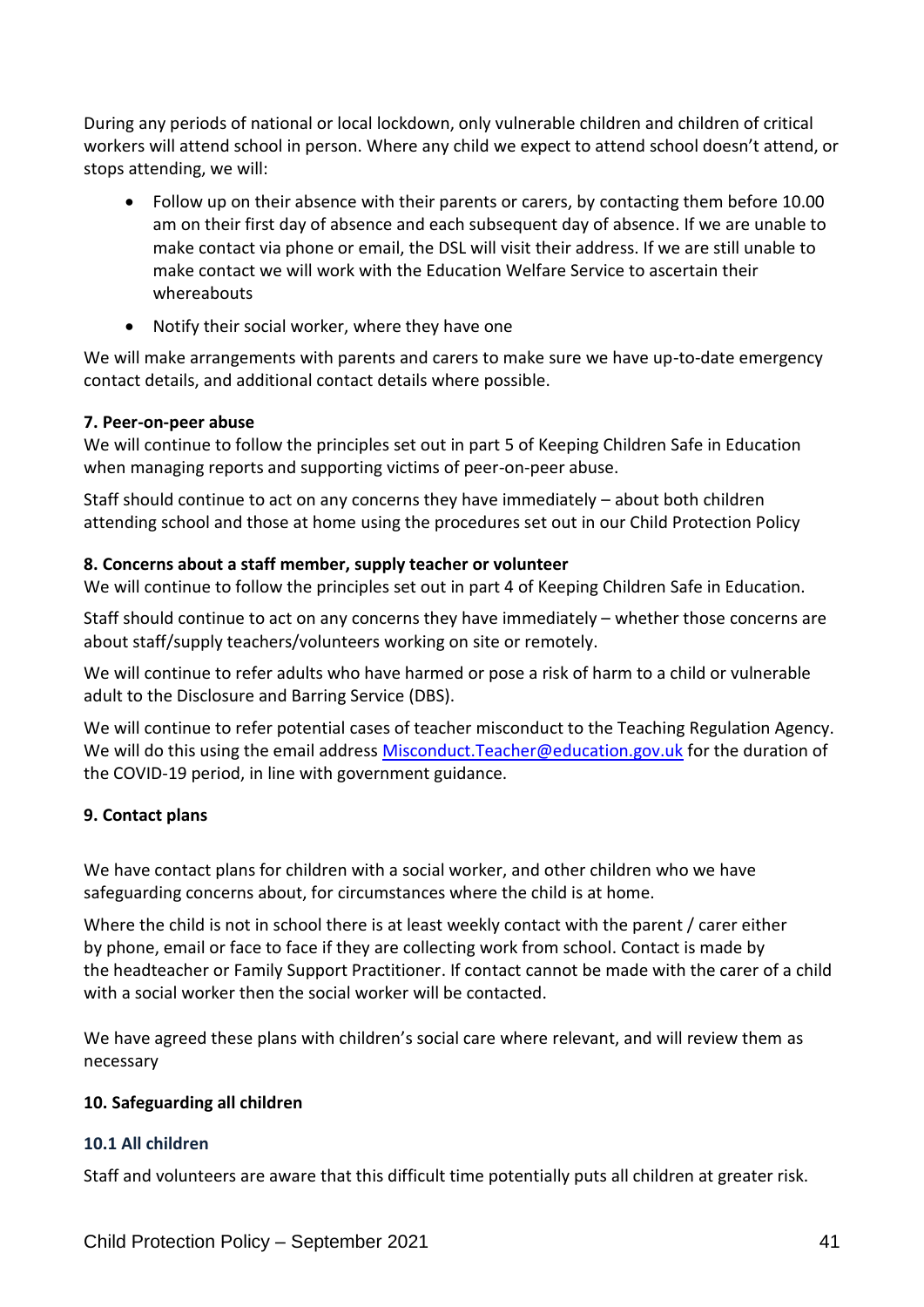During any periods of national or local lockdown, only vulnerable children and children of critical workers will attend school in person. Where any child we expect to attend school doesn't attend, or stops attending, we will:

- Follow up on their absence with their parents or carers, by contacting them before 10.00 am on their first day of absence and each subsequent day of absence. If we are unable to make contact via phone or email, the DSL will visit their address. If we are still unable to make contact we will work with the Education Welfare Service to ascertain their whereabouts
- Notify their social worker, where they have one

We will make arrangements with parents and carers to make sure we have up-to-date emergency contact details, and additional contact details where possible.

**7. Peer-on-peer abuse**

We will continue to follow the principles set out in part 5 of Keeping Children Safe in Education when managing reports and supporting victims of peer-on-peer abuse.

Staff should continue to act on any concerns they have immediately – about both children attending school and those at home using the procedures set out in our Child Protection Policy

**8. Concerns about a staff member, supply teacher or volunteer**

We will continue to follow the principles set out in part 4 of Keeping Children Safe in Education.

Staff should continue to act on any concerns they have immediately – whether those concerns are about staff/supply teachers/volunteers working on site or remotely.

We will continue to refer adults who have harmed or pose a risk of harm to a child or vulnerable adult to the Disclosure and Barring Service (DBS).

We will continue to refer potential cases of teacher misconduct to the Teaching Regulation Agency. We will do this using the email address Misconduct.Teacher@education.gov.uk for the duration of the COVID-19 period, in line with government guidance.

**9. Contact plans**

We have contact plans for children with a social worker, and other children who we have safeguarding concerns about, for circumstances where the child is at home.

Where the child is not in school there is at least weekly contact with the parent / carer either by phone, email or face to face if they are collecting work from school. Contact is made by the headteacher or Family Support Practitioner. If contact cannot be made with the carer of a child with a social worker then the social worker will be contacted.

We have agreed these plans with children's social care where relevant, and will review them as necessary

**10. Safeguarding all children**

**10.1 All children**

Staff and volunteers are aware that this difficult time potentially puts all children at greater risk.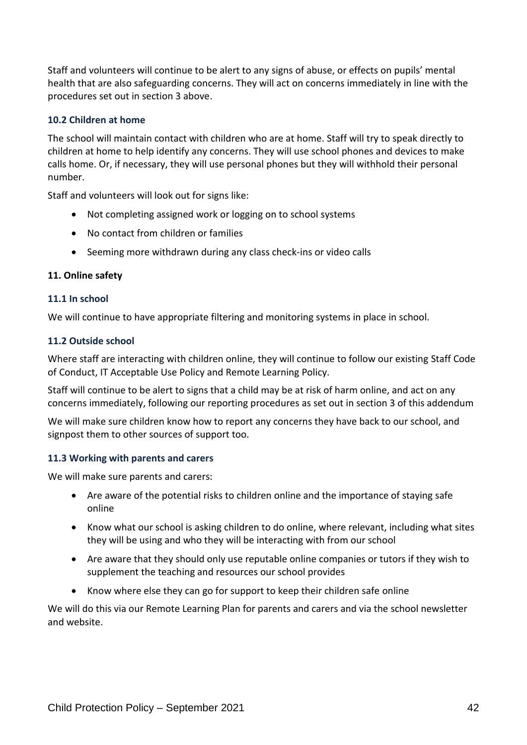Staff and volunteers will continue to be alert to any signs of abuse, or effects on pupils' mental health that are also safeguarding concerns. They will act on concerns immediately in line with the procedures set out in section 3 above.

### 10.2 Children at home

The school will maintain contact with children who are at home. Staff will try to speak directly to children at home to help identify any concerns. They will use school phones and devices to make calls home. Or, if necessary, they will use personal phones but they will withhold their personal number.

Staff and volunteers will look out for signs like:

- Not completing assigned work or logging on to school systems
- No contact from children or families
- Seeming more withdrawn during any class check-ins or video calls

## 11. Online safety

### 11.1 In school

We will continue to have appropriate filtering and monitoring systems in place in school.

### 11.2 Outside school

Where staff are interacting with children online, they will continue to follow our existing Staff Code of Conduct, IT Acceptable Use Policy and Remote Learning Policy.

Staff will continue to be alert to signs that a child may be at risk of harm online, and act on any concerns immediately, following our reporting procedures as set out in section 3 of this addendum

We will make sure children know how to report any concerns they have back to our school, and signpost them to other sources of support too.

### 11.3 Working with parents and carers

We will make sure parents and carers:

- Are aware of the potential risks to children online and the importance of staying safe online
- Know what our school is asking children to do online, where relevant, including what sites they will be using and who they will be interacting with from our school
- Are aware that they should only use reputable online companies or tutors if they wish to supplement the teaching and resources our school provides
- Know where else they can go for support to keep their children safe online

We will do this via our Remote Learning Plan for parents and carers and via the school newsletter and website.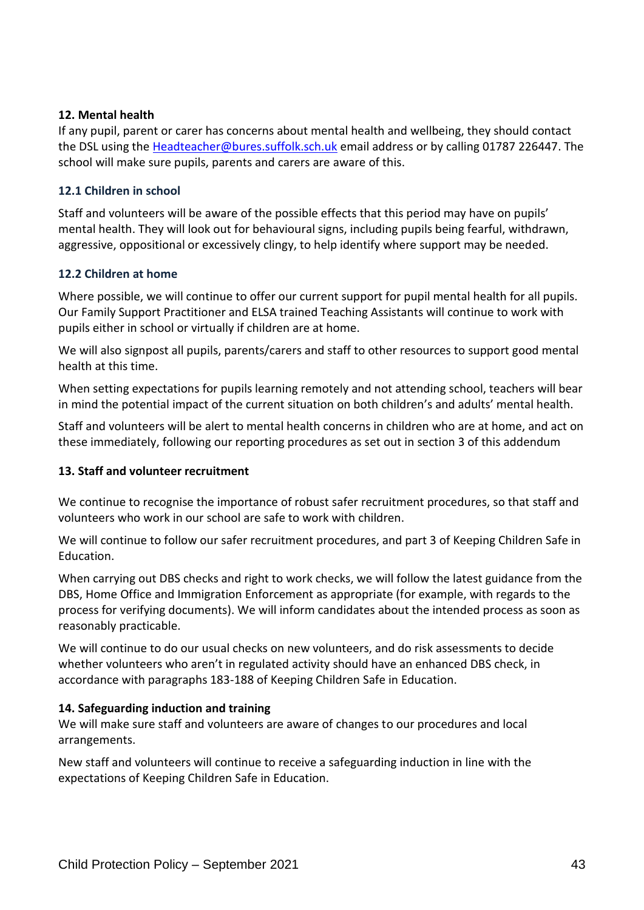**12. Mental health**

If any pupil, parent or carer has concerns about mental health and wellbeing, they should contact the DSL using the [Headteacher@bures.suffolk.sch.uk](mailto:Headteacher@bures.suffolk.sch.uk) email address or by calling 01787 226447. The school will make sure pupils, parents and carers are aware of this.

### 12.1 Children in school

Staff and volunteers will be aware of the possible effects that this period may have on pupils' mental health. They will look out for behavioural signs, including pupils being fearful, withdrawn, aggressive, oppositional or excessively clingy, to help identify where support may be needed.

### 12.2 Children at home

Where possible, we will continue to offer our current support for pupil mental health for all pupils. Our Family Support Practitioner and ELSA trained Teaching Assistants will continue to work with pupils either in school or virtually if children are at home.

We will also signpost all pupils, parents/carers and staff to other resources to support good mental health at this time.

When setting expectations for pupils learning remotely and not attending school, teachers will bear in mind the potential impact of the current situation on both children's and adults' mental health.

Staff and volunteers will be alert to mental health concerns in children who are at home, and act on these immediately, following our reporting procedures as set out in section 3 of this addendum

**13. Staff and volunteer recruitment**

We continue to recognise the importance of robust safer recruitment procedures, so that staff and volunteers who work in our school are safe to work with children.

We will continue to follow our safer recruitment procedures, and part 3 of Keeping Children Safe in Education.

When carrying out DBS checks and right to work checks, we will follow the latest guidance from the DBS, Home Office and Immigration Enforcement as appropriate (for example, with regards to the process for verifying documents). We will inform candidates about the intended process as soon as reasonably practicable.

We will continue to do our usual checks on new volunteers, and do risk assessments to decide whether volunteers who aren't in regulated activity should have an enhanced DBS check, in accordance with paragraphs 183-188 of Keeping Children Safe in Education.

**14. Safeguarding induction and training**

We will make sure staff and volunteers are aware of changes to our procedures and local arrangements.

New staff and volunteers will continue to receive a safeguarding induction in line with the expectations of Keeping Children Safe in Education.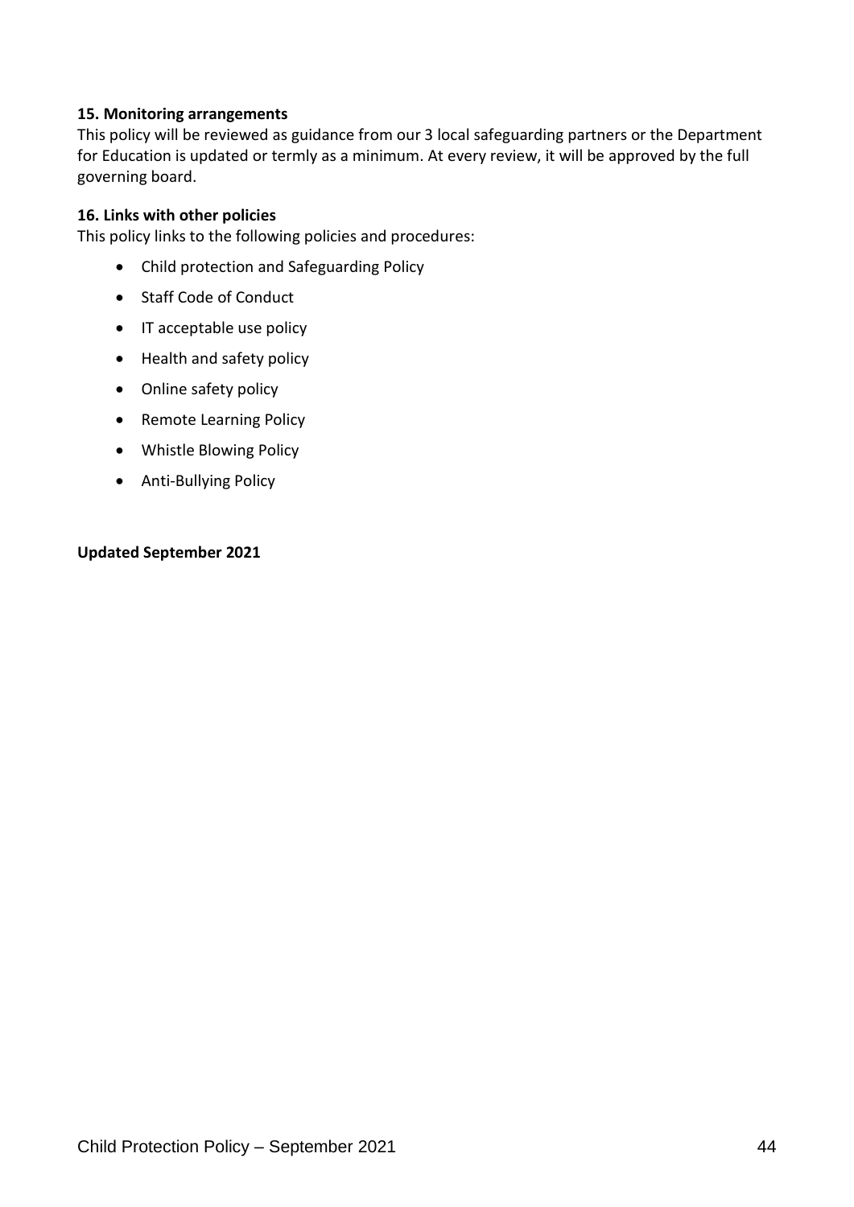**15. Monitoring arrangements**

This policy will be reviewed as guidance from our 3 local safeguarding partners or the Department for Education is updated or termly as a minimum. At every review, it will be approved by the full governing board.

**16. Links with other policies**

This policy links to the following policies and procedures:

- Child protection and Safeguarding Policy
- Staff Code of Conduct
- IT acceptable use policy
- Health and safety policy
- Online safety policy
- Remote Learning Policy
- Whistle Blowing Policy
- Anti-Bullying Policy

**Updated September 2021**